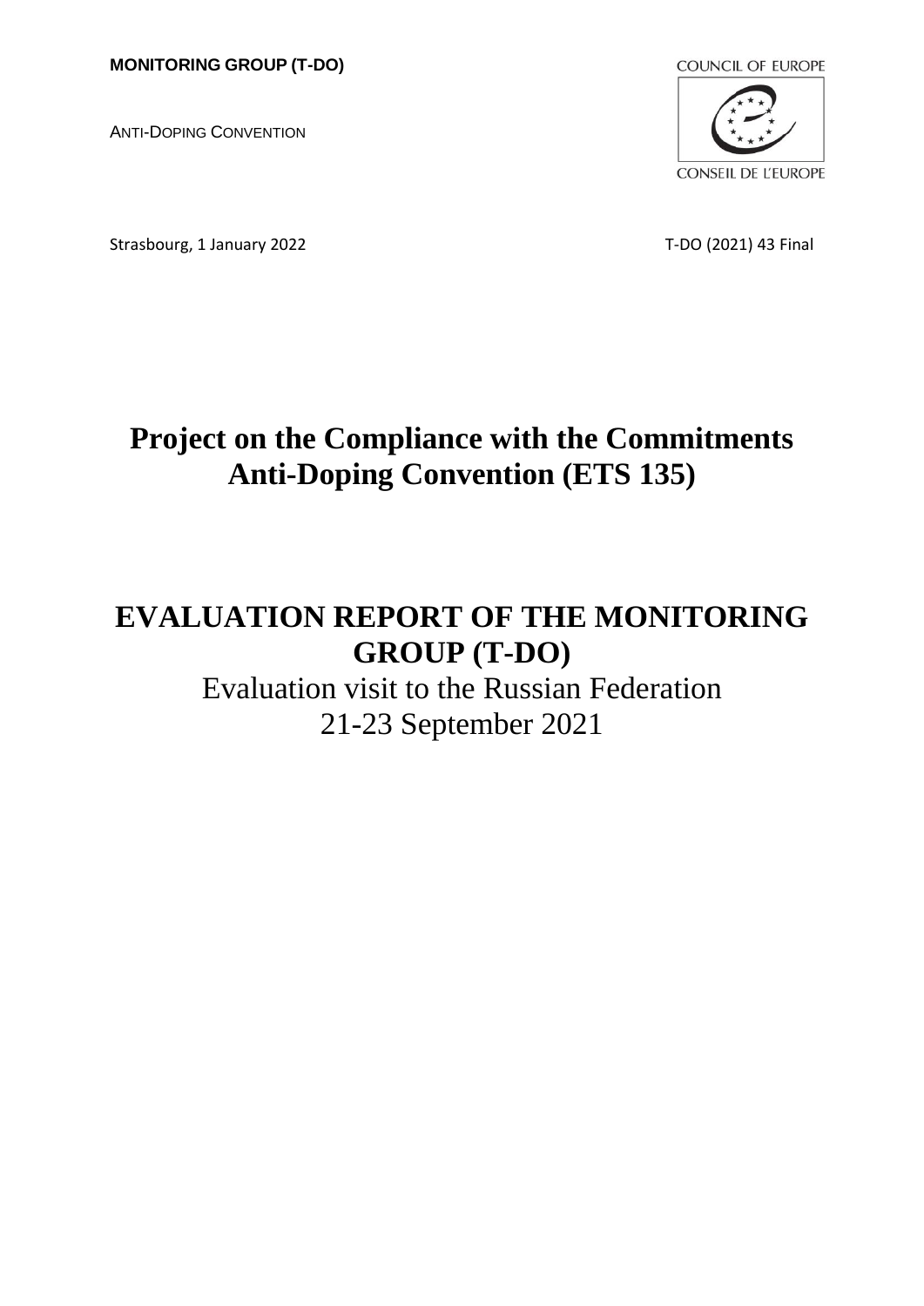**MONITORING GROUP (T-DO)**

ANTI-DOPING CONVENTION

COUNCIL OF EUROPE

CONSEIL DE L'EUROPE

Strasbourg, 1 January 2022

T-DO (2021) 43 Final

# Project on the Compliance with the Commitments Anti-Doping Convention (ETS 135)

# EVALUATION REPORT OF THE MONITORING GROUP (T-DO)

Evaluation visit to the Russian Federation

21-23 September 2021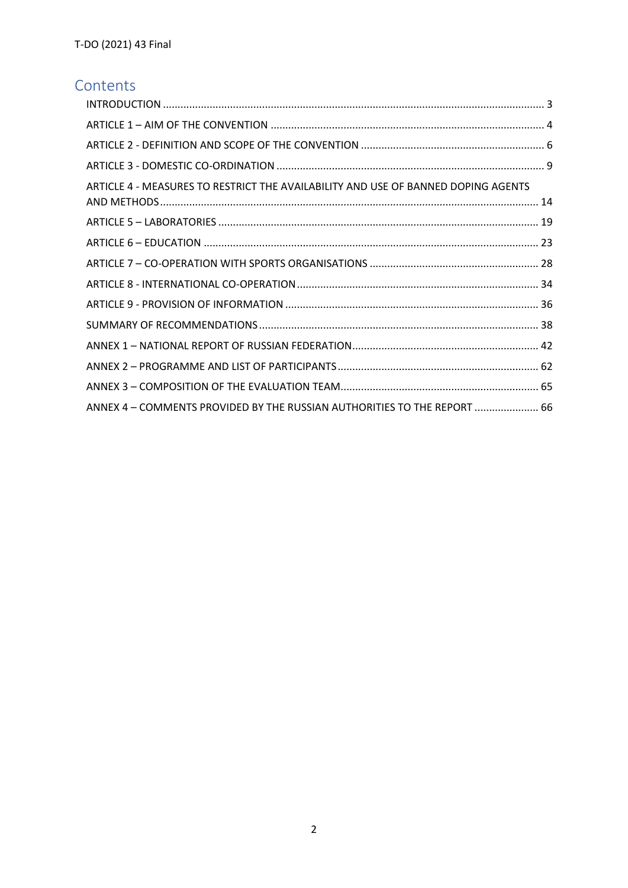## Contents

INTRODUCTION ..................................................................................................................................... 3

ARTICLE 1 – AIM OF THE CONVENTION .............................................................................................. 4

ARTICLE 2 - DEFINITION AND SCOPE OF THE CONVENTION ............................................................. 6

ARTICLE 3 - DOMESTIC CO-ORDINATION ........................................................................................... 9

ARTICLE 4 - MEASURES TO RESTRICT THE AVAILABILITY AND USE OF BANNED DOPING AGENTS AND METHODS ..................................................................................................................................... 14

ARTICLE 5 – LABORATORIES ............................................................................................................. 19

ARTICLE 6 – EDUCATION ................................................................................................................... 23

ARTICLE 7 – CO-OPERATION WITH SPORTS ORGANISATIONS ......................................................... 28

ARTICLE 8 - INTERNATIONAL CO-OPERATION .................................................................................. 34

ARTICLE 9 - PROVISION OF INFORMATION ...................................................................................... 36

SUMMARY OF RECOMMENDATIONS ............................................................................................... 38

ANNEX 1 – NATIONAL REPORT OF RUSSIAN FEDERATION ................................................................ 42

ANNEX 2 – PROGRAMME AND LIST OF PARTICIPANTS .................................................................... 62

ANNEX 3 – COMPOSITION OF THE EVALUATION TEAM ................................................................... 65

ANNEX 4 – COMMENTS PROVIDED BY THE RUSSIAN AUTHORITIES TO THE REPORT ...................... 66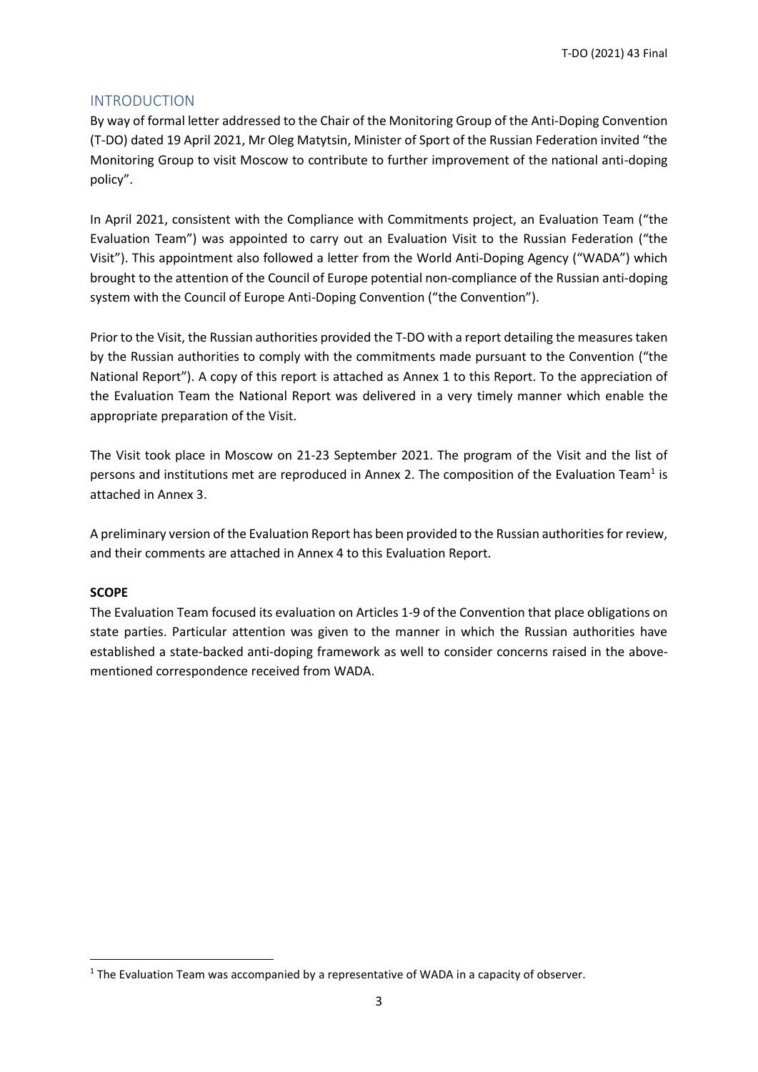## INTRODUCTION

By way of formal letter addressed to the Chair of the Monitoring Group of the Anti-Doping Convention (T-DO) dated 19 April 2021, Mr Oleg Matytsin, Minister of Sport of the Russian Federation invited "the Monitoring Group to visit Moscow to contribute to further improvement of the national anti-doping policy".

In April 2021, consistent with the Compliance with Commitments project, an Evaluation Team ("the Evaluation Team") was appointed to carry out an Evaluation Visit to the Russian Federation ("the Visit"). This appointment also followed a letter from the World Anti-Doping Agency ("WADA") which brought to the attention of the Council of Europe potential non-compliance of the Russian anti-doping system with the Council of Europe Anti-Doping Convention ("the Convention").

Prior to the Visit, the Russian authorities provided the T-DO with a report detailing the measures taken by the Russian authorities to comply with the commitments made pursuant to the Convention ("the National Report"). A copy of this report is attached as Annex 1 to this Report. To the appreciation of the Evaluation Team the National Report was delivered in a very timely manner which enable the appropriate preparation of the Visit.

The Visit took place in Moscow on 21-23 September 2021. The program of the Visit and the list of persons and institutions met are reproduced in Annex 2. The composition of the Evaluation Team[1] is attached in Annex 3.

A preliminary version of the Evaluation Report has been provided to the Russian authorities for review, and their comments are attached in Annex 4 to this Evaluation Report.

**SCOPE**

The Evaluation Team focused its evaluation on Articles 1-9 of the Convention that place obligations on state parties. Particular attention was given to the manner in which the Russian authorities have established a state-backed anti-doping framework as well to consider concerns raised in the above-mentioned correspondence received from WADA.

[1] The Evaluation Team was accompanied by a representative of WADA in a capacity of observer.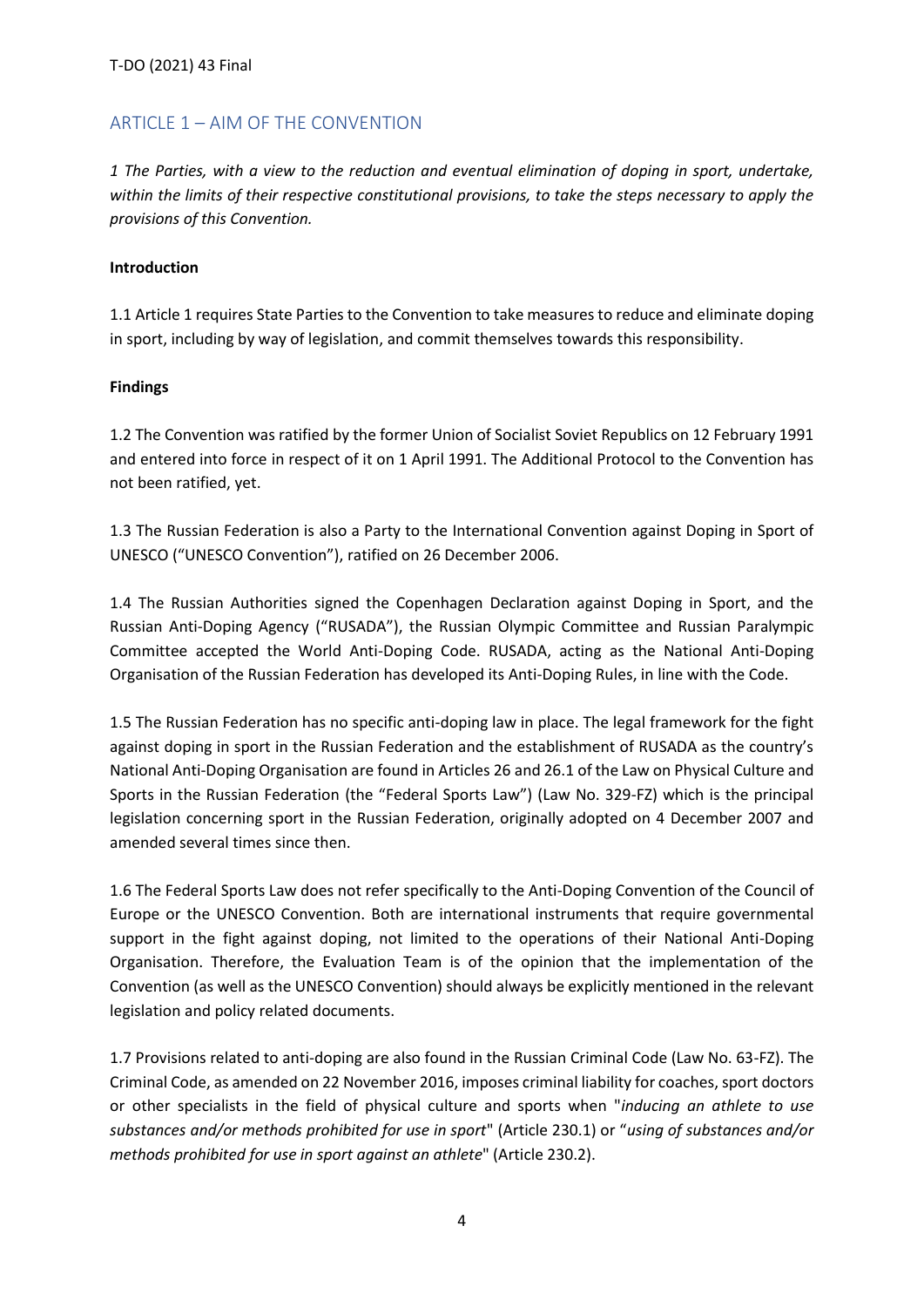## ARTICLE 1 – AIM OF THE CONVENTION

*1 The Parties, with a view to the reduction and eventual elimination of doping in sport, undertake, within the limits of their respective constitutional provisions, to take the steps necessary to apply the provisions of this Convention.*

**Introduction**

1.1 Article 1 requires State Parties to the Convention to take measures to reduce and eliminate doping in sport, including by way of legislation, and commit themselves towards this responsibility.

**Findings**

1.2 The Convention was ratified by the former Union of Socialist Soviet Republics on 12 February 1991 and entered into force in respect of it on 1 April 1991. The Additional Protocol to the Convention has not been ratified, yet.

1.3 The Russian Federation is also a Party to the International Convention against Doping in Sport of UNESCO ("UNESCO Convention"), ratified on 26 December 2006.

1.4 The Russian Authorities signed the Copenhagen Declaration against Doping in Sport, and the Russian Anti-Doping Agency ("RUSADA"), the Russian Olympic Committee and Russian Paralympic Committee accepted the World Anti-Doping Code. RUSADA, acting as the National Anti-Doping Organisation of the Russian Federation has developed its Anti-Doping Rules, in line with the Code.

1.5 The Russian Federation has no specific anti-doping law in place. The legal framework for the fight against doping in sport in the Russian Federation and the establishment of RUSADA as the country's National Anti-Doping Organisation are found in Articles 26 and 26.1 of the Law on Physical Culture and Sports in the Russian Federation (the "Federal Sports Law") (Law No. 329-FZ) which is the principal legislation concerning sport in the Russian Federation, originally adopted on 4 December 2007 and amended several times since then.

1.6 The Federal Sports Law does not refer specifically to the Anti-Doping Convention of the Council of Europe or the UNESCO Convention. Both are international instruments that require governmental support in the fight against doping, not limited to the operations of their National Anti-Doping Organisation. Therefore, the Evaluation Team is of the opinion that the implementation of the Convention (as well as the UNESCO Convention) should always be explicitly mentioned in the relevant legislation and policy related documents.

1.7 Provisions related to anti-doping are also found in the Russian Criminal Code (Law No. 63-FZ). The Criminal Code, as amended on 22 November 2016, imposes criminal liability for coaches, sport doctors or other specialists in the field of physical culture and sports when "*inducing an athlete to use substances and/or methods prohibited for use in sport*" (Article 230.1) or "*using of substances and/or methods prohibited for use in sport against an athlete*" (Article 230.2).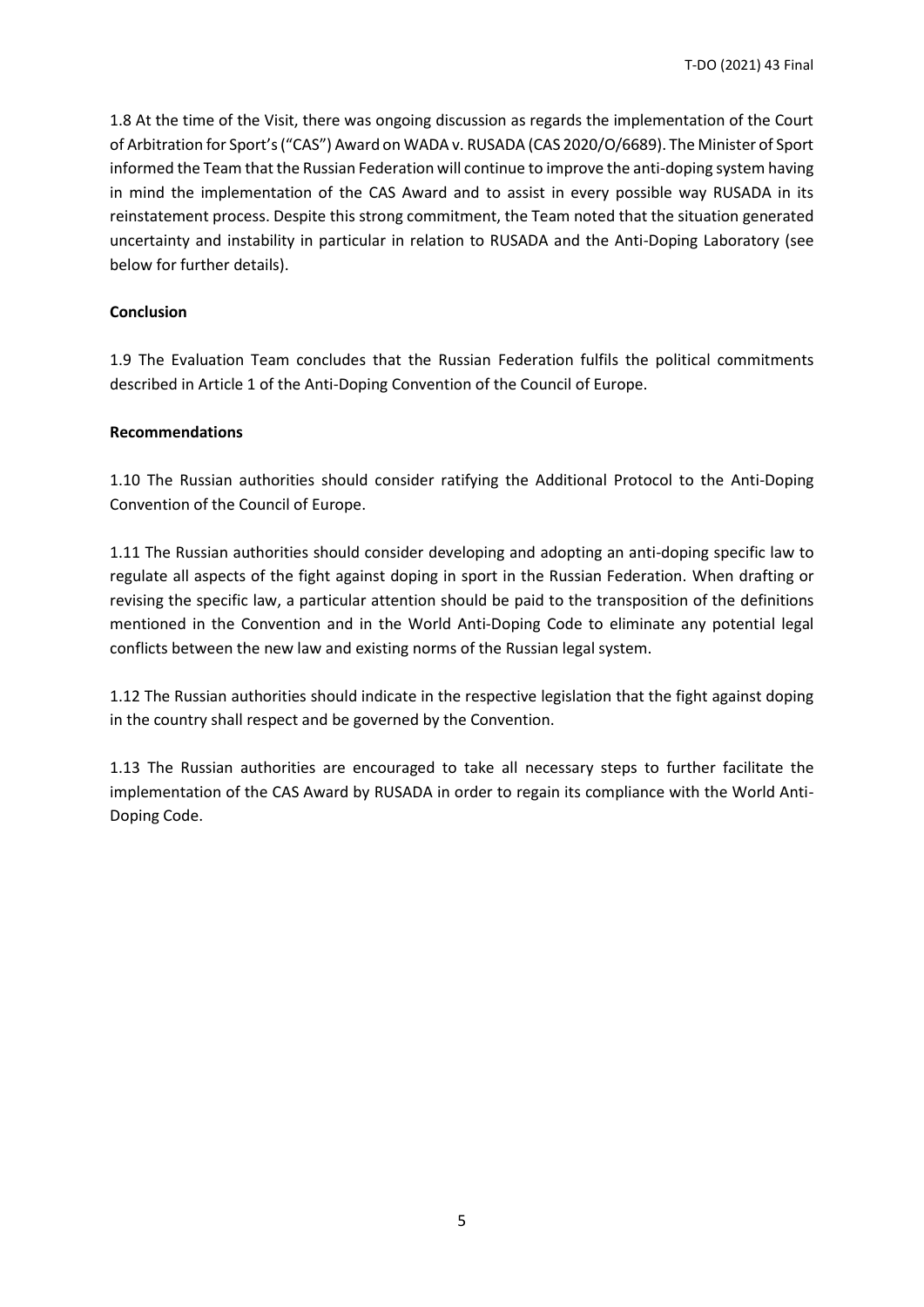1.8 At the time of the Visit, there was ongoing discussion as regards the implementation of the Court of Arbitration for Sport's ("CAS") Award on WADA v. RUSADA (CAS 2020/O/6689). The Minister of Sport informed the Team that the Russian Federation will continue to improve the anti-doping system having in mind the implementation of the CAS Award and to assist in every possible way RUSADA in its reinstatement process. Despite this strong commitment, the Team noted that the situation generated uncertainty and instability in particular in relation to RUSADA and the Anti-Doping Laboratory (see below for further details).

**Conclusion**

1.9 The Evaluation Team concludes that the Russian Federation fulfils the political commitments described in Article 1 of the Anti-Doping Convention of the Council of Europe.

**Recommendations**

1.10 The Russian authorities should consider ratifying the Additional Protocol to the Anti-Doping Convention of the Council of Europe.

1.11 The Russian authorities should consider developing and adopting an anti-doping specific law to regulate all aspects of the fight against doping in sport in the Russian Federation. When drafting or revising the specific law, a particular attention should be paid to the transposition of the definitions mentioned in the Convention and in the World Anti-Doping Code to eliminate any potential legal conflicts between the new law and existing norms of the Russian legal system.

1.12 The Russian authorities should indicate in the respective legislation that the fight against doping in the country shall respect and be governed by the Convention.

1.13 The Russian authorities are encouraged to take all necessary steps to further facilitate the implementation of the CAS Award by RUSADA in order to regain its compliance with the World Anti-Doping Code.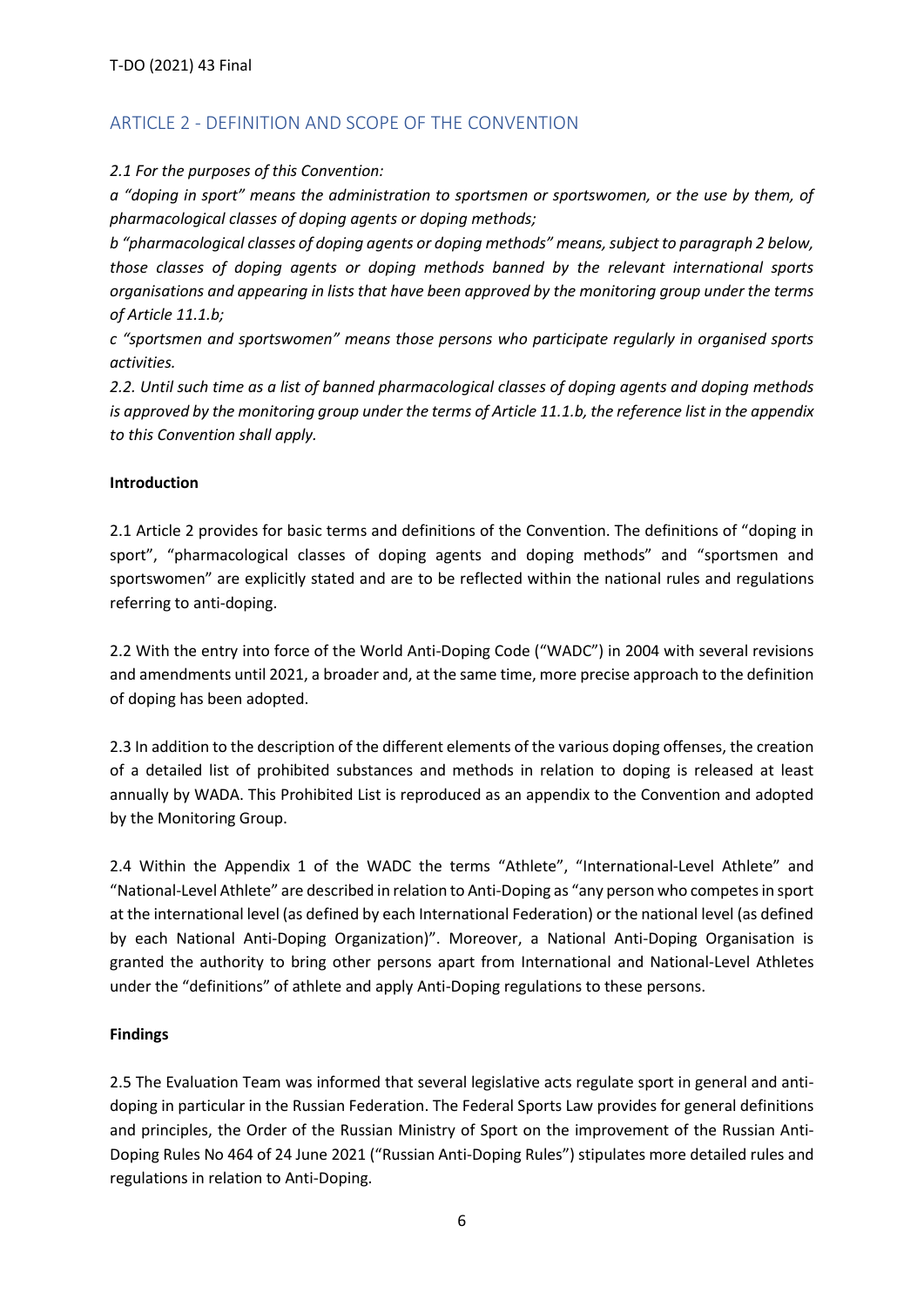## ARTICLE 2 - DEFINITION AND SCOPE OF THE CONVENTION

*2.1 For the purposes of this Convention:*

*a "doping in sport" means the administration to sportsmen or sportswomen, or the use by them, of pharmacological classes of doping agents or doping methods;*

*b "pharmacological classes of doping agents or doping methods" means, subject to paragraph 2 below, those classes of doping agents or doping methods banned by the relevant international sports organisations and appearing in lists that have been approved by the monitoring group under the terms of Article 11.1.b;*

*c "sportsmen and sportswomen" means those persons who participate regularly in organised sports activities.*

*2.2. Until such time as a list of banned pharmacological classes of doping agents and doping methods is approved by the monitoring group under the terms of Article 11.1.b, the reference list in the appendix to this Convention shall apply.*

**Introduction**

2.1 Article 2 provides for basic terms and definitions of the Convention. The definitions of "doping in sport", "pharmacological classes of doping agents and doping methods" and "sportsmen and sportswomen" are explicitly stated and are to be reflected within the national rules and regulations referring to anti-doping.

2.2 With the entry into force of the World Anti-Doping Code ("WADC") in 2004 with several revisions and amendments until 2021, a broader and, at the same time, more precise approach to the definition of doping has been adopted.

2.3 In addition to the description of the different elements of the various doping offenses, the creation of a detailed list of prohibited substances and methods in relation to doping is released at least annually by WADA. This Prohibited List is reproduced as an appendix to the Convention and adopted by the Monitoring Group.

2.4 Within the Appendix 1 of the WADC the terms "Athlete", "International-Level Athlete" and "National-Level Athlete" are described in relation to Anti-Doping as "any person who competes in sport at the international level (as defined by each International Federation) or the national level (as defined by each National Anti-Doping Organization)". Moreover, a National Anti-Doping Organisation is granted the authority to bring other persons apart from International and National-Level Athletes under the "definitions" of athlete and apply Anti-Doping regulations to these persons.

**Findings**

2.5 The Evaluation Team was informed that several legislative acts regulate sport in general and anti-doping in particular in the Russian Federation. The Federal Sports Law provides for general definitions and principles, the Order of the Russian Ministry of Sport on the improvement of the Russian Anti-Doping Rules No 464 of 24 June 2021 ("Russian Anti-Doping Rules") stipulates more detailed rules and regulations in relation to Anti-Doping.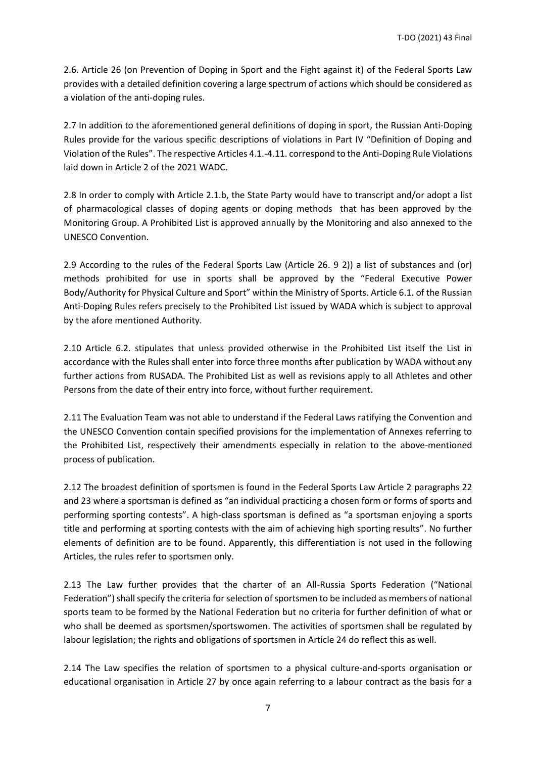2.6. Article 26 (on Prevention of Doping in Sport and the Fight against it) of the Federal Sports Law provides with a detailed definition covering a large spectrum of actions which should be considered as a violation of the anti-doping rules.

2.7 In addition to the aforementioned general definitions of doping in sport, the Russian Anti-Doping Rules provide for the various specific descriptions of violations in Part IV "Definition of Doping and Violation of the Rules". The respective Articles 4.1.-4.11. correspond to the Anti-Doping Rule Violations laid down in Article 2 of the 2021 WADC.

2.8 In order to comply with Article 2.1.b, the State Party would have to transcript and/or adopt a list of pharmacological classes of doping agents or doping methods that has been approved by the Monitoring Group. A Prohibited List is approved annually by the Monitoring and also annexed to the UNESCO Convention.

2.9 According to the rules of the Federal Sports Law (Article 26. 9 2)) a list of substances and (or) methods prohibited for use in sports shall be approved by the "Federal Executive Power Body/Authority for Physical Culture and Sport" within the Ministry of Sports. Article 6.1. of the Russian Anti-Doping Rules refers precisely to the Prohibited List issued by WADA which is subject to approval by the afore mentioned Authority.

2.10 Article 6.2. stipulates that unless provided otherwise in the Prohibited List itself the List in accordance with the Rules shall enter into force three months after publication by WADA without any further actions from RUSADA. The Prohibited List as well as revisions apply to all Athletes and other Persons from the date of their entry into force, without further requirement.

2.11 The Evaluation Team was not able to understand if the Federal Laws ratifying the Convention and the UNESCO Convention contain specified provisions for the implementation of Annexes referring to the Prohibited List, respectively their amendments especially in relation to the above-mentioned process of publication.

2.12 The broadest definition of sportsmen is found in the Federal Sports Law Article 2 paragraphs 22 and 23 where a sportsman is defined as "an individual practicing a chosen form or forms of sports and performing sporting contests". A high-class sportsman is defined as "a sportsman enjoying a sports title and performing at sporting contests with the aim of achieving high sporting results". No further elements of definition are to be found. Apparently, this differentiation is not used in the following Articles, the rules refer to sportsmen only.

2.13 The Law further provides that the charter of an All-Russia Sports Federation ("National Federation") shall specify the criteria for selection of sportsmen to be included as members of national sports team to be formed by the National Federation but no criteria for further definition of what or who shall be deemed as sportsmen/sportswomen. The activities of sportsmen shall be regulated by labour legislation; the rights and obligations of sportsmen in Article 24 do reflect this as well.

2.14 The Law specifies the relation of sportsmen to a physical culture-and-sports organisation or educational organisation in Article 27 by once again referring to a labour contract as the basis for a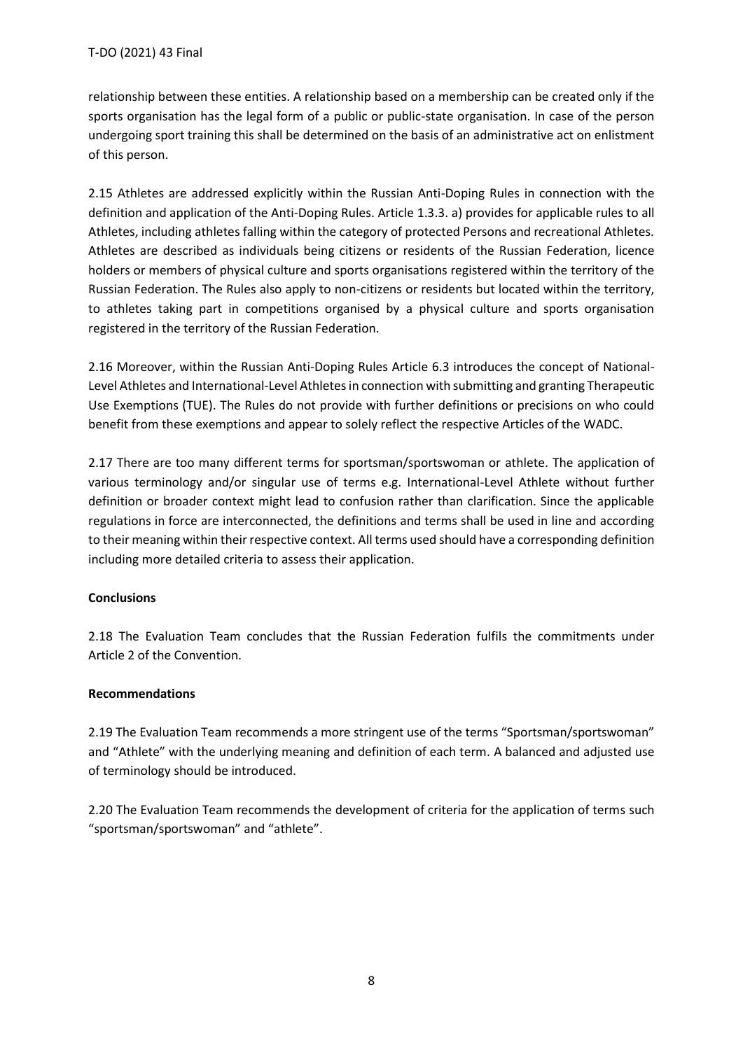relationship between these entities. A relationship based on a membership can be created only if the sports organisation has the legal form of a public or public-state organisation. In case of the person undergoing sport training this shall be determined on the basis of an administrative act on enlistment of this person.

2.15 Athletes are addressed explicitly within the Russian Anti-Doping Rules in connection with the definition and application of the Anti-Doping Rules. Article 1.3.3. a) provides for applicable rules to all Athletes, including athletes falling within the category of protected Persons and recreational Athletes. Athletes are described as individuals being citizens or residents of the Russian Federation, licence holders or members of physical culture and sports organisations registered within the territory of the Russian Federation. The Rules also apply to non-citizens or residents but located within the territory, to athletes taking part in competitions organised by a physical culture and sports organisation registered in the territory of the Russian Federation.

2.16 Moreover, within the Russian Anti-Doping Rules Article 6.3 introduces the concept of National-Level Athletes and International-Level Athletes in connection with submitting and granting Therapeutic Use Exemptions (TUE). The Rules do not provide with further definitions or precisions on who could benefit from these exemptions and appear to solely reflect the respective Articles of the WADC.

2.17 There are too many different terms for sportsman/sportswoman or athlete. The application of various terminology and/or singular use of terms e.g. International-Level Athlete without further definition or broader context might lead to confusion rather than clarification. Since the applicable regulations in force are interconnected, the definitions and terms shall be used in line and according to their meaning within their respective context. All terms used should have a corresponding definition including more detailed criteria to assess their application.

**Conclusions**

2.18 The Evaluation Team concludes that the Russian Federation fulfils the commitments under Article 2 of the Convention.

**Recommendations**

2.19 The Evaluation Team recommends a more stringent use of the terms "Sportsman/sportswoman" and "Athlete" with the underlying meaning and definition of each term. A balanced and adjusted use of terminology should be introduced.

2.20 The Evaluation Team recommends the development of criteria for the application of terms such "sportsman/sportswoman" and "athlete".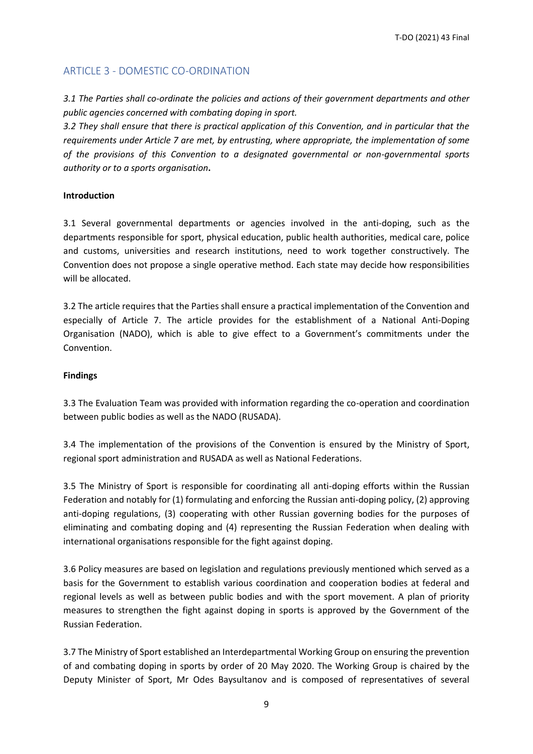## ARTICLE 3 - DOMESTIC CO-ORDINATION

*3.1 The Parties shall co-ordinate the policies and actions of their government departments and other public agencies concerned with combating doping in sport.*
*3.2 They shall ensure that there is practical application of this Convention, and in particular that the requirements under Article 7 are met, by entrusting, where appropriate, the implementation of some of the provisions of this Convention to a designated governmental or non-governmental sports authority or to a sports organisation***.**

**Introduction**

3.1 Several governmental departments or agencies involved in the anti-doping, such as the departments responsible for sport, physical education, public health authorities, medical care, police and customs, universities and research institutions, need to work together constructively. The Convention does not propose a single operative method. Each state may decide how responsibilities will be allocated.

3.2 The article requires that the Parties shall ensure a practical implementation of the Convention and especially of Article 7. The article provides for the establishment of a National Anti-Doping Organisation (NADO), which is able to give effect to a Government's commitments under the Convention.

**Findings**

3.3 The Evaluation Team was provided with information regarding the co-operation and coordination between public bodies as well as the NADO (RUSADA).

3.4 The implementation of the provisions of the Convention is ensured by the Ministry of Sport, regional sport administration and RUSADA as well as National Federations.

3.5 The Ministry of Sport is responsible for coordinating all anti-doping efforts within the Russian Federation and notably for (1) formulating and enforcing the Russian anti-doping policy, (2) approving anti-doping regulations, (3) cooperating with other Russian governing bodies for the purposes of eliminating and combating doping and (4) representing the Russian Federation when dealing with international organisations responsible for the fight against doping.

3.6 Policy measures are based on legislation and regulations previously mentioned which served as a basis for the Government to establish various coordination and cooperation bodies at federal and regional levels as well as between public bodies and with the sport movement. A plan of priority measures to strengthen the fight against doping in sports is approved by the Government of the Russian Federation.

3.7 The Ministry of Sport established an Interdepartmental Working Group on ensuring the prevention of and combating doping in sports by order of 20 May 2020. The Working Group is chaired by the Deputy Minister of Sport, Mr Odes Baysultanov and is composed of representatives of several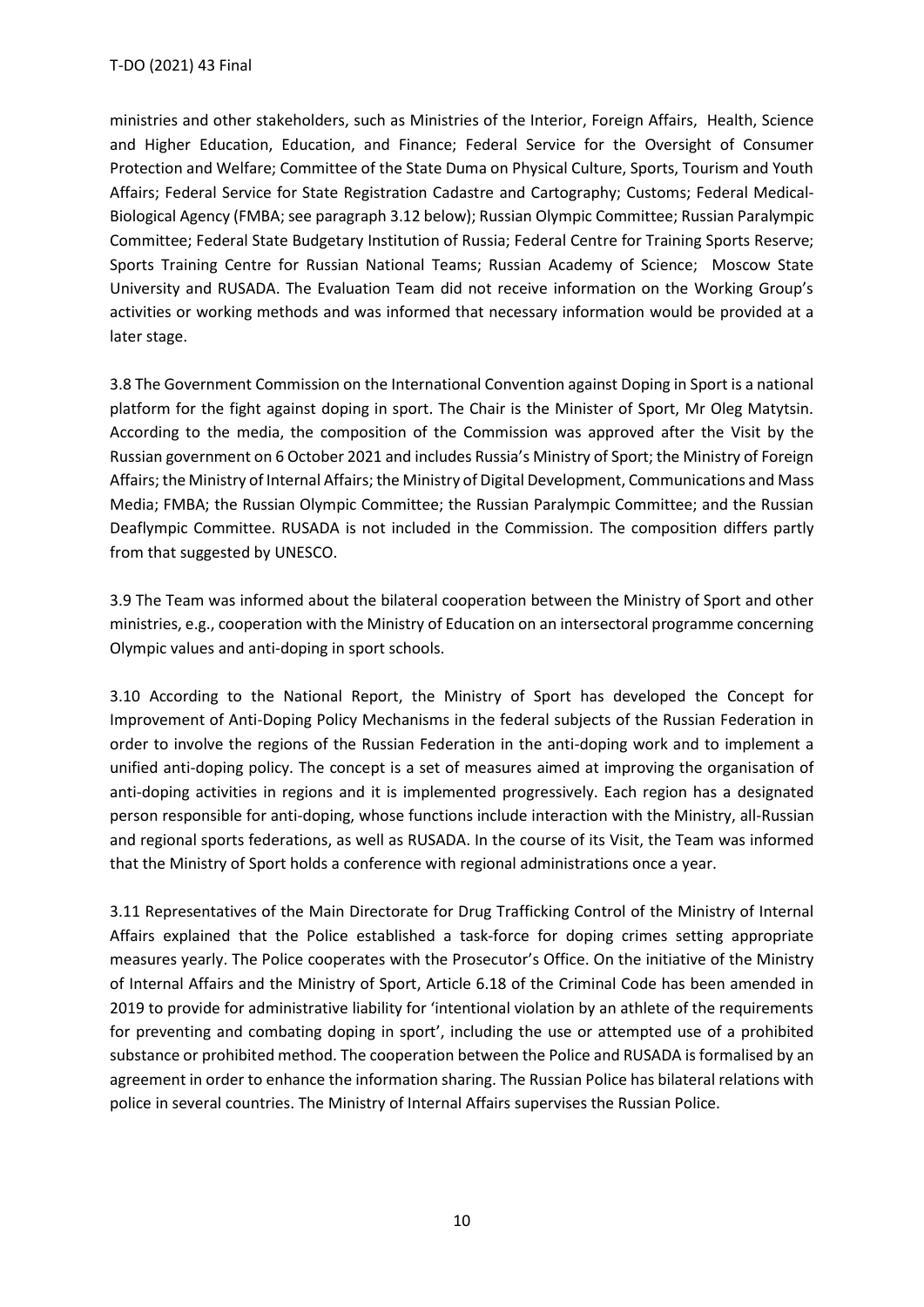ministries and other stakeholders, such as Ministries of the Interior, Foreign Affairs, Health, Science and Higher Education, Education, and Finance; Federal Service for the Oversight of Consumer Protection and Welfare; Committee of the State Duma on Physical Culture, Sports, Tourism and Youth Affairs; Federal Service for State Registration Cadastre and Cartography; Customs; Federal Medical-Biological Agency (FMBA; see paragraph 3.12 below); Russian Olympic Committee; Russian Paralympic Committee; Federal State Budgetary Institution of Russia; Federal Centre for Training Sports Reserve; Sports Training Centre for Russian National Teams; Russian Academy of Science; Moscow State University and RUSADA. The Evaluation Team did not receive information on the Working Group's activities or working methods and was informed that necessary information would be provided at a later stage.

3.8 The Government Commission on the International Convention against Doping in Sport is a national platform for the fight against doping in sport. The Chair is the Minister of Sport, Mr Oleg Matytsin. According to the media, the composition of the Commission was approved after the Visit by the Russian government on 6 October 2021 and includes Russia's Ministry of Sport; the Ministry of Foreign Affairs; the Ministry of Internal Affairs; the Ministry of Digital Development, Communications and Mass Media; FMBA; the Russian Olympic Committee; the Russian Paralympic Committee; and the Russian Deaflympic Committee. RUSADA is not included in the Commission. The composition differs partly from that suggested by UNESCO.

3.9 The Team was informed about the bilateral cooperation between the Ministry of Sport and other ministries, e.g., cooperation with the Ministry of Education on an intersectoral programme concerning Olympic values and anti-doping in sport schools.

3.10 According to the National Report, the Ministry of Sport has developed the Concept for Improvement of Anti-Doping Policy Mechanisms in the federal subjects of the Russian Federation in order to involve the regions of the Russian Federation in the anti-doping work and to implement a unified anti-doping policy. The concept is a set of measures aimed at improving the organisation of anti-doping activities in regions and it is implemented progressively. Each region has a designated person responsible for anti-doping, whose functions include interaction with the Ministry, all-Russian and regional sports federations, as well as RUSADA. In the course of its Visit, the Team was informed that the Ministry of Sport holds a conference with regional administrations once a year.

3.11 Representatives of the Main Directorate for Drug Trafficking Control of the Ministry of Internal Affairs explained that the Police established a task-force for doping crimes setting appropriate measures yearly. The Police cooperates with the Prosecutor's Office. On the initiative of the Ministry of Internal Affairs and the Ministry of Sport, Article 6.18 of the Criminal Code has been amended in 2019 to provide for administrative liability for 'intentional violation by an athlete of the requirements for preventing and combating doping in sport', including the use or attempted use of a prohibited substance or prohibited method. The cooperation between the Police and RUSADA is formalised by an agreement in order to enhance the information sharing. The Russian Police has bilateral relations with police in several countries. The Ministry of Internal Affairs supervises the Russian Police.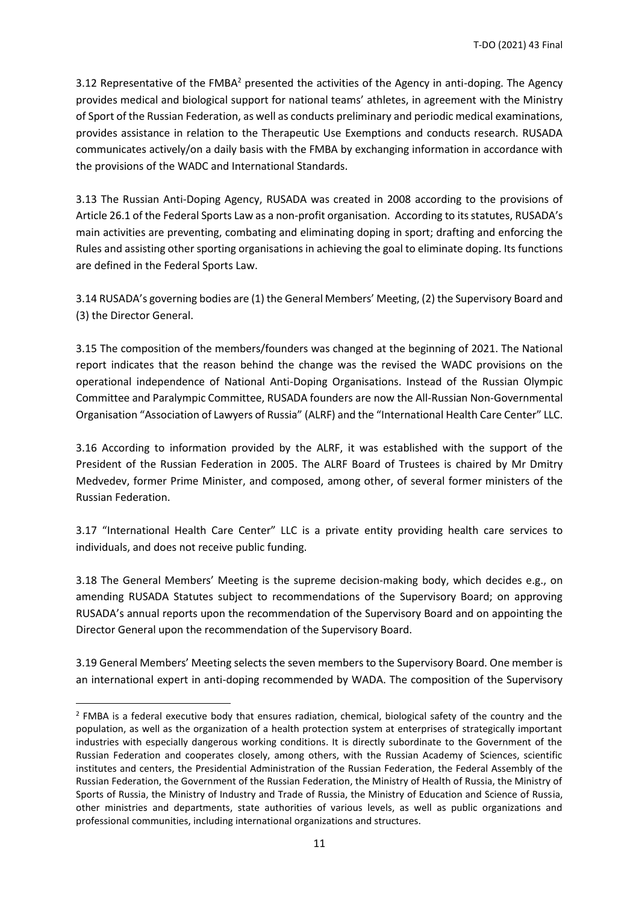3.12 Representative of the FMBA[2] presented the activities of the Agency in anti-doping. The Agency provides medical and biological support for national teams' athletes, in agreement with the Ministry of Sport of the Russian Federation, as well as conducts preliminary and periodic medical examinations, provides assistance in relation to the Therapeutic Use Exemptions and conducts research. RUSADA communicates actively/on a daily basis with the FMBA by exchanging information in accordance with the provisions of the WADC and International Standards.

3.13 The Russian Anti-Doping Agency, RUSADA was created in 2008 according to the provisions of Article 26.1 of the Federal Sports Law as a non-profit organisation. According to its statutes, RUSADA's main activities are preventing, combating and eliminating doping in sport; drafting and enforcing the Rules and assisting other sporting organisations in achieving the goal to eliminate doping. Its functions are defined in the Federal Sports Law.

3.14 RUSADA's governing bodies are (1) the General Members' Meeting, (2) the Supervisory Board and (3) the Director General.

3.15 The composition of the members/founders was changed at the beginning of 2021. The National report indicates that the reason behind the change was the revised the WADC provisions on the operational independence of National Anti-Doping Organisations. Instead of the Russian Olympic Committee and Paralympic Committee, RUSADA founders are now the All-Russian Non-Governmental Organisation "Association of Lawyers of Russia" (ALRF) and the "International Health Care Center" LLC.

3.16 According to information provided by the ALRF, it was established with the support of the President of the Russian Federation in 2005. The ALRF Board of Trustees is chaired by Mr Dmitry Medvedev, former Prime Minister, and composed, among other, of several former ministers of the Russian Federation.

3.17 "International Health Care Center" LLC is a private entity providing health care services to individuals, and does not receive public funding.

3.18 The General Members' Meeting is the supreme decision-making body, which decides e.g., on amending RUSADA Statutes subject to recommendations of the Supervisory Board; on approving RUSADA's annual reports upon the recommendation of the Supervisory Board and on appointing the Director General upon the recommendation of the Supervisory Board.

3.19 General Members' Meeting selects the seven members to the Supervisory Board. One member is an international expert in anti-doping recommended by WADA. The composition of the Supervisory

---

[2] FMBA is a federal executive body that ensures radiation, chemical, biological safety of the country and the population, as well as the organization of a health protection system at enterprises of strategically important industries with especially dangerous working conditions. It is directly subordinate to the Government of the Russian Federation and cooperates closely, among others, with the Russian Academy of Sciences, scientific institutes and centers, the Presidential Administration of the Russian Federation, the Federal Assembly of the Russian Federation, the Government of the Russian Federation, the Ministry of Health of Russia, the Ministry of Sports of Russia, the Ministry of Industry and Trade of Russia, the Ministry of Education and Science of Russia, other ministries and departments, state authorities of various levels, as well as public organizations and professional communities, including international organizations and structures.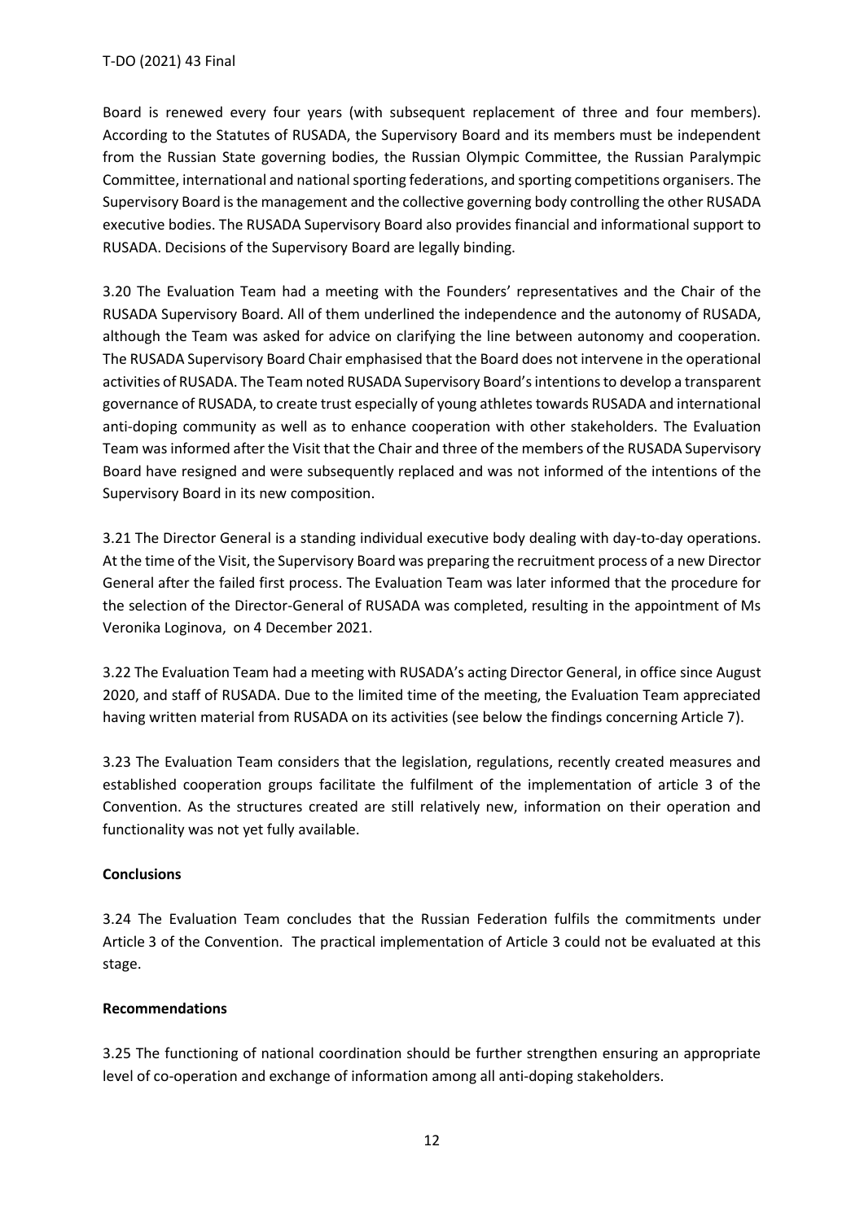Board is renewed every four years (with subsequent replacement of three and four members). According to the Statutes of RUSADA, the Supervisory Board and its members must be independent from the Russian State governing bodies, the Russian Olympic Committee, the Russian Paralympic Committee, international and national sporting federations, and sporting competitions organisers. The Supervisory Board is the management and the collective governing body controlling the other RUSADA executive bodies. The RUSADA Supervisory Board also provides financial and informational support to RUSADA. Decisions of the Supervisory Board are legally binding.

3.20 The Evaluation Team had a meeting with the Founders' representatives and the Chair of the RUSADA Supervisory Board. All of them underlined the independence and the autonomy of RUSADA, although the Team was asked for advice on clarifying the line between autonomy and cooperation. The RUSADA Supervisory Board Chair emphasised that the Board does not intervene in the operational activities of RUSADA. The Team noted RUSADA Supervisory Board's intentions to develop a transparent governance of RUSADA, to create trust especially of young athletes towards RUSADA and international anti-doping community as well as to enhance cooperation with other stakeholders. The Evaluation Team was informed after the Visit that the Chair and three of the members of the RUSADA Supervisory Board have resigned and were subsequently replaced and was not informed of the intentions of the Supervisory Board in its new composition.

3.21 The Director General is a standing individual executive body dealing with day-to-day operations. At the time of the Visit, the Supervisory Board was preparing the recruitment process of a new Director General after the failed first process. The Evaluation Team was later informed that the procedure for the selection of the Director-General of RUSADA was completed, resulting in the appointment of Ms Veronika Loginova, on 4 December 2021.

3.22 The Evaluation Team had a meeting with RUSADA's acting Director General, in office since August 2020, and staff of RUSADA. Due to the limited time of the meeting, the Evaluation Team appreciated having written material from RUSADA on its activities (see below the findings concerning Article 7).

3.23 The Evaluation Team considers that the legislation, regulations, recently created measures and established cooperation groups facilitate the fulfilment of the implementation of article 3 of the Convention. As the structures created are still relatively new, information on their operation and functionality was not yet fully available.

**Conclusions**

3.24 The Evaluation Team concludes that the Russian Federation fulfils the commitments under Article 3 of the Convention. The practical implementation of Article 3 could not be evaluated at this stage.

**Recommendations**

3.25 The functioning of national coordination should be further strengthen ensuring an appropriate level of co-operation and exchange of information among all anti-doping stakeholders.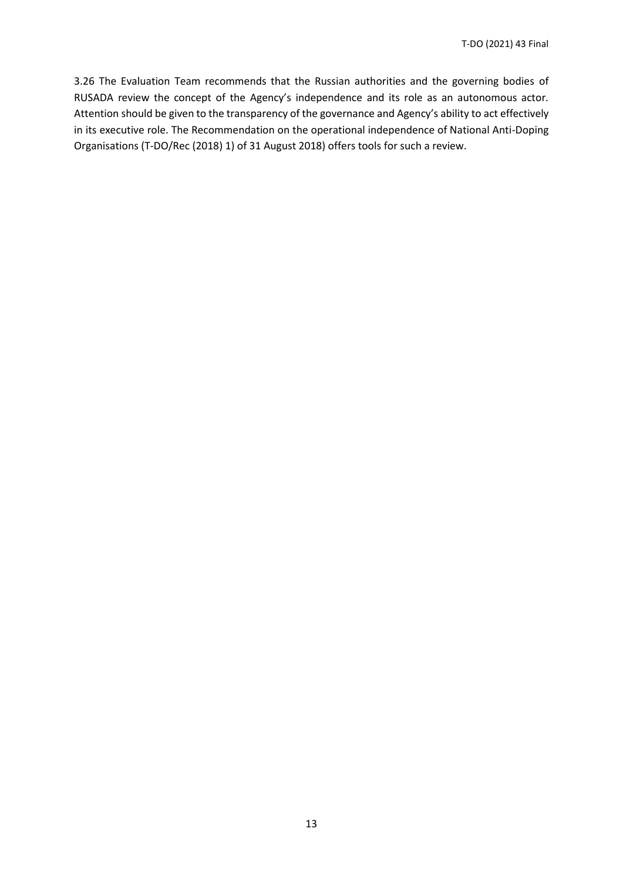3.26 The Evaluation Team recommends that the Russian authorities and the governing bodies of RUSADA review the concept of the Agency's independence and its role as an autonomous actor. Attention should be given to the transparency of the governance and Agency's ability to act effectively in its executive role. The Recommendation on the operational independence of National Anti-Doping Organisations (T-DO/Rec (2018) 1) of 31 August 2018) offers tools for such a review.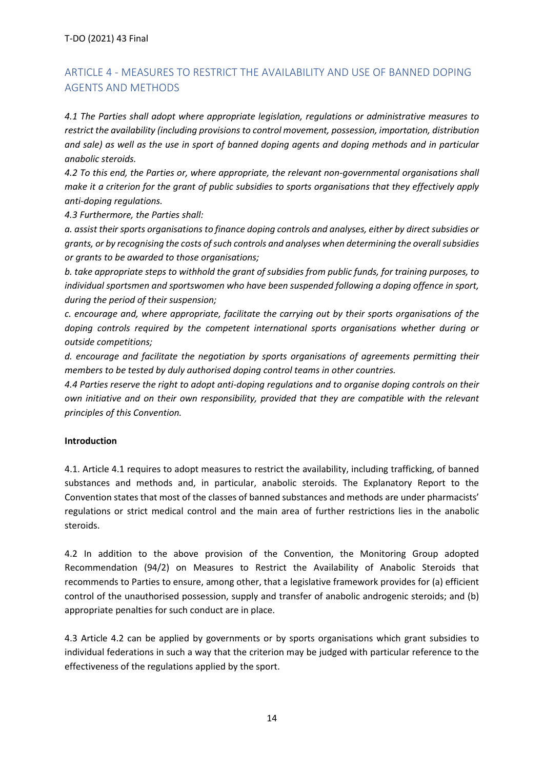## ARTICLE 4 - MEASURES TO RESTRICT THE AVAILABILITY AND USE OF BANNED DOPING AGENTS AND METHODS

*4.1 The Parties shall adopt where appropriate legislation, regulations or administrative measures to restrict the availability (including provisions to control movement, possession, importation, distribution and sale) as well as the use in sport of banned doping agents and doping methods and in particular anabolic steroids.*

*4.2 To this end, the Parties or, where appropriate, the relevant non-governmental organisations shall make it a criterion for the grant of public subsidies to sports organisations that they effectively apply anti-doping regulations.*

*4.3 Furthermore, the Parties shall:*

*a. assist their sports organisations to finance doping controls and analyses, either by direct subsidies or grants, or by recognising the costs of such controls and analyses when determining the overall subsidies or grants to be awarded to those organisations;*

*b. take appropriate steps to withhold the grant of subsidies from public funds, for training purposes, to individual sportsmen and sportswomen who have been suspended following a doping offence in sport, during the period of their suspension;*

*c. encourage and, where appropriate, facilitate the carrying out by their sports organisations of the doping controls required by the competent international sports organisations whether during or outside competitions;*

*d. encourage and facilitate the negotiation by sports organisations of agreements permitting their members to be tested by duly authorised doping control teams in other countries.*

*4.4 Parties reserve the right to adopt anti-doping regulations and to organise doping controls on their own initiative and on their own responsibility, provided that they are compatible with the relevant principles of this Convention.*

**Introduction**

4.1. Article 4.1 requires to adopt measures to restrict the availability, including trafficking, of banned substances and methods and, in particular, anabolic steroids. The Explanatory Report to the Convention states that most of the classes of banned substances and methods are under pharmacists' regulations or strict medical control and the main area of further restrictions lies in the anabolic steroids.

4.2 In addition to the above provision of the Convention, the Monitoring Group adopted Recommendation (94/2) on Measures to Restrict the Availability of Anabolic Steroids that recommends to Parties to ensure, among other, that a legislative framework provides for (a) efficient control of the unauthorised possession, supply and transfer of anabolic androgenic steroids; and (b) appropriate penalties for such conduct are in place.

4.3 Article 4.2 can be applied by governments or by sports organisations which grant subsidies to individual federations in such a way that the criterion may be judged with particular reference to the effectiveness of the regulations applied by the sport.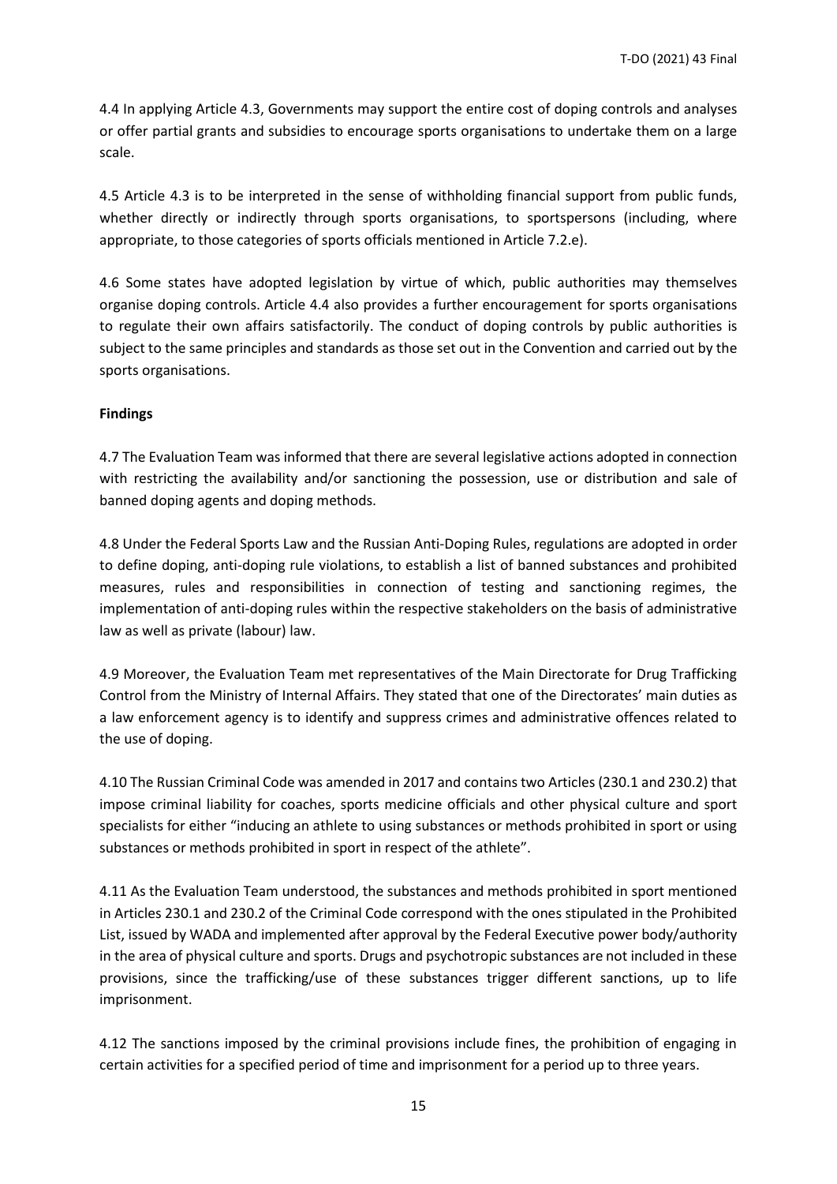4.4 In applying Article 4.3, Governments may support the entire cost of doping controls and analyses or offer partial grants and subsidies to encourage sports organisations to undertake them on a large scale.

4.5 Article 4.3 is to be interpreted in the sense of withholding financial support from public funds, whether directly or indirectly through sports organisations, to sportspersons (including, where appropriate, to those categories of sports officials mentioned in Article 7.2.e).

4.6 Some states have adopted legislation by virtue of which, public authorities may themselves organise doping controls. Article 4.4 also provides a further encouragement for sports organisations to regulate their own affairs satisfactorily. The conduct of doping controls by public authorities is subject to the same principles and standards as those set out in the Convention and carried out by the sports organisations.

**Findings**

4.7 The Evaluation Team was informed that there are several legislative actions adopted in connection with restricting the availability and/or sanctioning the possession, use or distribution and sale of banned doping agents and doping methods.

4.8 Under the Federal Sports Law and the Russian Anti-Doping Rules, regulations are adopted in order to define doping, anti-doping rule violations, to establish a list of banned substances and prohibited measures, rules and responsibilities in connection of testing and sanctioning regimes, the implementation of anti-doping rules within the respective stakeholders on the basis of administrative law as well as private (labour) law.

4.9 Moreover, the Evaluation Team met representatives of the Main Directorate for Drug Trafficking Control from the Ministry of Internal Affairs. They stated that one of the Directorates' main duties as a law enforcement agency is to identify and suppress crimes and administrative offences related to the use of doping.

4.10 The Russian Criminal Code was amended in 2017 and contains two Articles (230.1 and 230.2) that impose criminal liability for coaches, sports medicine officials and other physical culture and sport specialists for either "inducing an athlete to using substances or methods prohibited in sport or using substances or methods prohibited in sport in respect of the athlete".

4.11 As the Evaluation Team understood, the substances and methods prohibited in sport mentioned in Articles 230.1 and 230.2 of the Criminal Code correspond with the ones stipulated in the Prohibited List, issued by WADA and implemented after approval by the Federal Executive power body/authority in the area of physical culture and sports. Drugs and psychotropic substances are not included in these provisions, since the trafficking/use of these substances trigger different sanctions, up to life imprisonment.

4.12 The sanctions imposed by the criminal provisions include fines, the prohibition of engaging in certain activities for a specified period of time and imprisonment for a period up to three years.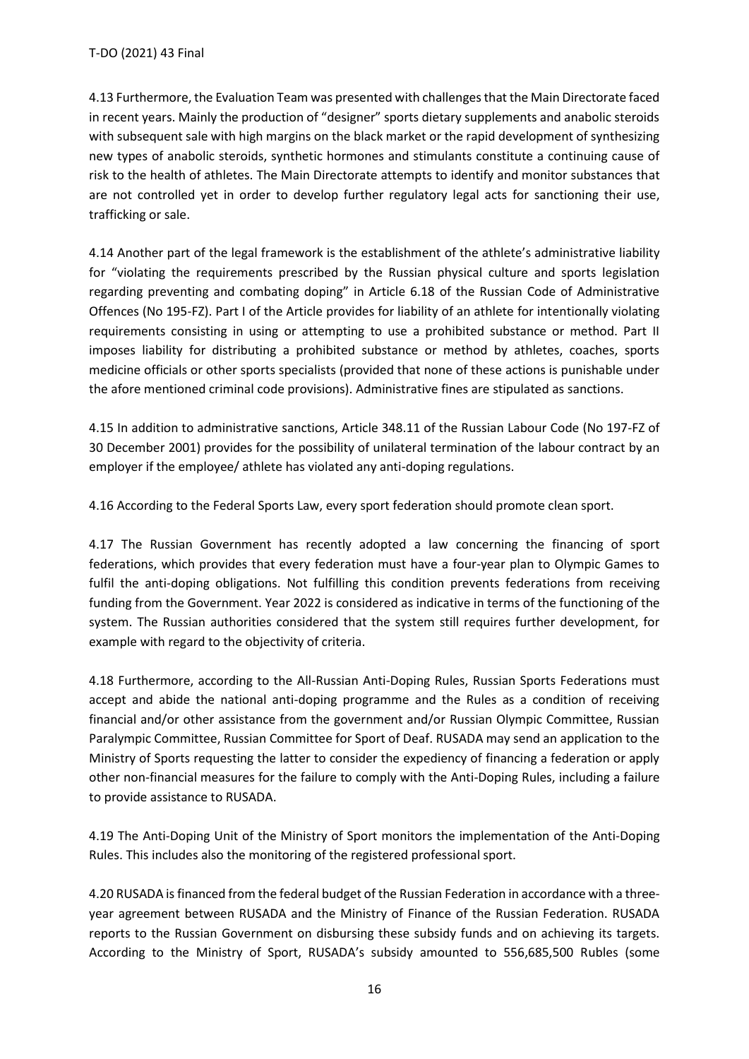4.13 Furthermore, the Evaluation Team was presented with challenges that the Main Directorate faced in recent years. Mainly the production of "designer" sports dietary supplements and anabolic steroids with subsequent sale with high margins on the black market or the rapid development of synthesizing new types of anabolic steroids, synthetic hormones and stimulants constitute a continuing cause of risk to the health of athletes. The Main Directorate attempts to identify and monitor substances that are not controlled yet in order to develop further regulatory legal acts for sanctioning their use, trafficking or sale.

4.14 Another part of the legal framework is the establishment of the athlete's administrative liability for "violating the requirements prescribed by the Russian physical culture and sports legislation regarding preventing and combating doping" in Article 6.18 of the Russian Code of Administrative Offences (No 195-FZ). Part I of the Article provides for liability of an athlete for intentionally violating requirements consisting in using or attempting to use a prohibited substance or method. Part II imposes liability for distributing a prohibited substance or method by athletes, coaches, sports medicine officials or other sports specialists (provided that none of these actions is punishable under the afore mentioned criminal code provisions). Administrative fines are stipulated as sanctions.

4.15 In addition to administrative sanctions, Article 348.11 of the Russian Labour Code (No 197-FZ of 30 December 2001) provides for the possibility of unilateral termination of the labour contract by an employer if the employee/ athlete has violated any anti-doping regulations.

4.16 According to the Federal Sports Law, every sport federation should promote clean sport.

4.17 The Russian Government has recently adopted a law concerning the financing of sport federations, which provides that every federation must have a four-year plan to Olympic Games to fulfil the anti-doping obligations. Not fulfilling this condition prevents federations from receiving funding from the Government. Year 2022 is considered as indicative in terms of the functioning of the system. The Russian authorities considered that the system still requires further development, for example with regard to the objectivity of criteria.

4.18 Furthermore, according to the All-Russian Anti-Doping Rules, Russian Sports Federations must accept and abide the national anti-doping programme and the Rules as a condition of receiving financial and/or other assistance from the government and/or Russian Olympic Committee, Russian Paralympic Committee, Russian Committee for Sport of Deaf. RUSADA may send an application to the Ministry of Sports requesting the latter to consider the expediency of financing a federation or apply other non-financial measures for the failure to comply with the Anti-Doping Rules, including a failure to provide assistance to RUSADA.

4.19 The Anti-Doping Unit of the Ministry of Sport monitors the implementation of the Anti-Doping Rules. This includes also the monitoring of the registered professional sport.

4.20 RUSADA is financed from the federal budget of the Russian Federation in accordance with a three-year agreement between RUSADA and the Ministry of Finance of the Russian Federation. RUSADA reports to the Russian Government on disbursing these subsidy funds and on achieving its targets. According to the Ministry of Sport, RUSADA's subsidy amounted to 556,685,500 Rubles (some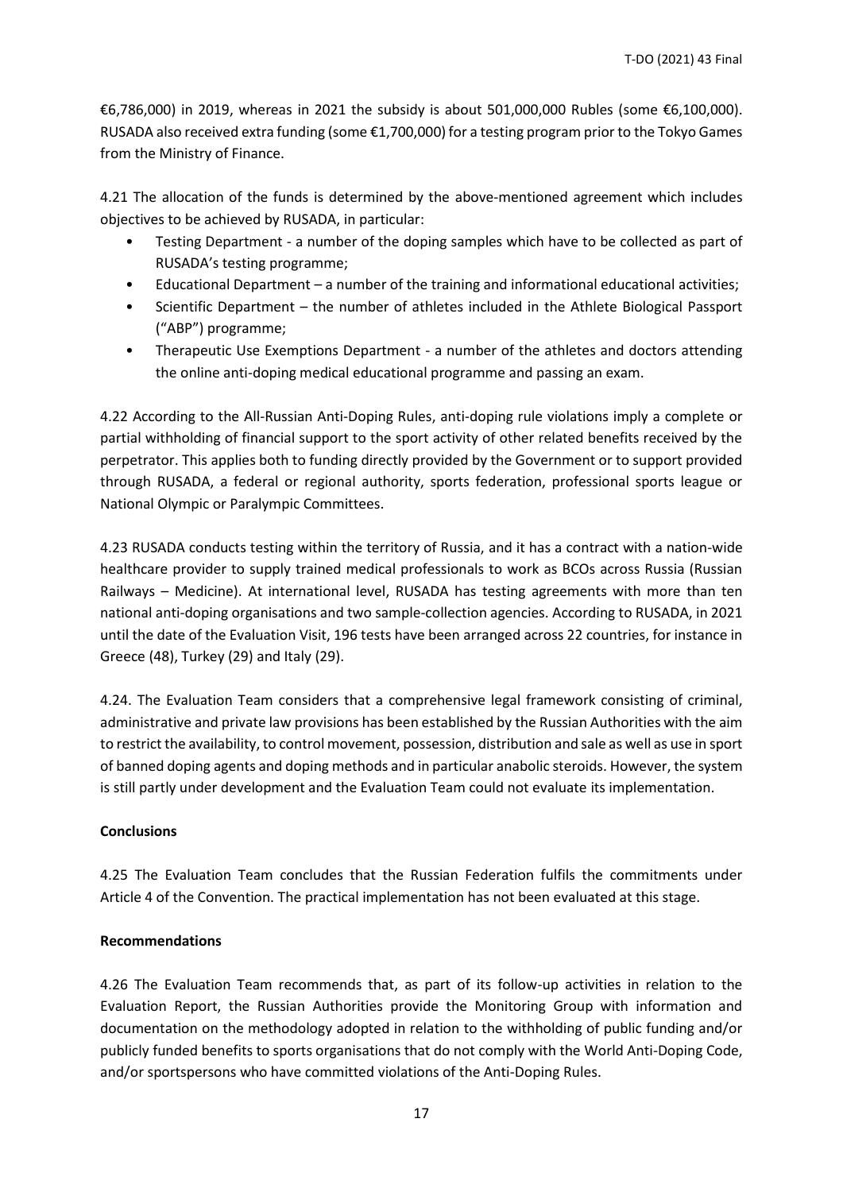€6,786,000) in 2019, whereas in 2021 the subsidy is about 501,000,000 Rubles (some €6,100,000). RUSADA also received extra funding (some €1,700,000) for a testing program prior to the Tokyo Games from the Ministry of Finance.

4.21 The allocation of the funds is determined by the above-mentioned agreement which includes objectives to be achieved by RUSADA, in particular:

- Testing Department - a number of the doping samples which have to be collected as part of RUSADA's testing programme;
- Educational Department – a number of the training and informational educational activities;
- Scientific Department – the number of athletes included in the Athlete Biological Passport ("ABP") programme;
- Therapeutic Use Exemptions Department - a number of the athletes and doctors attending the online anti-doping medical educational programme and passing an exam.

4.22 According to the All-Russian Anti-Doping Rules, anti-doping rule violations imply a complete or partial withholding of financial support to the sport activity of other related benefits received by the perpetrator. This applies both to funding directly provided by the Government or to support provided through RUSADA, a federal or regional authority, sports federation, professional sports league or National Olympic or Paralympic Committees.

4.23 RUSADA conducts testing within the territory of Russia, and it has a contract with a nation-wide healthcare provider to supply trained medical professionals to work as BCOs across Russia (Russian Railways – Medicine). At international level, RUSADA has testing agreements with more than ten national anti-doping organisations and two sample-collection agencies. According to RUSADA, in 2021 until the date of the Evaluation Visit, 196 tests have been arranged across 22 countries, for instance in Greece (48), Turkey (29) and Italy (29).

4.24. The Evaluation Team considers that a comprehensive legal framework consisting of criminal, administrative and private law provisions has been established by the Russian Authorities with the aim to restrict the availability, to control movement, possession, distribution and sale as well as use in sport of banned doping agents and doping methods and in particular anabolic steroids. However, the system is still partly under development and the Evaluation Team could not evaluate its implementation.

**Conclusions**

4.25 The Evaluation Team concludes that the Russian Federation fulfils the commitments under Article 4 of the Convention. The practical implementation has not been evaluated at this stage.

**Recommendations**

4.26 The Evaluation Team recommends that, as part of its follow-up activities in relation to the Evaluation Report, the Russian Authorities provide the Monitoring Group with information and documentation on the methodology adopted in relation to the withholding of public funding and/or publicly funded benefits to sports organisations that do not comply with the World Anti-Doping Code, and/or sportspersons who have committed violations of the Anti-Doping Rules.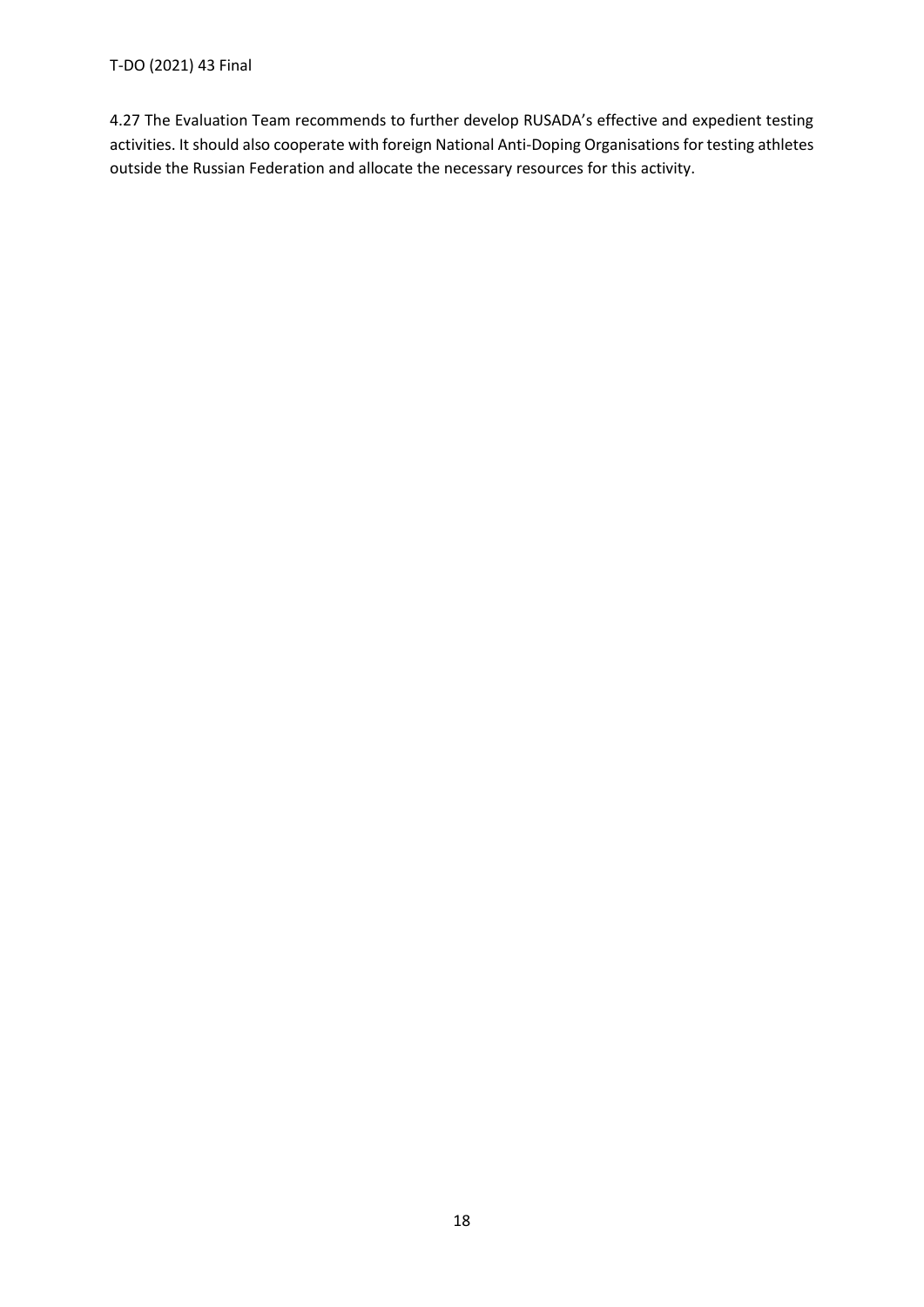4.27 The Evaluation Team recommends to further develop RUSADA's effective and expedient testing activities. It should also cooperate with foreign National Anti-Doping Organisations for testing athletes outside the Russian Federation and allocate the necessary resources for this activity.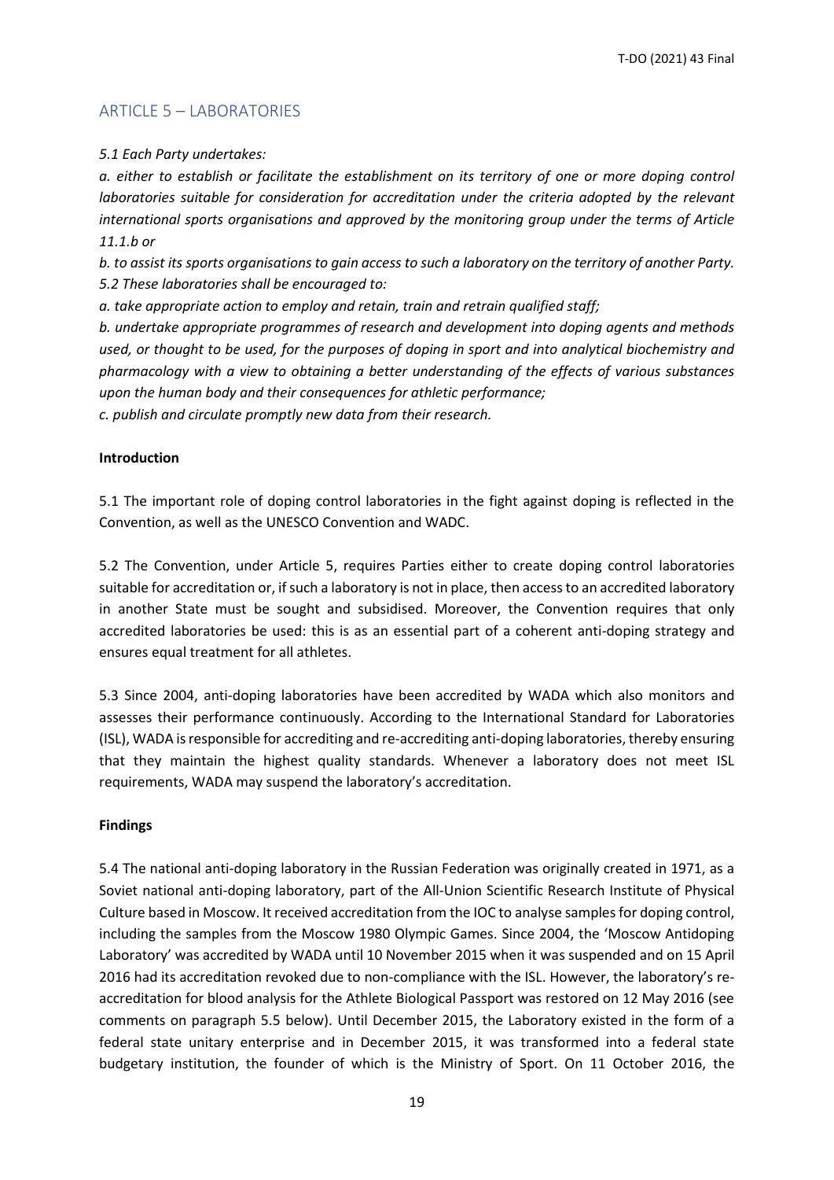## ARTICLE 5 – LABORATORIES

*5.1 Each Party undertakes:*

*a. either to establish or facilitate the establishment on its territory of one or more doping control laboratories suitable for consideration for accreditation under the criteria adopted by the relevant international sports organisations and approved by the monitoring group under the terms of Article 11.1.b or*

*b. to assist its sports organisations to gain access to such a laboratory on the territory of another Party.*

*5.2 These laboratories shall be encouraged to:*

*a. take appropriate action to employ and retain, train and retrain qualified staff;*

*b. undertake appropriate programmes of research and development into doping agents and methods used, or thought to be used, for the purposes of doping in sport and into analytical biochemistry and pharmacology with a view to obtaining a better understanding of the effects of various substances upon the human body and their consequences for athletic performance;*

*c. publish and circulate promptly new data from their research.*

**Introduction**

5.1 The important role of doping control laboratories in the fight against doping is reflected in the Convention, as well as the UNESCO Convention and WADC.

5.2 The Convention, under Article 5, requires Parties either to create doping control laboratories suitable for accreditation or, if such a laboratory is not in place, then access to an accredited laboratory in another State must be sought and subsidised. Moreover, the Convention requires that only accredited laboratories be used: this is as an essential part of a coherent anti-doping strategy and ensures equal treatment for all athletes.

5.3 Since 2004, anti-doping laboratories have been accredited by WADA which also monitors and assesses their performance continuously. According to the International Standard for Laboratories (ISL), WADA is responsible for accrediting and re-accrediting anti-doping laboratories, thereby ensuring that they maintain the highest quality standards. Whenever a laboratory does not meet ISL requirements, WADA may suspend the laboratory's accreditation.

**Findings**

5.4 The national anti-doping laboratory in the Russian Federation was originally created in 1971, as a Soviet national anti-doping laboratory, part of the All-Union Scientific Research Institute of Physical Culture based in Moscow. It received accreditation from the IOC to analyse samples for doping control, including the samples from the Moscow 1980 Olympic Games. Since 2004, the 'Moscow Antidoping Laboratory' was accredited by WADA until 10 November 2015 when it was suspended and on 15 April 2016 had its accreditation revoked due to non-compliance with the ISL. However, the laboratory's re-accreditation for blood analysis for the Athlete Biological Passport was restored on 12 May 2016 (see comments on paragraph 5.5 below). Until December 2015, the Laboratory existed in the form of a federal state unitary enterprise and in December 2015, it was transformed into a federal state budgetary institution, the founder of which is the Ministry of Sport. On 11 October 2016, the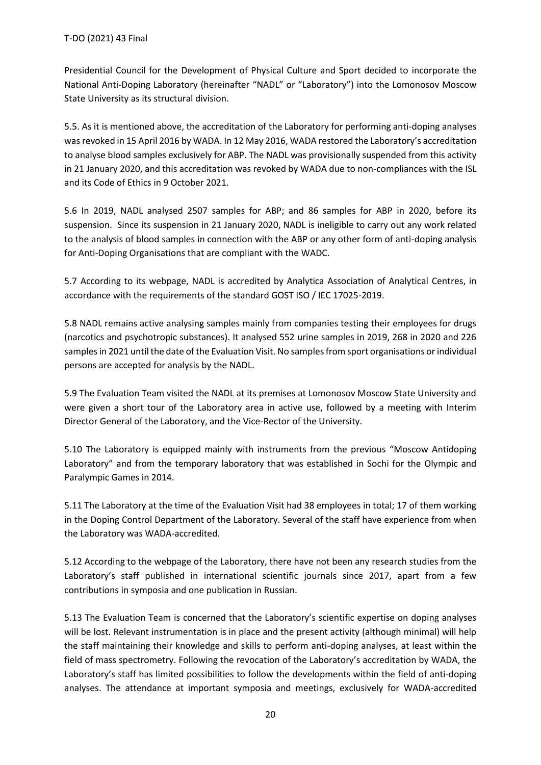Presidential Council for the Development of Physical Culture and Sport decided to incorporate the National Anti-Doping Laboratory (hereinafter "NADL" or "Laboratory") into the Lomonosov Moscow State University as its structural division.

5.5. As it is mentioned above, the accreditation of the Laboratory for performing anti-doping analyses was revoked in 15 April 2016 by WADA. In 12 May 2016, WADA restored the Laboratory's accreditation to analyse blood samples exclusively for ABP. The NADL was provisionally suspended from this activity in 21 January 2020, and this accreditation was revoked by WADA due to non-compliances with the ISL and its Code of Ethics in 9 October 2021.

5.6 In 2019, NADL analysed 2507 samples for ABP; and 86 samples for ABP in 2020, before its suspension. Since its suspension in 21 January 2020, NADL is ineligible to carry out any work related to the analysis of blood samples in connection with the ABP or any other form of anti-doping analysis for Anti-Doping Organisations that are compliant with the WADC.

5.7 According to its webpage, NADL is accredited by Analytica Association of Analytical Centres, in accordance with the requirements of the standard GOST ISO / IEC 17025-2019.

5.8 NADL remains active analysing samples mainly from companies testing their employees for drugs (narcotics and psychotropic substances). It analysed 552 urine samples in 2019, 268 in 2020 and 226 samples in 2021 until the date of the Evaluation Visit. No samples from sport organisations or individual persons are accepted for analysis by the NADL.

5.9 The Evaluation Team visited the NADL at its premises at Lomonosov Moscow State University and were given a short tour of the Laboratory area in active use, followed by a meeting with Interim Director General of the Laboratory, and the Vice-Rector of the University.

5.10 The Laboratory is equipped mainly with instruments from the previous "Moscow Antidoping Laboratory" and from the temporary laboratory that was established in Sochi for the Olympic and Paralympic Games in 2014.

5.11 The Laboratory at the time of the Evaluation Visit had 38 employees in total; 17 of them working in the Doping Control Department of the Laboratory. Several of the staff have experience from when the Laboratory was WADA-accredited.

5.12 According to the webpage of the Laboratory, there have not been any research studies from the Laboratory's staff published in international scientific journals since 2017, apart from a few contributions in symposia and one publication in Russian.

5.13 The Evaluation Team is concerned that the Laboratory's scientific expertise on doping analyses will be lost. Relevant instrumentation is in place and the present activity (although minimal) will help the staff maintaining their knowledge and skills to perform anti-doping analyses, at least within the field of mass spectrometry. Following the revocation of the Laboratory's accreditation by WADA, the Laboratory's staff has limited possibilities to follow the developments within the field of anti-doping analyses. The attendance at important symposia and meetings, exclusively for WADA-accredited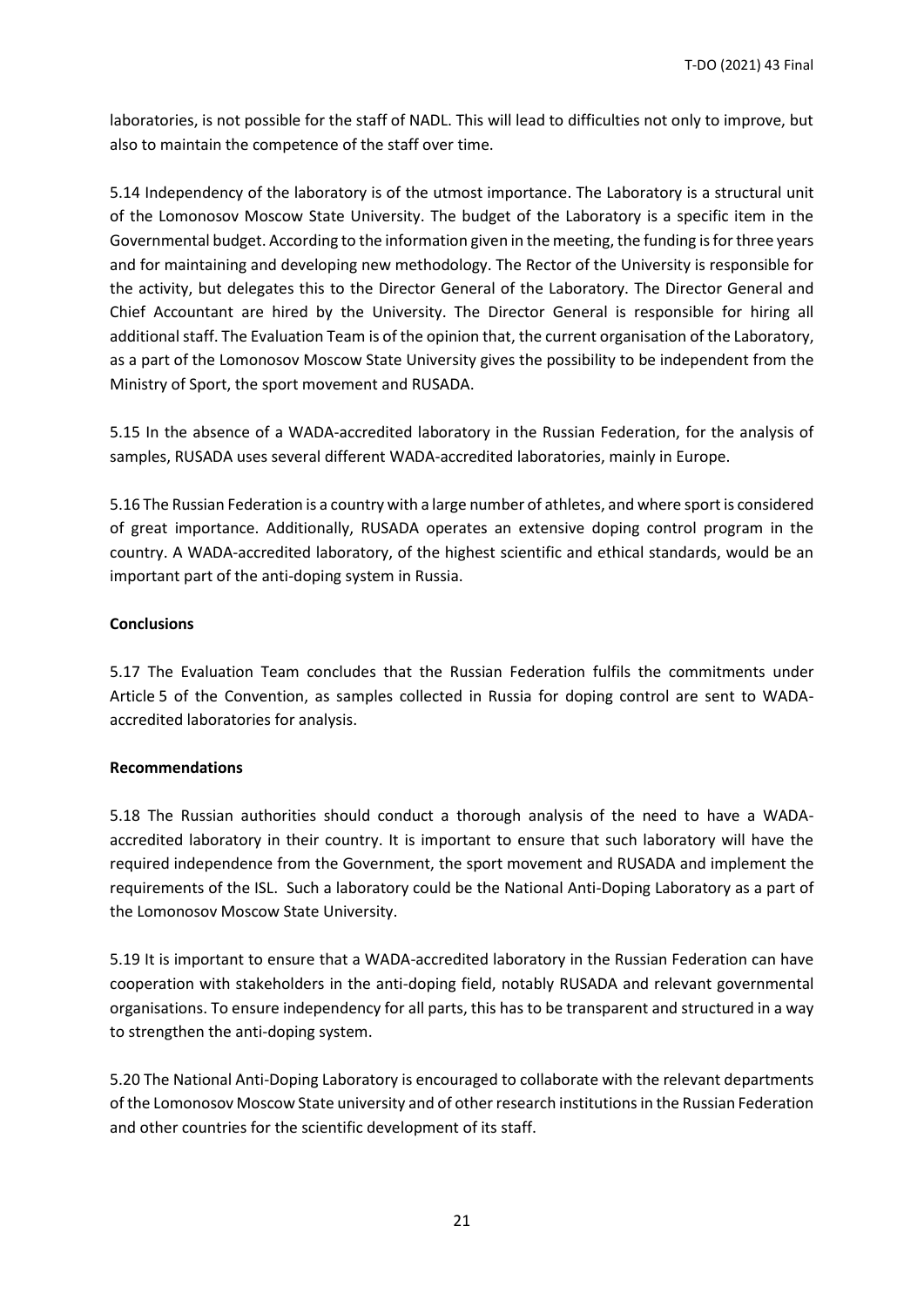laboratories, is not possible for the staff of NADL. This will lead to difficulties not only to improve, but also to maintain the competence of the staff over time.

5.14 Independency of the laboratory is of the utmost importance. The Laboratory is a structural unit of the Lomonosov Moscow State University. The budget of the Laboratory is a specific item in the Governmental budget. According to the information given in the meeting, the funding is for three years and for maintaining and developing new methodology. The Rector of the University is responsible for the activity, but delegates this to the Director General of the Laboratory. The Director General and Chief Accountant are hired by the University. The Director General is responsible for hiring all additional staff. The Evaluation Team is of the opinion that, the current organisation of the Laboratory, as a part of the Lomonosov Moscow State University gives the possibility to be independent from the Ministry of Sport, the sport movement and RUSADA.

5.15 In the absence of a WADA-accredited laboratory in the Russian Federation, for the analysis of samples, RUSADA uses several different WADA-accredited laboratories, mainly in Europe.

5.16 The Russian Federation is a country with a large number of athletes, and where sport is considered of great importance. Additionally, RUSADA operates an extensive doping control program in the country. A WADA-accredited laboratory, of the highest scientific and ethical standards, would be an important part of the anti-doping system in Russia.

**Conclusions**

5.17 The Evaluation Team concludes that the Russian Federation fulfils the commitments under Article 5 of the Convention, as samples collected in Russia for doping control are sent to WADA-accredited laboratories for analysis.

**Recommendations**

5.18 The Russian authorities should conduct a thorough analysis of the need to have a WADA-accredited laboratory in their country. It is important to ensure that such laboratory will have the required independence from the Government, the sport movement and RUSADA and implement the requirements of the ISL. Such a laboratory could be the National Anti-Doping Laboratory as a part of the Lomonosov Moscow State University.

5.19 It is important to ensure that a WADA-accredited laboratory in the Russian Federation can have cooperation with stakeholders in the anti-doping field, notably RUSADA and relevant governmental organisations. To ensure independency for all parts, this has to be transparent and structured in a way to strengthen the anti-doping system.

5.20 The National Anti-Doping Laboratory is encouraged to collaborate with the relevant departments of the Lomonosov Moscow State university and of other research institutions in the Russian Federation and other countries for the scientific development of its staff.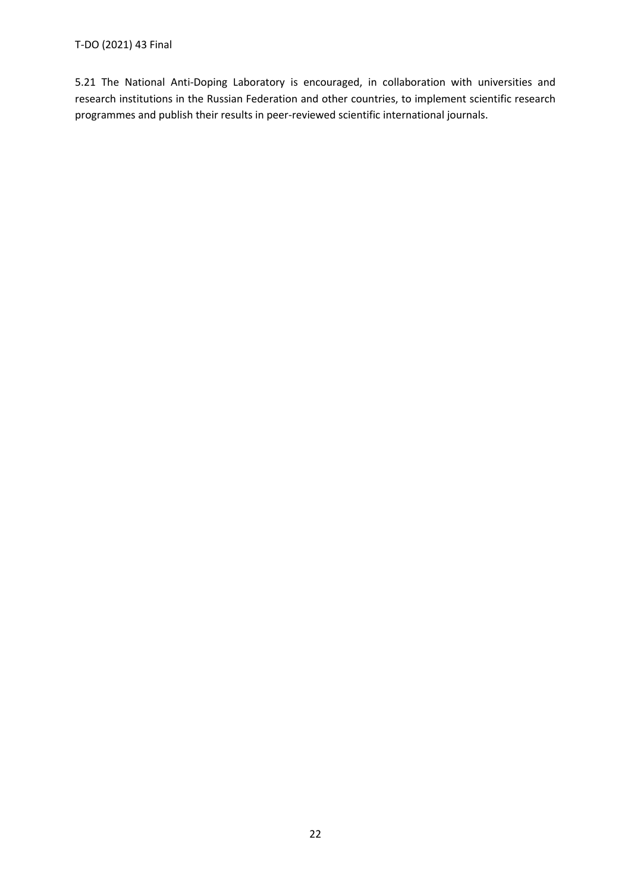5.21 The National Anti-Doping Laboratory is encouraged, in collaboration with universities and research institutions in the Russian Federation and other countries, to implement scientific research programmes and publish their results in peer-reviewed scientific international journals.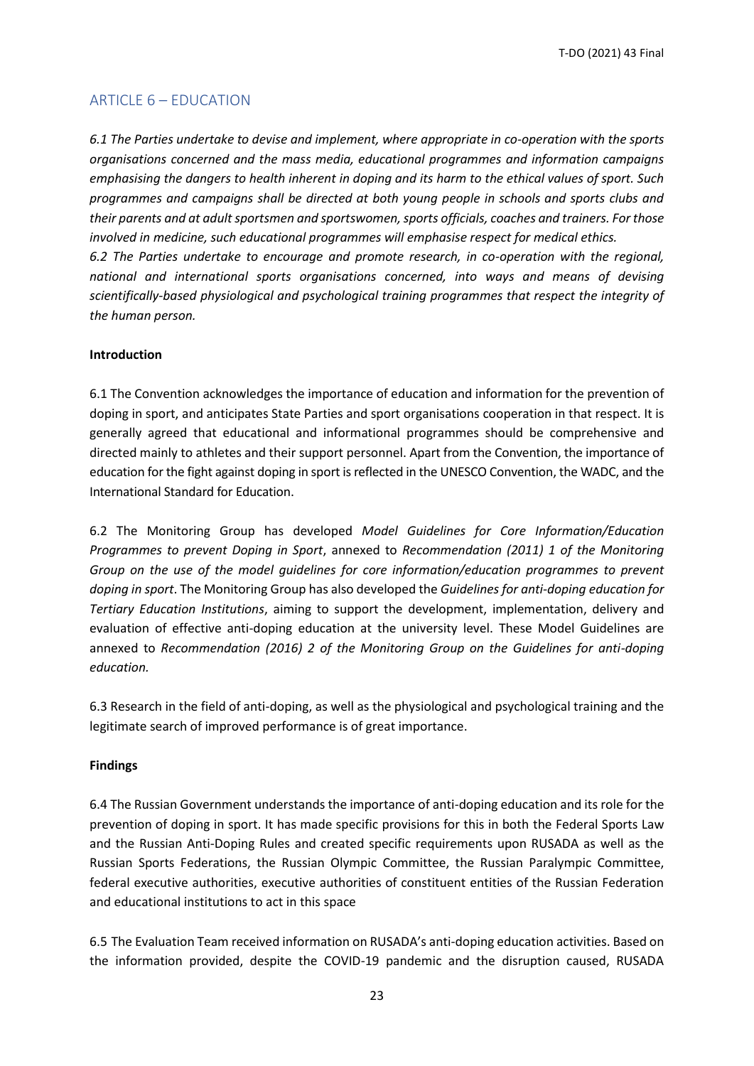## ARTICLE 6 – EDUCATION

*6.1 The Parties undertake to devise and implement, where appropriate in co-operation with the sports organisations concerned and the mass media, educational programmes and information campaigns emphasising the dangers to health inherent in doping and its harm to the ethical values of sport. Such programmes and campaigns shall be directed at both young people in schools and sports clubs and their parents and at adult sportsmen and sportswomen, sports officials, coaches and trainers. For those involved in medicine, such educational programmes will emphasise respect for medical ethics.*

*6.2 The Parties undertake to encourage and promote research, in co-operation with the regional, national and international sports organisations concerned, into ways and means of devising scientifically-based physiological and psychological training programmes that respect the integrity of the human person.*

**Introduction**

6.1 The Convention acknowledges the importance of education and information for the prevention of doping in sport, and anticipates State Parties and sport organisations cooperation in that respect. It is generally agreed that educational and informational programmes should be comprehensive and directed mainly to athletes and their support personnel. Apart from the Convention, the importance of education for the fight against doping in sport is reflected in the UNESCO Convention, the WADC, and the International Standard for Education.

6.2 The Monitoring Group has developed *Model Guidelines for Core Information/Education Programmes to prevent Doping in Sport*, annexed to *Recommendation (2011) 1 of the Monitoring Group on the use of the model guidelines for core information/education programmes to prevent doping in sport*. The Monitoring Group has also developed the *Guidelines for anti-doping education for Tertiary Education Institutions*, aiming to support the development, implementation, delivery and evaluation of effective anti-doping education at the university level. These Model Guidelines are annexed to *Recommendation (2016) 2 of the Monitoring Group on the Guidelines for anti-doping education.*

6.3 Research in the field of anti-doping, as well as the physiological and psychological training and the legitimate search of improved performance is of great importance.

**Findings**

6.4 The Russian Government understands the importance of anti-doping education and its role for the prevention of doping in sport. It has made specific provisions for this in both the Federal Sports Law and the Russian Anti-Doping Rules and created specific requirements upon RUSADA as well as the Russian Sports Federations, the Russian Olympic Committee, the Russian Paralympic Committee, federal executive authorities, executive authorities of constituent entities of the Russian Federation and educational institutions to act in this space

6.5 The Evaluation Team received information on RUSADA's anti-doping education activities. Based on the information provided, despite the COVID-19 pandemic and the disruption caused, RUSADA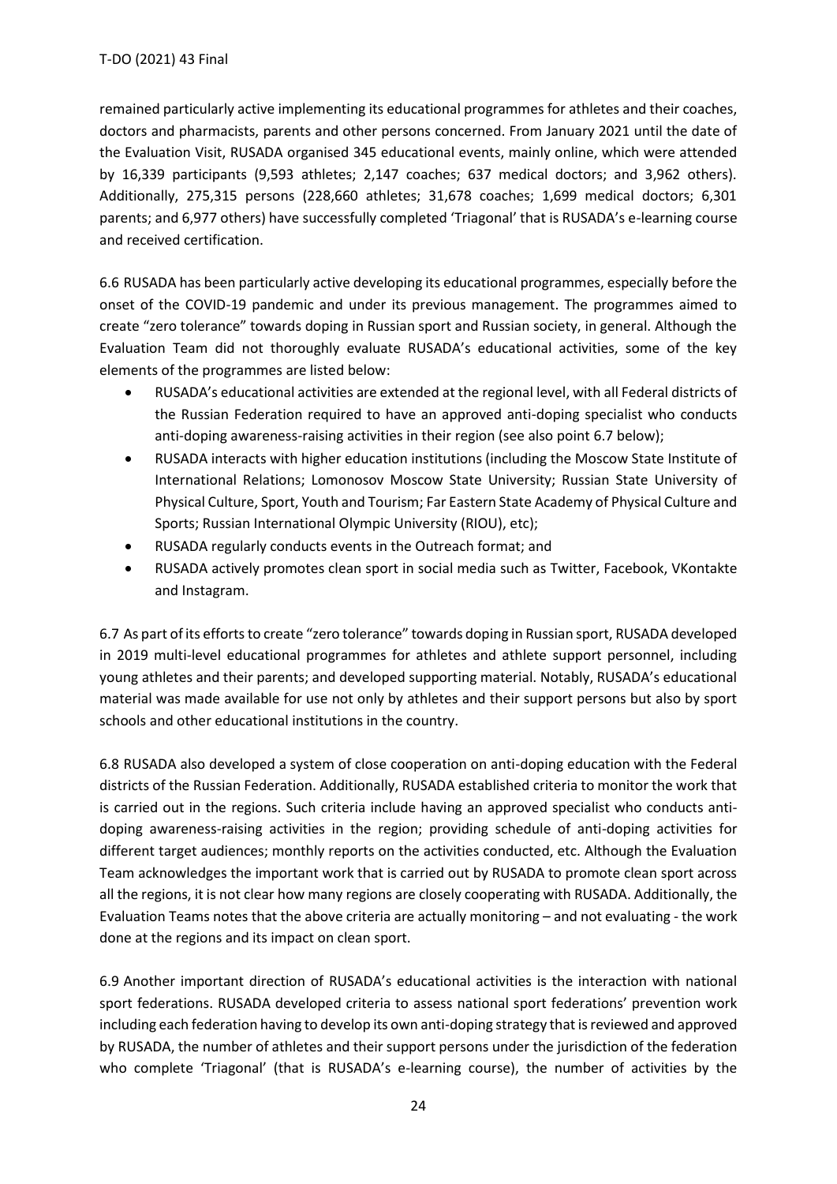remained particularly active implementing its educational programmes for athletes and their coaches, doctors and pharmacists, parents and other persons concerned. From January 2021 until the date of the Evaluation Visit, RUSADA organised 345 educational events, mainly online, which were attended by 16,339 participants (9,593 athletes; 2,147 coaches; 637 medical doctors; and 3,962 others). Additionally, 275,315 persons (228,660 athletes; 31,678 coaches; 1,699 medical doctors; 6,301 parents; and 6,977 others) have successfully completed 'Triagonal' that is RUSADA's e-learning course and received certification.

6.6 RUSADA has been particularly active developing its educational programmes, especially before the onset of the COVID-19 pandemic and under its previous management. The programmes aimed to create "zero tolerance" towards doping in Russian sport and Russian society, in general. Although the Evaluation Team did not thoroughly evaluate RUSADA's educational activities, some of the key elements of the programmes are listed below:

- RUSADA's educational activities are extended at the regional level, with all Federal districts of the Russian Federation required to have an approved anti-doping specialist who conducts anti-doping awareness-raising activities in their region (see also point 6.7 below);
- RUSADA interacts with higher education institutions (including the Moscow State Institute of International Relations; Lomonosov Moscow State University; Russian State University of Physical Culture, Sport, Youth and Tourism; Far Eastern State Academy of Physical Culture and Sports; Russian International Olympic University (RIOU), etc);
- RUSADA regularly conducts events in the Outreach format; and
- RUSADA actively promotes clean sport in social media such as Twitter, Facebook, VKontakte and Instagram.

6.7 As part of its efforts to create "zero tolerance" towards doping in Russian sport, RUSADA developed in 2019 multi-level educational programmes for athletes and athlete support personnel, including young athletes and their parents; and developed supporting material. Notably, RUSADA's educational material was made available for use not only by athletes and their support persons but also by sport schools and other educational institutions in the country.

6.8 RUSADA also developed a system of close cooperation on anti-doping education with the Federal districts of the Russian Federation. Additionally, RUSADA established criteria to monitor the work that is carried out in the regions. Such criteria include having an approved specialist who conducts anti-doping awareness-raising activities in the region; providing schedule of anti-doping activities for different target audiences; monthly reports on the activities conducted, etc. Although the Evaluation Team acknowledges the important work that is carried out by RUSADA to promote clean sport across all the regions, it is not clear how many regions are closely cooperating with RUSADA. Additionally, the Evaluation Teams notes that the above criteria are actually monitoring – and not evaluating - the work done at the regions and its impact on clean sport.

6.9 Another important direction of RUSADA's educational activities is the interaction with national sport federations. RUSADA developed criteria to assess national sport federations' prevention work including each federation having to develop its own anti-doping strategy that is reviewed and approved by RUSADA, the number of athletes and their support persons under the jurisdiction of the federation who complete 'Triagonal' (that is RUSADA's e-learning course), the number of activities by the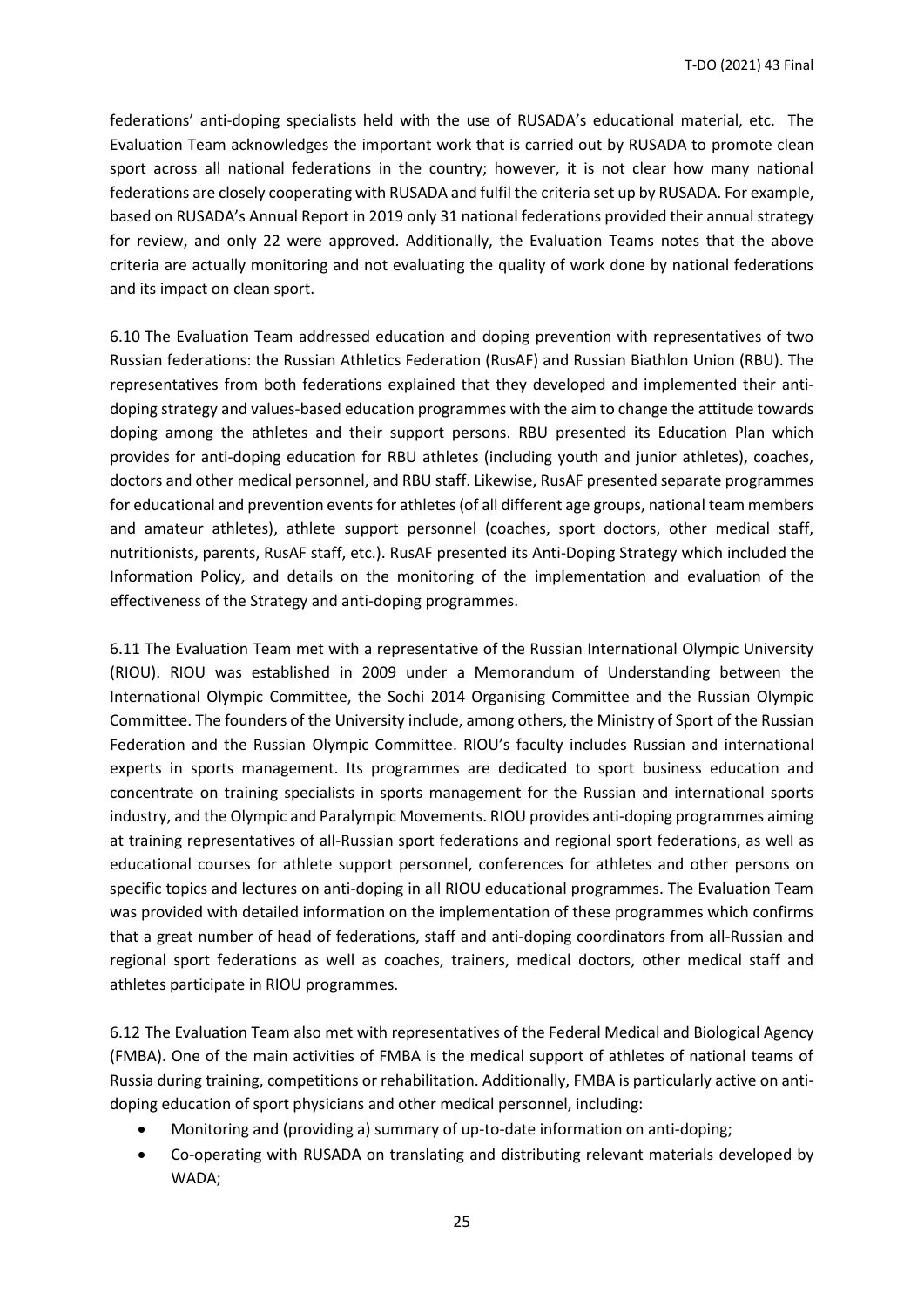federations' anti-doping specialists held with the use of RUSADA's educational material, etc. The Evaluation Team acknowledges the important work that is carried out by RUSADA to promote clean sport across all national federations in the country; however, it is not clear how many national federations are closely cooperating with RUSADA and fulfil the criteria set up by RUSADA. For example, based on RUSADA's Annual Report in 2019 only 31 national federations provided their annual strategy for review, and only 22 were approved. Additionally, the Evaluation Teams notes that the above criteria are actually monitoring and not evaluating the quality of work done by national federations and its impact on clean sport.

6.10 The Evaluation Team addressed education and doping prevention with representatives of two Russian federations: the Russian Athletics Federation (RusAF) and Russian Biathlon Union (RBU). The representatives from both federations explained that they developed and implemented their anti-doping strategy and values-based education programmes with the aim to change the attitude towards doping among the athletes and their support persons. RBU presented its Education Plan which provides for anti-doping education for RBU athletes (including youth and junior athletes), coaches, doctors and other medical personnel, and RBU staff. Likewise, RusAF presented separate programmes for educational and prevention events for athletes (of all different age groups, national team members and amateur athletes), athlete support personnel (coaches, sport doctors, other medical staff, nutritionists, parents, RusAF staff, etc.). RusAF presented its Anti-Doping Strategy which included the Information Policy, and details on the monitoring of the implementation and evaluation of the effectiveness of the Strategy and anti-doping programmes.

6.11 The Evaluation Team met with a representative of the Russian International Olympic University (RIOU). RIOU was established in 2009 under a Memorandum of Understanding between the International Olympic Committee, the Sochi 2014 Organising Committee and the Russian Olympic Committee. The founders of the University include, among others, the Ministry of Sport of the Russian Federation and the Russian Olympic Committee. RIOU's faculty includes Russian and international experts in sports management. Its programmes are dedicated to sport business education and concentrate on training specialists in sports management for the Russian and international sports industry, and the Olympic and Paralympic Movements. RIOU provides anti-doping programmes aiming at training representatives of all-Russian sport federations and regional sport federations, as well as educational courses for athlete support personnel, conferences for athletes and other persons on specific topics and lectures on anti-doping in all RIOU educational programmes. The Evaluation Team was provided with detailed information on the implementation of these programmes which confirms that a great number of head of federations, staff and anti-doping coordinators from all-Russian and regional sport federations as well as coaches, trainers, medical doctors, other medical staff and athletes participate in RIOU programmes.

6.12 The Evaluation Team also met with representatives of the Federal Medical and Biological Agency (FMBA). One of the main activities of FMBA is the medical support of athletes of national teams of Russia during training, competitions or rehabilitation. Additionally, FMBA is particularly active on anti-doping education of sport physicians and other medical personnel, including:

- Monitoring and (providing a) summary of up-to-date information on anti-doping;
- Co-operating with RUSADA on translating and distributing relevant materials developed by WADA;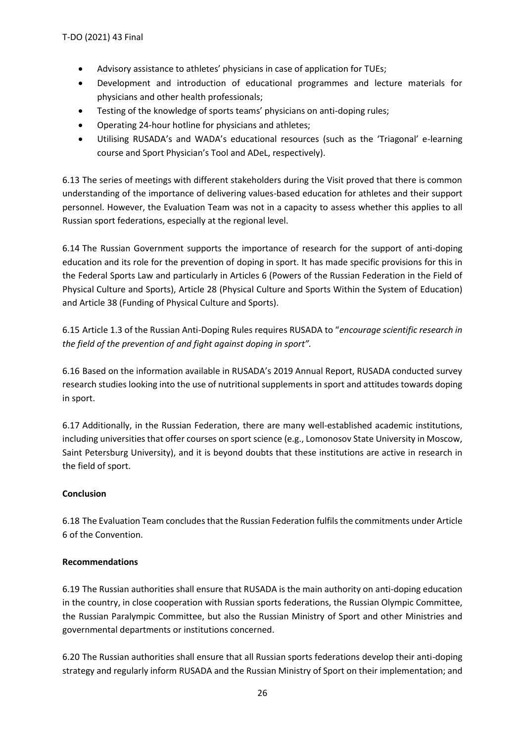- Advisory assistance to athletes' physicians in case of application for TUEs;
- Development and introduction of educational programmes and lecture materials for physicians and other health professionals;
- Testing of the knowledge of sports teams' physicians on anti-doping rules;
- Operating 24-hour hotline for physicians and athletes;
- Utilising RUSADA's and WADA's educational resources (such as the 'Triagonal' e-learning course and Sport Physician's Tool and ADeL, respectively).

6.13 The series of meetings with different stakeholders during the Visit proved that there is common understanding of the importance of delivering values-based education for athletes and their support personnel. However, the Evaluation Team was not in a capacity to assess whether this applies to all Russian sport federations, especially at the regional level.

6.14 The Russian Government supports the importance of research for the support of anti-doping education and its role for the prevention of doping in sport. It has made specific provisions for this in the Federal Sports Law and particularly in Articles 6 (Powers of the Russian Federation in the Field of Physical Culture and Sports), Article 28 (Physical Culture and Sports Within the System of Education) and Article 38 (Funding of Physical Culture and Sports).

6.15 Article 1.3 of the Russian Anti-Doping Rules requires RUSADA to "*encourage scientific research in the field of the prevention of and fight against doping in sport".*

6.16 Based on the information available in RUSADA's 2019 Annual Report, RUSADA conducted survey research studies looking into the use of nutritional supplements in sport and attitudes towards doping in sport.

6.17 Additionally, in the Russian Federation, there are many well-established academic institutions, including universities that offer courses on sport science (e.g., Lomonosov State University in Moscow, Saint Petersburg University), and it is beyond doubts that these institutions are active in research in the field of sport.

**Conclusion**

6.18 The Evaluation Team concludes that the Russian Federation fulfils the commitments under Article 6 of the Convention.

**Recommendations**

6.19 The Russian authorities shall ensure that RUSADA is the main authority on anti-doping education in the country, in close cooperation with Russian sports federations, the Russian Olympic Committee, the Russian Paralympic Committee, but also the Russian Ministry of Sport and other Ministries and governmental departments or institutions concerned.

6.20 The Russian authorities shall ensure that all Russian sports federations develop their anti-doping strategy and regularly inform RUSADA and the Russian Ministry of Sport on their implementation; and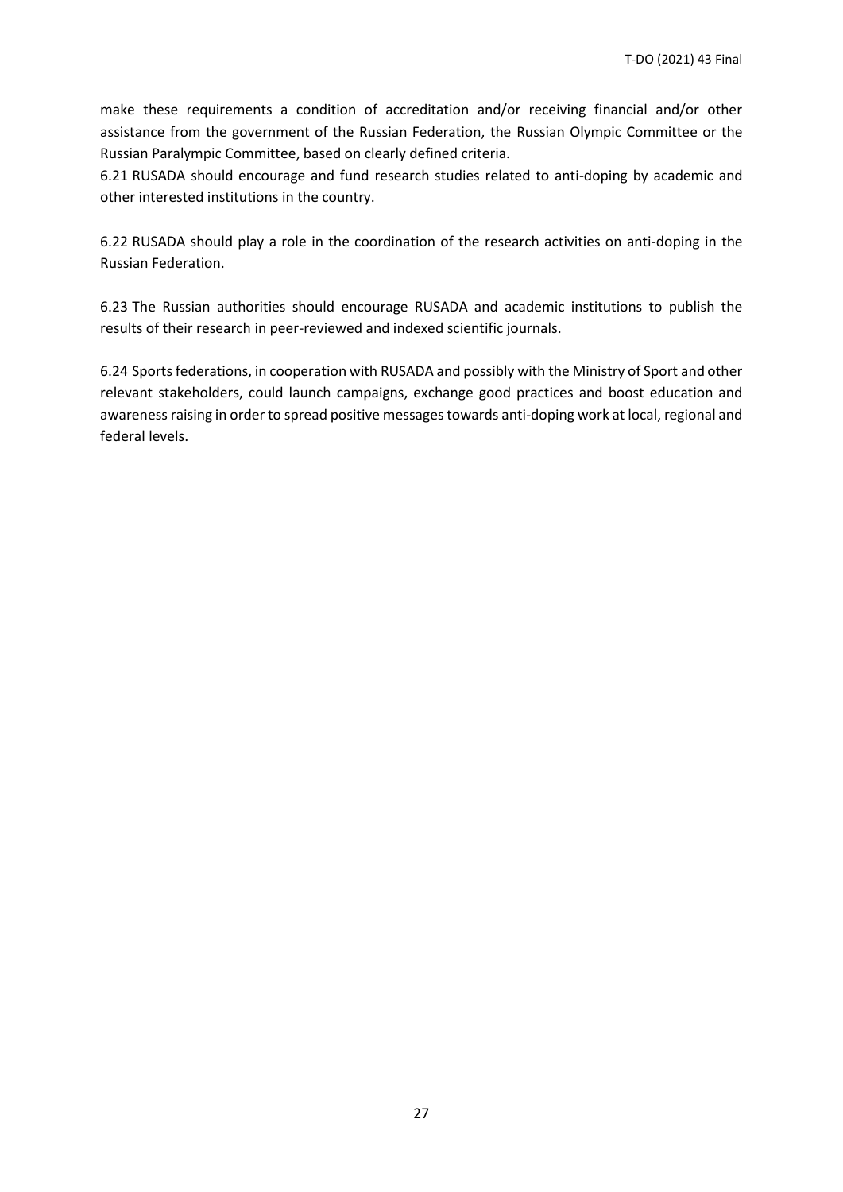make these requirements a condition of accreditation and/or receiving financial and/or other assistance from the government of the Russian Federation, the Russian Olympic Committee or the Russian Paralympic Committee, based on clearly defined criteria.

6.21 RUSADA should encourage and fund research studies related to anti-doping by academic and other interested institutions in the country.

6.22 RUSADA should play a role in the coordination of the research activities on anti-doping in the Russian Federation.

6.23 The Russian authorities should encourage RUSADA and academic institutions to publish the results of their research in peer-reviewed and indexed scientific journals.

6.24 Sports federations, in cooperation with RUSADA and possibly with the Ministry of Sport and other relevant stakeholders, could launch campaigns, exchange good practices and boost education and awareness raising in order to spread positive messages towards anti-doping work at local, regional and federal levels.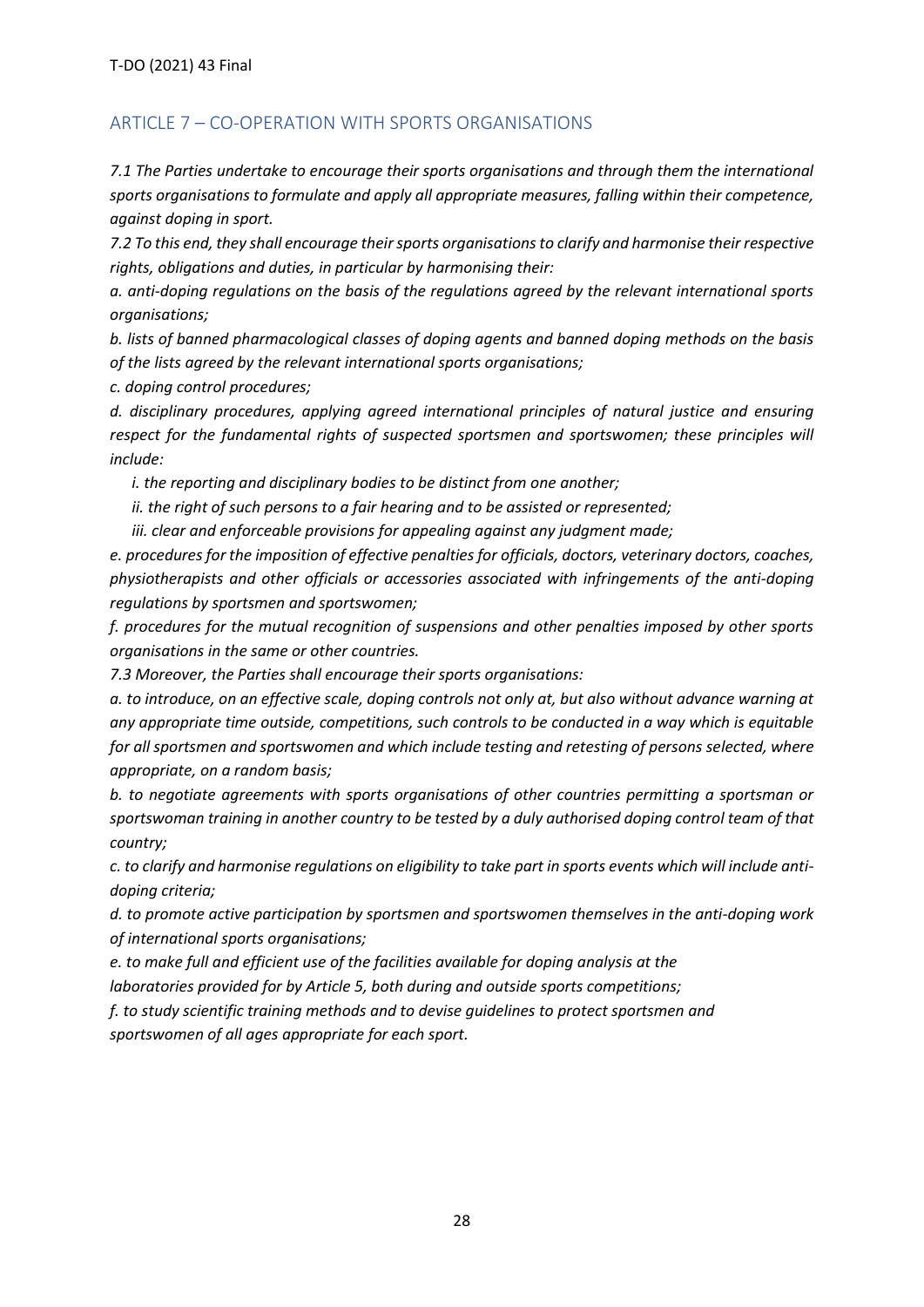## ARTICLE 7 – CO-OPERATION WITH SPORTS ORGANISATIONS

*7.1 The Parties undertake to encourage their sports organisations and through them the international sports organisations to formulate and apply all appropriate measures, falling within their competence, against doping in sport.*

*7.2 To this end, they shall encourage their sports organisations to clarify and harmonise their respective rights, obligations and duties, in particular by harmonising their:*

*a. anti-doping regulations on the basis of the regulations agreed by the relevant international sports organisations;*

*b. lists of banned pharmacological classes of doping agents and banned doping methods on the basis of the lists agreed by the relevant international sports organisations;*

*c. doping control procedures;*

*d. disciplinary procedures, applying agreed international principles of natural justice and ensuring respect for the fundamental rights of suspected sportsmen and sportswomen; these principles will include:*

*i. the reporting and disciplinary bodies to be distinct from one another;*

*ii. the right of such persons to a fair hearing and to be assisted or represented;*

*iii. clear and enforceable provisions for appealing against any judgment made;*

*e. procedures for the imposition of effective penalties for officials, doctors, veterinary doctors, coaches, physiotherapists and other officials or accessories associated with infringements of the anti-doping regulations by sportsmen and sportswomen;*

*f. procedures for the mutual recognition of suspensions and other penalties imposed by other sports organisations in the same or other countries.*

*7.3 Moreover, the Parties shall encourage their sports organisations:*

*a. to introduce, on an effective scale, doping controls not only at, but also without advance warning at any appropriate time outside, competitions, such controls to be conducted in a way which is equitable for all sportsmen and sportswomen and which include testing and retesting of persons selected, where appropriate, on a random basis;*

*b. to negotiate agreements with sports organisations of other countries permitting a sportsman or sportswoman training in another country to be tested by a duly authorised doping control team of that country;*

*c. to clarify and harmonise regulations on eligibility to take part in sports events which will include anti-doping criteria;*

*d. to promote active participation by sportsmen and sportswomen themselves in the anti-doping work of international sports organisations;*

*e. to make full and efficient use of the facilities available for doping analysis at the laboratories provided for by Article 5, both during and outside sports competitions;*

*f. to study scientific training methods and to devise guidelines to protect sportsmen and sportswomen of all ages appropriate for each sport.*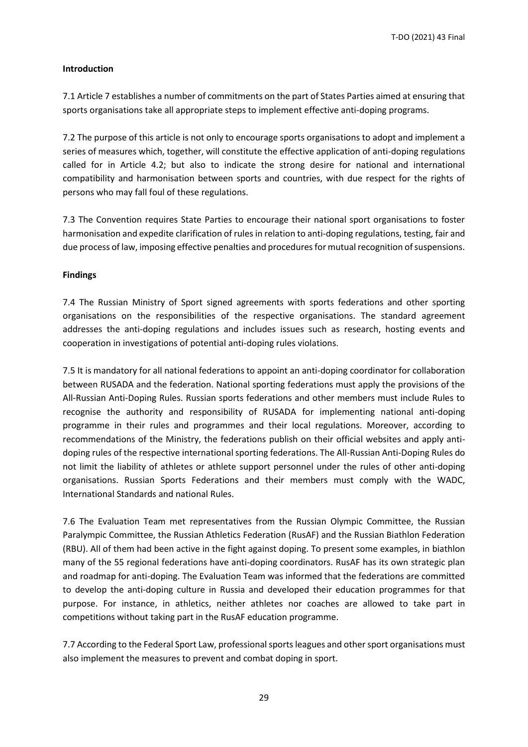**Introduction**

7.1 Article 7 establishes a number of commitments on the part of States Parties aimed at ensuring that sports organisations take all appropriate steps to implement effective anti-doping programs.

7.2 The purpose of this article is not only to encourage sports organisations to adopt and implement a series of measures which, together, will constitute the effective application of anti-doping regulations called for in Article 4.2; but also to indicate the strong desire for national and international compatibility and harmonisation between sports and countries, with due respect for the rights of persons who may fall foul of these regulations.

7.3 The Convention requires State Parties to encourage their national sport organisations to foster harmonisation and expedite clarification of rules in relation to anti-doping regulations, testing, fair and due process of law, imposing effective penalties and procedures for mutual recognition of suspensions.

**Findings**

7.4 The Russian Ministry of Sport signed agreements with sports federations and other sporting organisations on the responsibilities of the respective organisations. The standard agreement addresses the anti-doping regulations and includes issues such as research, hosting events and cooperation in investigations of potential anti-doping rules violations.

7.5 It is mandatory for all national federations to appoint an anti-doping coordinator for collaboration between RUSADA and the federation. National sporting federations must apply the provisions of the All-Russian Anti-Doping Rules. Russian sports federations and other members must include Rules to recognise the authority and responsibility of RUSADA for implementing national anti-doping programme in their rules and programmes and their local regulations. Moreover, according to recommendations of the Ministry, the federations publish on their official websites and apply anti-doping rules of the respective international sporting federations. The All-Russian Anti-Doping Rules do not limit the liability of athletes or athlete support personnel under the rules of other anti-doping organisations. Russian Sports Federations and their members must comply with the WADC, International Standards and national Rules.

7.6 The Evaluation Team met representatives from the Russian Olympic Committee, the Russian Paralympic Committee, the Russian Athletics Federation (RusAF) and the Russian Biathlon Federation (RBU). All of them had been active in the fight against doping. To present some examples, in biathlon many of the 55 regional federations have anti-doping coordinators. RusAF has its own strategic plan and roadmap for anti-doping. The Evaluation Team was informed that the federations are committed to develop the anti-doping culture in Russia and developed their education programmes for that purpose. For instance, in athletics, neither athletes nor coaches are allowed to take part in competitions without taking part in the RusAF education programme.

7.7 According to the Federal Sport Law, professional sports leagues and other sport organisations must also implement the measures to prevent and combat doping in sport.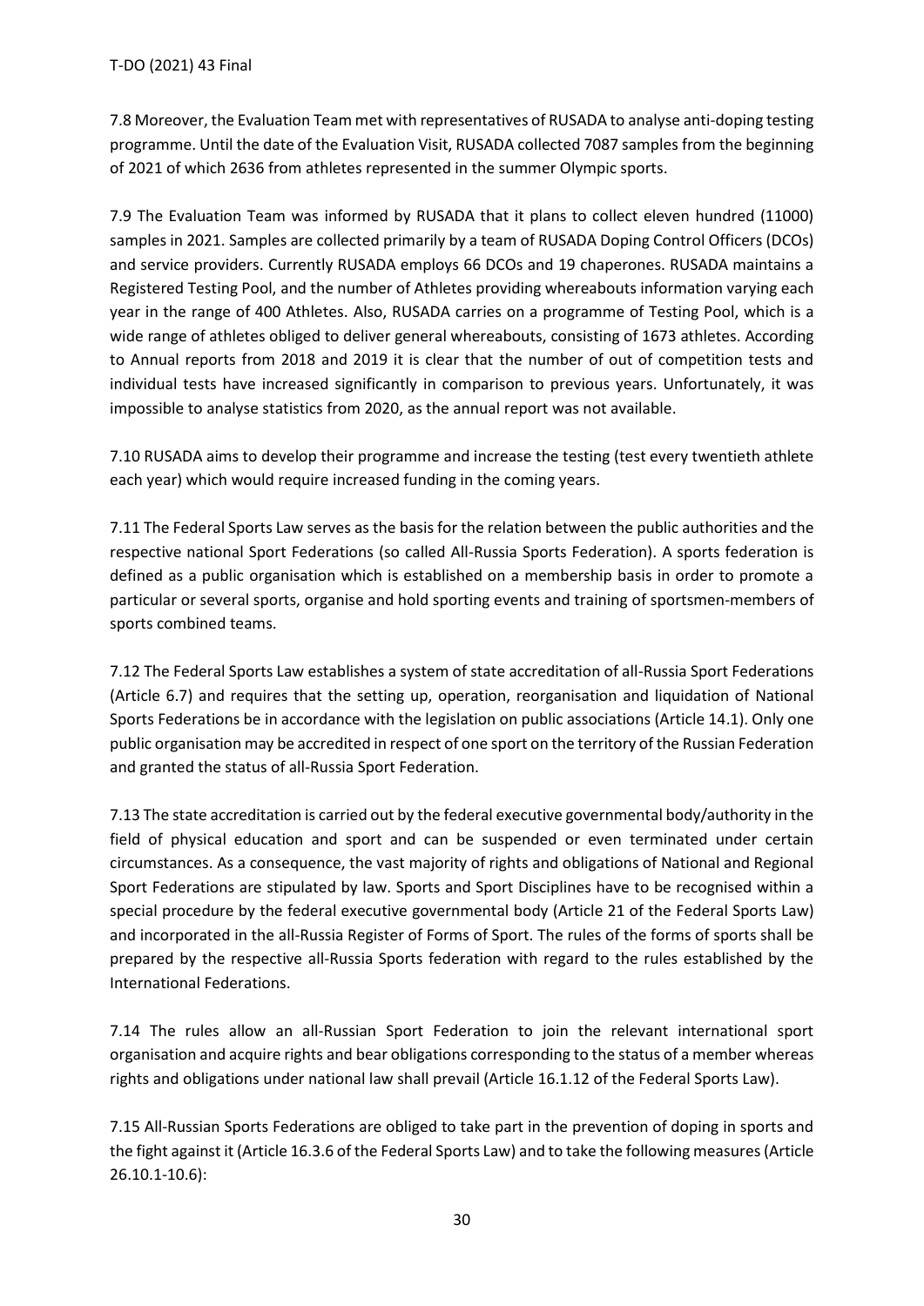7.8 Moreover, the Evaluation Team met with representatives of RUSADA to analyse anti-doping testing programme. Until the date of the Evaluation Visit, RUSADA collected 7087 samples from the beginning of 2021 of which 2636 from athletes represented in the summer Olympic sports.

7.9 The Evaluation Team was informed by RUSADA that it plans to collect eleven hundred (11000) samples in 2021. Samples are collected primarily by a team of RUSADA Doping Control Officers (DCOs) and service providers. Currently RUSADA employs 66 DCOs and 19 chaperones. RUSADA maintains a Registered Testing Pool, and the number of Athletes providing whereabouts information varying each year in the range of 400 Athletes. Also, RUSADA carries on a programme of Testing Pool, which is a wide range of athletes obliged to deliver general whereabouts, consisting of 1673 athletes. According to Annual reports from 2018 and 2019 it is clear that the number of out of competition tests and individual tests have increased significantly in comparison to previous years. Unfortunately, it was impossible to analyse statistics from 2020, as the annual report was not available.

7.10 RUSADA aims to develop their programme and increase the testing (test every twentieth athlete each year) which would require increased funding in the coming years.

7.11 The Federal Sports Law serves as the basis for the relation between the public authorities and the respective national Sport Federations (so called All-Russia Sports Federation). A sports federation is defined as a public organisation which is established on a membership basis in order to promote a particular or several sports, organise and hold sporting events and training of sportsmen-members of sports combined teams.

7.12 The Federal Sports Law establishes a system of state accreditation of all-Russia Sport Federations (Article 6.7) and requires that the setting up, operation, reorganisation and liquidation of National Sports Federations be in accordance with the legislation on public associations (Article 14.1). Only one public organisation may be accredited in respect of one sport on the territory of the Russian Federation and granted the status of all-Russia Sport Federation.

7.13 The state accreditation is carried out by the federal executive governmental body/authority in the field of physical education and sport and can be suspended or even terminated under certain circumstances. As a consequence, the vast majority of rights and obligations of National and Regional Sport Federations are stipulated by law. Sports and Sport Disciplines have to be recognised within a special procedure by the federal executive governmental body (Article 21 of the Federal Sports Law) and incorporated in the all-Russia Register of Forms of Sport. The rules of the forms of sports shall be prepared by the respective all-Russia Sports federation with regard to the rules established by the International Federations.

7.14 The rules allow an all-Russian Sport Federation to join the relevant international sport organisation and acquire rights and bear obligations corresponding to the status of a member whereas rights and obligations under national law shall prevail (Article 16.1.12 of the Federal Sports Law).

7.15 All-Russian Sports Federations are obliged to take part in the prevention of doping in sports and the fight against it (Article 16.3.6 of the Federal Sports Law) and to take the following measures (Article 26.10.1-10.6):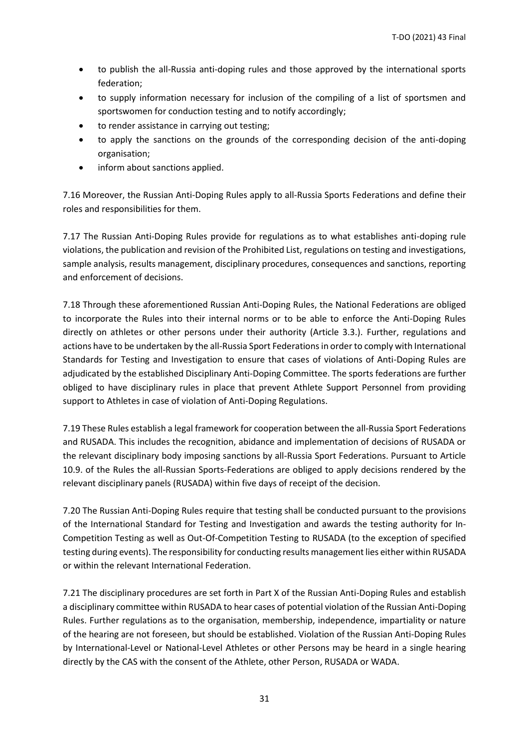- to publish the all-Russia anti-doping rules and those approved by the international sports federation;
- to supply information necessary for inclusion of the compiling of a list of sportsmen and sportswomen for conduction testing and to notify accordingly;
- to render assistance in carrying out testing;
- to apply the sanctions on the grounds of the corresponding decision of the anti-doping organisation;
- inform about sanctions applied.

7.16 Moreover, the Russian Anti-Doping Rules apply to all-Russia Sports Federations and define their roles and responsibilities for them.

7.17 The Russian Anti-Doping Rules provide for regulations as to what establishes anti-doping rule violations, the publication and revision of the Prohibited List, regulations on testing and investigations, sample analysis, results management, disciplinary procedures, consequences and sanctions, reporting and enforcement of decisions.

7.18 Through these aforementioned Russian Anti-Doping Rules, the National Federations are obliged to incorporate the Rules into their internal norms or to be able to enforce the Anti-Doping Rules directly on athletes or other persons under their authority (Article 3.3.). Further, regulations and actions have to be undertaken by the all-Russia Sport Federations in order to comply with International Standards for Testing and Investigation to ensure that cases of violations of Anti-Doping Rules are adjudicated by the established Disciplinary Anti-Doping Committee. The sports federations are further obliged to have disciplinary rules in place that prevent Athlete Support Personnel from providing support to Athletes in case of violation of Anti-Doping Regulations.

7.19 These Rules establish a legal framework for cooperation between the all-Russia Sport Federations and RUSADA. This includes the recognition, abidance and implementation of decisions of RUSADA or the relevant disciplinary body imposing sanctions by all-Russia Sport Federations. Pursuant to Article 10.9. of the Rules the all-Russian Sports-Federations are obliged to apply decisions rendered by the relevant disciplinary panels (RUSADA) within five days of receipt of the decision.

7.20 The Russian Anti-Doping Rules require that testing shall be conducted pursuant to the provisions of the International Standard for Testing and Investigation and awards the testing authority for In-Competition Testing as well as Out-Of-Competition Testing to RUSADA (to the exception of specified testing during events). The responsibility for conducting results management lies either within RUSADA or within the relevant International Federation.

7.21 The disciplinary procedures are set forth in Part X of the Russian Anti-Doping Rules and establish a disciplinary committee within RUSADA to hear cases of potential violation of the Russian Anti-Doping Rules. Further regulations as to the organisation, membership, independence, impartiality or nature of the hearing are not foreseen, but should be established. Violation of the Russian Anti-Doping Rules by International-Level or National-Level Athletes or other Persons may be heard in a single hearing directly by the CAS with the consent of the Athlete, other Person, RUSADA or WADA.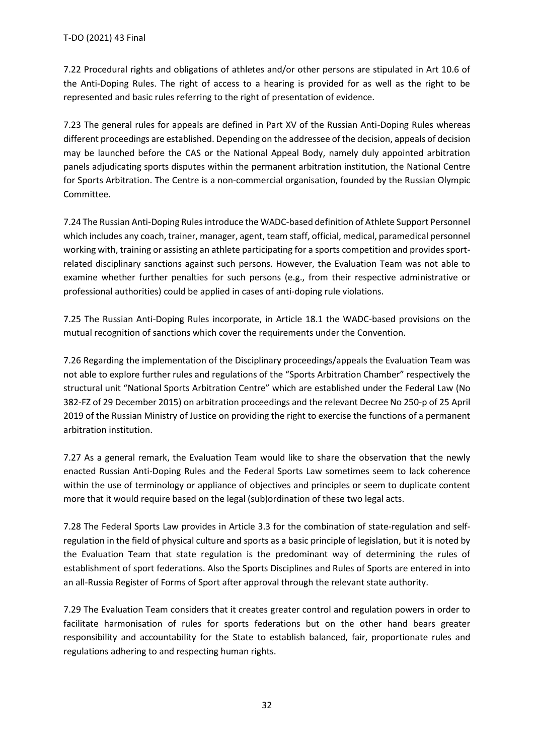7.22 Procedural rights and obligations of athletes and/or other persons are stipulated in Art 10.6 of the Anti-Doping Rules. The right of access to a hearing is provided for as well as the right to be represented and basic rules referring to the right of presentation of evidence.

7.23 The general rules for appeals are defined in Part XV of the Russian Anti-Doping Rules whereas different proceedings are established. Depending on the addressee of the decision, appeals of decision may be launched before the CAS or the National Appeal Body, namely duly appointed arbitration panels adjudicating sports disputes within the permanent arbitration institution, the National Centre for Sports Arbitration. The Centre is a non-commercial organisation, founded by the Russian Olympic Committee.

7.24 The Russian Anti-Doping Rules introduce the WADC-based definition of Athlete Support Personnel which includes any coach, trainer, manager, agent, team staff, official, medical, paramedical personnel working with, training or assisting an athlete participating for a sports competition and provides sport-related disciplinary sanctions against such persons. However, the Evaluation Team was not able to examine whether further penalties for such persons (e.g., from their respective administrative or professional authorities) could be applied in cases of anti-doping rule violations.

7.25 The Russian Anti-Doping Rules incorporate, in Article 18.1 the WADC-based provisions on the mutual recognition of sanctions which cover the requirements under the Convention.

7.26 Regarding the implementation of the Disciplinary proceedings/appeals the Evaluation Team was not able to explore further rules and regulations of the "Sports Arbitration Chamber" respectively the structural unit "National Sports Arbitration Centre" which are established under the Federal Law (No 382-FZ of 29 December 2015) on arbitration proceedings and the relevant Decree No 250-p of 25 April 2019 of the Russian Ministry of Justice on providing the right to exercise the functions of a permanent arbitration institution.

7.27 As a general remark, the Evaluation Team would like to share the observation that the newly enacted Russian Anti-Doping Rules and the Federal Sports Law sometimes seem to lack coherence within the use of terminology or appliance of objectives and principles or seem to duplicate content more that it would require based on the legal (sub)ordination of these two legal acts.

7.28 The Federal Sports Law provides in Article 3.3 for the combination of state-regulation and self-regulation in the field of physical culture and sports as a basic principle of legislation, but it is noted by the Evaluation Team that state regulation is the predominant way of determining the rules of establishment of sport federations. Also the Sports Disciplines and Rules of Sports are entered in into an all-Russia Register of Forms of Sport after approval through the relevant state authority.

7.29 The Evaluation Team considers that it creates greater control and regulation powers in order to facilitate harmonisation of rules for sports federations but on the other hand bears greater responsibility and accountability for the State to establish balanced, fair, proportionate rules and regulations adhering to and respecting human rights.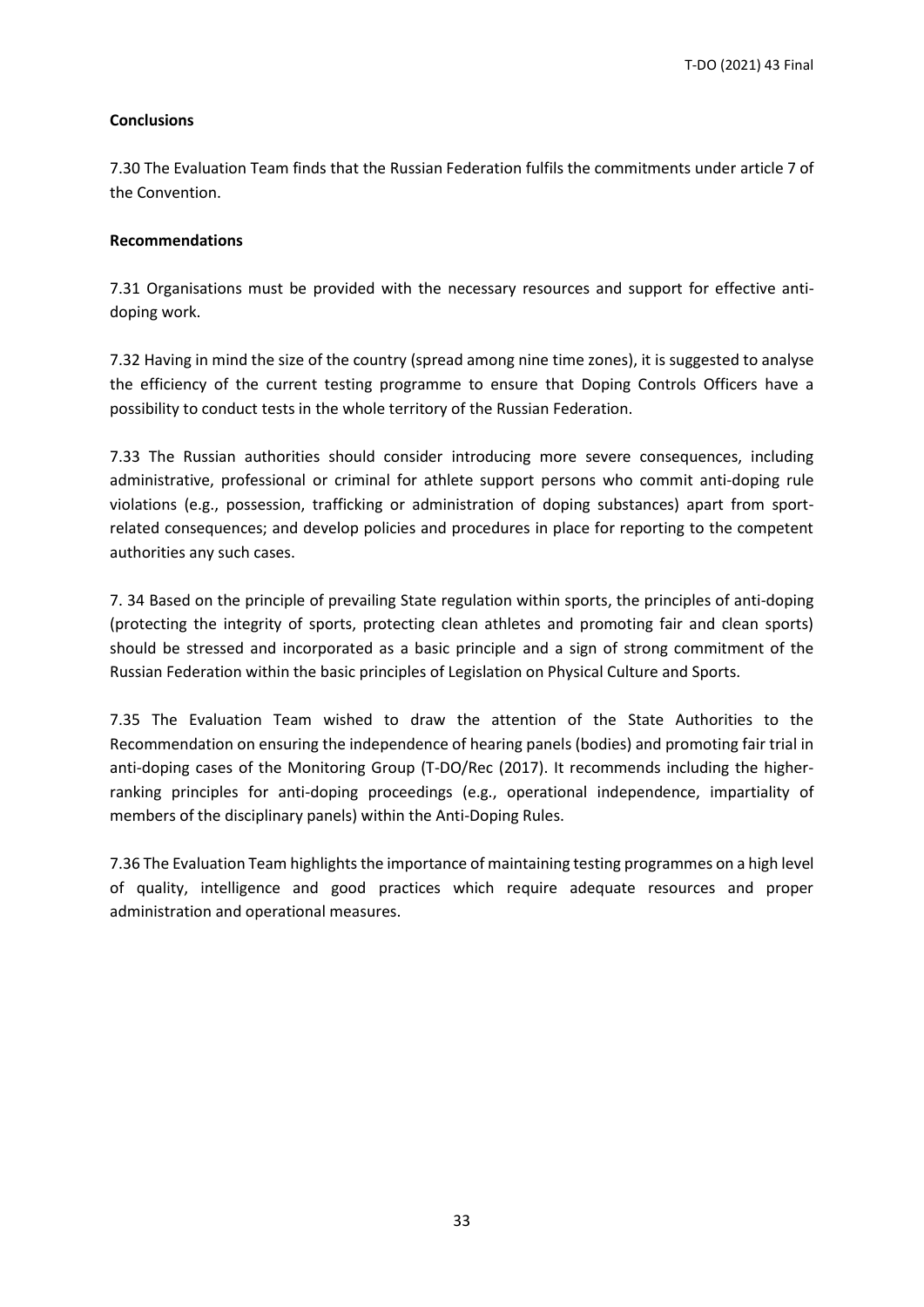**Conclusions**

7.30 The Evaluation Team finds that the Russian Federation fulfils the commitments under article 7 of the Convention.

**Recommendations**

7.31 Organisations must be provided with the necessary resources and support for effective anti-doping work.

7.32 Having in mind the size of the country (spread among nine time zones), it is suggested to analyse the efficiency of the current testing programme to ensure that Doping Controls Officers have a possibility to conduct tests in the whole territory of the Russian Federation.

7.33 The Russian authorities should consider introducing more severe consequences, including administrative, professional or criminal for athlete support persons who commit anti-doping rule violations (e.g., possession, trafficking or administration of doping substances) apart from sport-related consequences; and develop policies and procedures in place for reporting to the competent authorities any such cases.

7. 34 Based on the principle of prevailing State regulation within sports, the principles of anti-doping (protecting the integrity of sports, protecting clean athletes and promoting fair and clean sports) should be stressed and incorporated as a basic principle and a sign of strong commitment of the Russian Federation within the basic principles of Legislation on Physical Culture and Sports.

7.35 The Evaluation Team wished to draw the attention of the State Authorities to the Recommendation on ensuring the independence of hearing panels (bodies) and promoting fair trial in anti-doping cases of the Monitoring Group (T-DO/Rec (2017). It recommends including the higher-ranking principles for anti-doping proceedings (e.g., operational independence, impartiality of members of the disciplinary panels) within the Anti-Doping Rules.

7.36 The Evaluation Team highlights the importance of maintaining testing programmes on a high level of quality, intelligence and good practices which require adequate resources and proper administration and operational measures.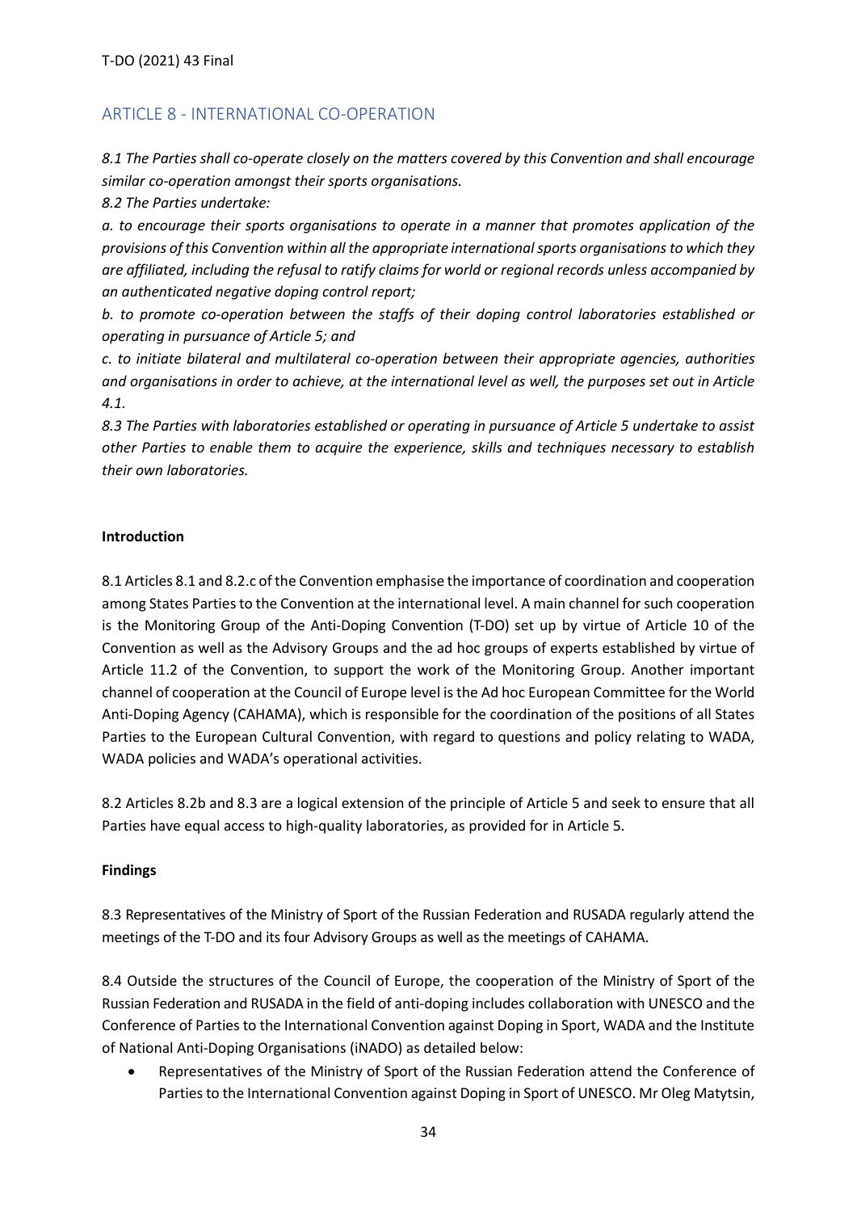## ARTICLE 8 - INTERNATIONAL CO-OPERATION

*8.1 The Parties shall co-operate closely on the matters covered by this Convention and shall encourage similar co-operation amongst their sports organisations.*

*8.2 The Parties undertake:*

*a. to encourage their sports organisations to operate in a manner that promotes application of the provisions of this Convention within all the appropriate international sports organisations to which they are affiliated, including the refusal to ratify claims for world or regional records unless accompanied by an authenticated negative doping control report;*

*b. to promote co-operation between the staffs of their doping control laboratories established or operating in pursuance of Article 5; and*

*c. to initiate bilateral and multilateral co-operation between their appropriate agencies, authorities and organisations in order to achieve, at the international level as well, the purposes set out in Article 4.1.*

*8.3 The Parties with laboratories established or operating in pursuance of Article 5 undertake to assist other Parties to enable them to acquire the experience, skills and techniques necessary to establish their own laboratories.*

**Introduction**

8.1 Articles 8.1 and 8.2.c of the Convention emphasise the importance of coordination and cooperation among States Parties to the Convention at the international level. A main channel for such cooperation is the Monitoring Group of the Anti-Doping Convention (T-DO) set up by virtue of Article 10 of the Convention as well as the Advisory Groups and the ad hoc groups of experts established by virtue of Article 11.2 of the Convention, to support the work of the Monitoring Group. Another important channel of cooperation at the Council of Europe level is the Ad hoc European Committee for the World Anti-Doping Agency (CAHAMA), which is responsible for the coordination of the positions of all States Parties to the European Cultural Convention, with regard to questions and policy relating to WADA, WADA policies and WADA's operational activities.

8.2 Articles 8.2b and 8.3 are a logical extension of the principle of Article 5 and seek to ensure that all Parties have equal access to high-quality laboratories, as provided for in Article 5.

**Findings**

8.3 Representatives of the Ministry of Sport of the Russian Federation and RUSADA regularly attend the meetings of the T-DO and its four Advisory Groups as well as the meetings of CAHAMA.

8.4 Outside the structures of the Council of Europe, the cooperation of the Ministry of Sport of the Russian Federation and RUSADA in the field of anti-doping includes collaboration with UNESCO and the Conference of Parties to the International Convention against Doping in Sport, WADA and the Institute of National Anti-Doping Organisations (iNADO) as detailed below:

- Representatives of the Ministry of Sport of the Russian Federation attend the Conference of Parties to the International Convention against Doping in Sport of UNESCO. Mr Oleg Matytsin,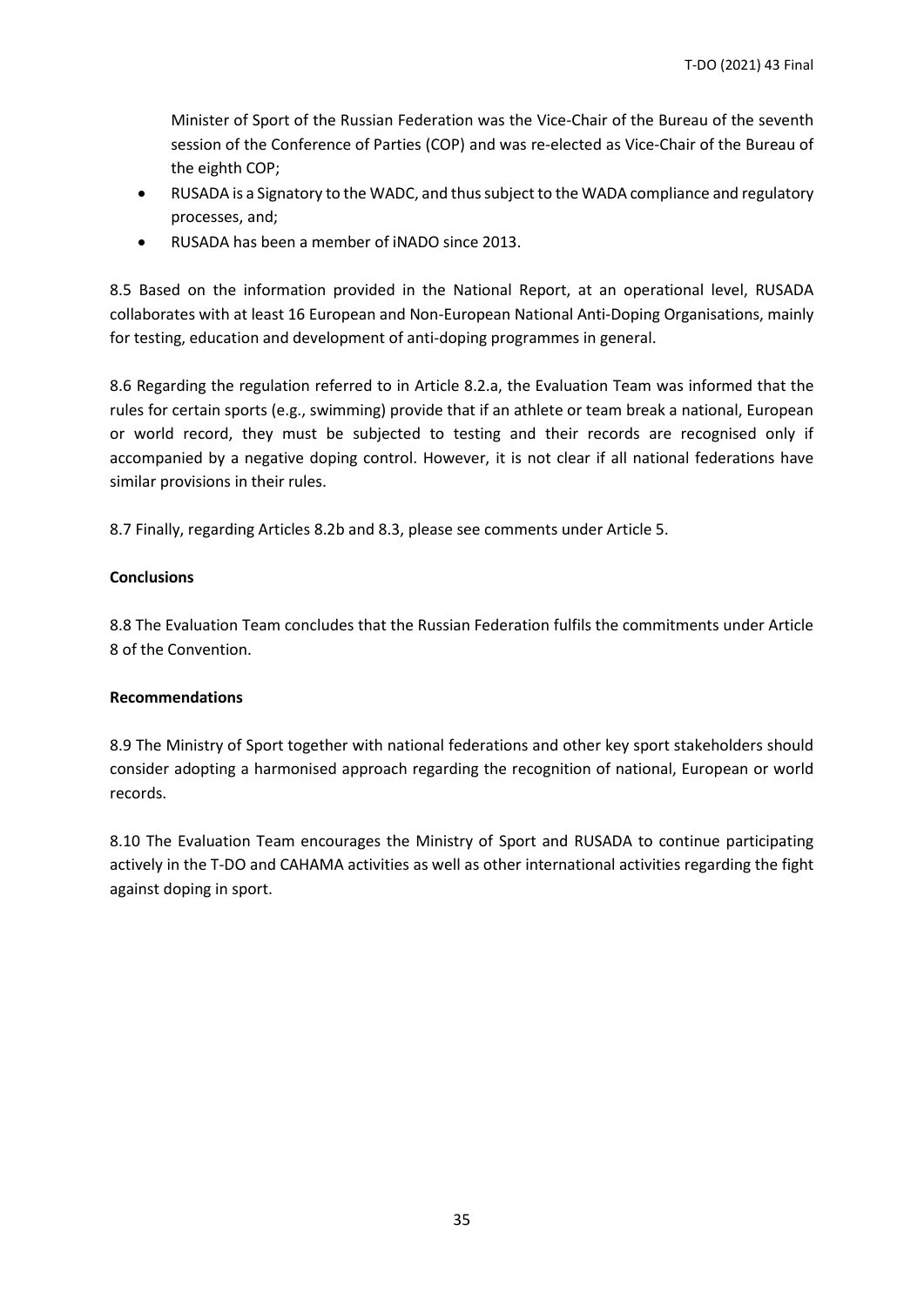Minister of Sport of the Russian Federation was the Vice-Chair of the Bureau of the seventh session of the Conference of Parties (COP) and was re-elected as Vice-Chair of the Bureau of the eighth COP;

- RUSADA is a Signatory to the WADC, and thus subject to the WADA compliance and regulatory processes, and;
- RUSADA has been a member of iNADO since 2013.

8.5 Based on the information provided in the National Report, at an operational level, RUSADA collaborates with at least 16 European and Non-European National Anti-Doping Organisations, mainly for testing, education and development of anti-doping programmes in general.

8.6 Regarding the regulation referred to in Article 8.2.a, the Evaluation Team was informed that the rules for certain sports (e.g., swimming) provide that if an athlete or team break a national, European or world record, they must be subjected to testing and their records are recognised only if accompanied by a negative doping control. However, it is not clear if all national federations have similar provisions in their rules.

8.7 Finally, regarding Articles 8.2b and 8.3, please see comments under Article 5.

**Conclusions**

8.8 The Evaluation Team concludes that the Russian Federation fulfils the commitments under Article 8 of the Convention.

**Recommendations**

8.9 The Ministry of Sport together with national federations and other key sport stakeholders should consider adopting a harmonised approach regarding the recognition of national, European or world records.

8.10 The Evaluation Team encourages the Ministry of Sport and RUSADA to continue participating actively in the T-DO and CAHAMA activities as well as other international activities regarding the fight against doping in sport.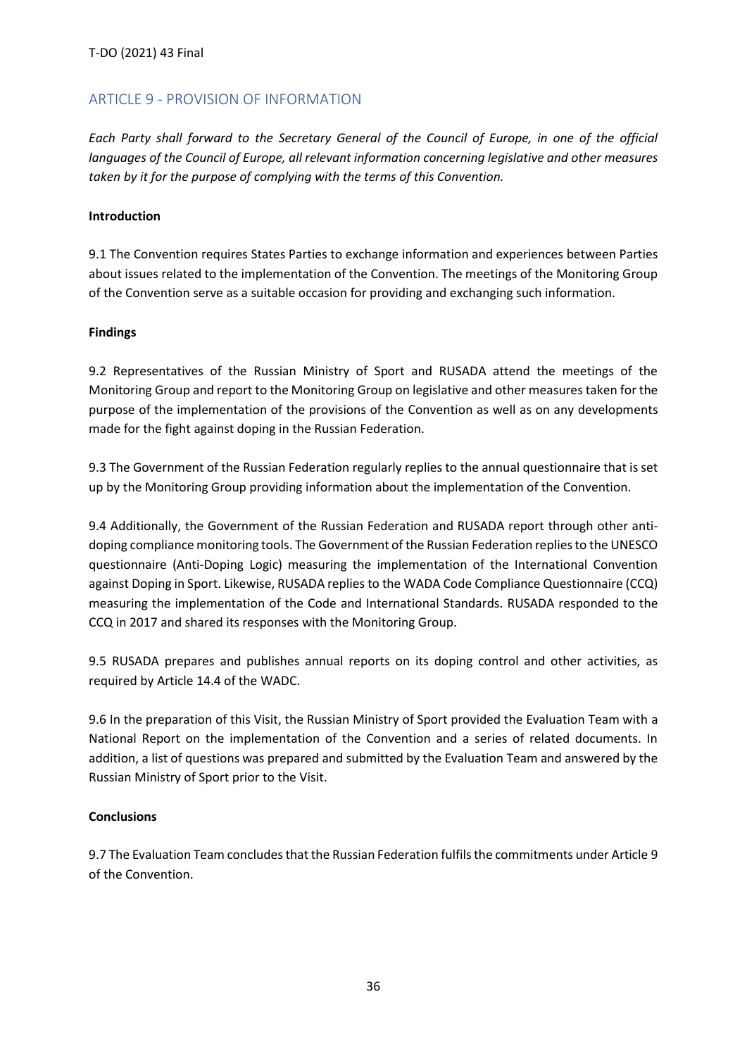## ARTICLE 9 - PROVISION OF INFORMATION

*Each Party shall forward to the Secretary General of the Council of Europe, in one of the official languages of the Council of Europe, all relevant information concerning legislative and other measures taken by it for the purpose of complying with the terms of this Convention.*

**Introduction**

9.1 The Convention requires States Parties to exchange information and experiences between Parties about issues related to the implementation of the Convention. The meetings of the Monitoring Group of the Convention serve as a suitable occasion for providing and exchanging such information.

**Findings**

9.2 Representatives of the Russian Ministry of Sport and RUSADA attend the meetings of the Monitoring Group and report to the Monitoring Group on legislative and other measures taken for the purpose of the implementation of the provisions of the Convention as well as on any developments made for the fight against doping in the Russian Federation.

9.3 The Government of the Russian Federation regularly replies to the annual questionnaire that is set up by the Monitoring Group providing information about the implementation of the Convention.

9.4 Additionally, the Government of the Russian Federation and RUSADA report through other anti-doping compliance monitoring tools. The Government of the Russian Federation replies to the UNESCO questionnaire (Anti-Doping Logic) measuring the implementation of the International Convention against Doping in Sport. Likewise, RUSADA replies to the WADA Code Compliance Questionnaire (CCQ) measuring the implementation of the Code and International Standards. RUSADA responded to the CCQ in 2017 and shared its responses with the Monitoring Group.

9.5 RUSADA prepares and publishes annual reports on its doping control and other activities, as required by Article 14.4 of the WADC.

9.6 In the preparation of this Visit, the Russian Ministry of Sport provided the Evaluation Team with a National Report on the implementation of the Convention and a series of related documents. In addition, a list of questions was prepared and submitted by the Evaluation Team and answered by the Russian Ministry of Sport prior to the Visit.

**Conclusions**

9.7 The Evaluation Team concludes that the Russian Federation fulfils the commitments under Article 9 of the Convention.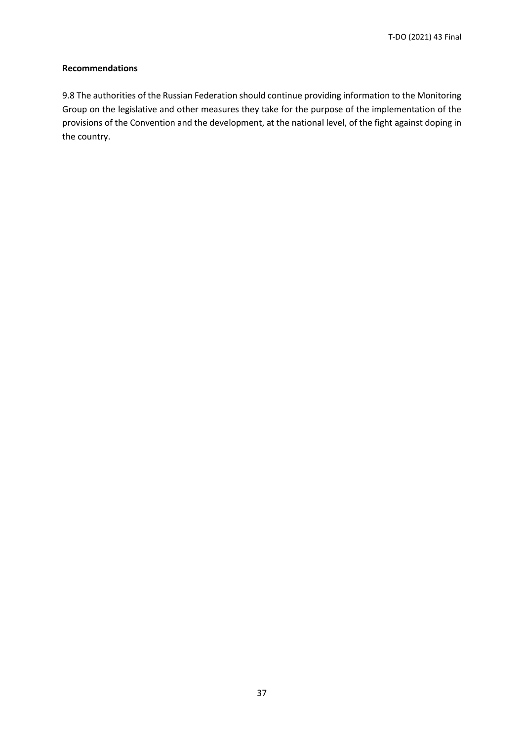**Recommendations**

9.8 The authorities of the Russian Federation should continue providing information to the Monitoring Group on the legislative and other measures they take for the purpose of the implementation of the provisions of the Convention and the development, at the national level, of the fight against doping in the country.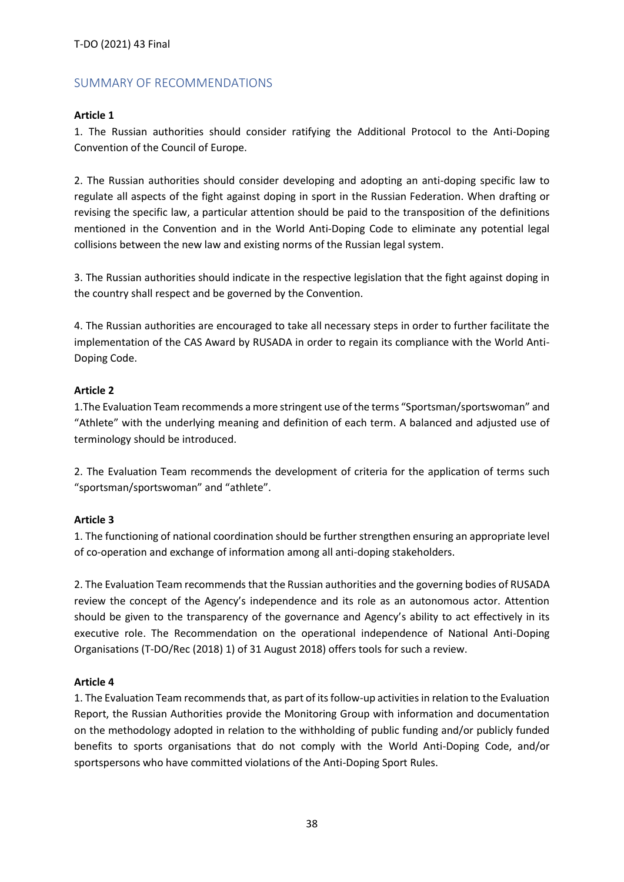## SUMMARY OF RECOMMENDATIONS

**Article 1**

1. The Russian authorities should consider ratifying the Additional Protocol to the Anti-Doping Convention of the Council of Europe.

2. The Russian authorities should consider developing and adopting an anti-doping specific law to regulate all aspects of the fight against doping in sport in the Russian Federation. When drafting or revising the specific law, a particular attention should be paid to the transposition of the definitions mentioned in the Convention and in the World Anti-Doping Code to eliminate any potential legal collisions between the new law and existing norms of the Russian legal system.

3. The Russian authorities should indicate in the respective legislation that the fight against doping in the country shall respect and be governed by the Convention.

4. The Russian authorities are encouraged to take all necessary steps in order to further facilitate the implementation of the CAS Award by RUSADA in order to regain its compliance with the World Anti-Doping Code.

**Article 2**

1.The Evaluation Team recommends a more stringent use of the terms "Sportsman/sportswoman" and "Athlete" with the underlying meaning and definition of each term. A balanced and adjusted use of terminology should be introduced.

2. The Evaluation Team recommends the development of criteria for the application of terms such "sportsman/sportswoman" and "athlete".

**Article 3**

1. The functioning of national coordination should be further strengthen ensuring an appropriate level of co-operation and exchange of information among all anti-doping stakeholders.

2. The Evaluation Team recommends that the Russian authorities and the governing bodies of RUSADA review the concept of the Agency's independence and its role as an autonomous actor. Attention should be given to the transparency of the governance and Agency's ability to act effectively in its executive role. The Recommendation on the operational independence of National Anti-Doping Organisations (T-DO/Rec (2018) 1) of 31 August 2018) offers tools for such a review.

**Article 4**

1. The Evaluation Team recommends that, as part of its follow-up activities in relation to the Evaluation Report, the Russian Authorities provide the Monitoring Group with information and documentation on the methodology adopted in relation to the withholding of public funding and/or publicly funded benefits to sports organisations that do not comply with the World Anti-Doping Code, and/or sportspersons who have committed violations of the Anti-Doping Sport Rules.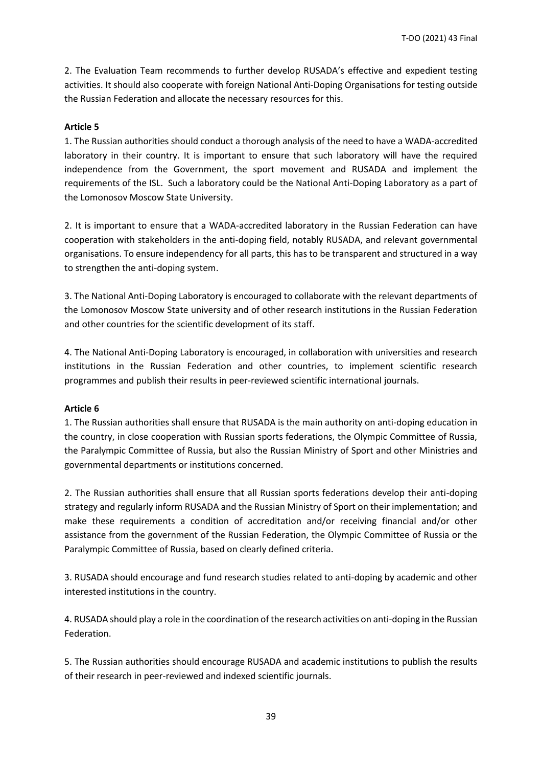2. The Evaluation Team recommends to further develop RUSADA's effective and expedient testing activities. It should also cooperate with foreign National Anti-Doping Organisations for testing outside the Russian Federation and allocate the necessary resources for this.

**Article 5**

1. The Russian authorities should conduct a thorough analysis of the need to have a WADA-accredited laboratory in their country. It is important to ensure that such laboratory will have the required independence from the Government, the sport movement and RUSADA and implement the requirements of the ISL. Such a laboratory could be the National Anti-Doping Laboratory as a part of the Lomonosov Moscow State University.

2. It is important to ensure that a WADA-accredited laboratory in the Russian Federation can have cooperation with stakeholders in the anti-doping field, notably RUSADA, and relevant governmental organisations. To ensure independency for all parts, this has to be transparent and structured in a way to strengthen the anti-doping system.

3. The National Anti-Doping Laboratory is encouraged to collaborate with the relevant departments of the Lomonosov Moscow State university and of other research institutions in the Russian Federation and other countries for the scientific development of its staff.

4. The National Anti-Doping Laboratory is encouraged, in collaboration with universities and research institutions in the Russian Federation and other countries, to implement scientific research programmes and publish their results in peer-reviewed scientific international journals.

**Article 6**

1. The Russian authorities shall ensure that RUSADA is the main authority on anti-doping education in the country, in close cooperation with Russian sports federations, the Olympic Committee of Russia, the Paralympic Committee of Russia, but also the Russian Ministry of Sport and other Ministries and governmental departments or institutions concerned.

2. The Russian authorities shall ensure that all Russian sports federations develop their anti-doping strategy and regularly inform RUSADA and the Russian Ministry of Sport on their implementation; and make these requirements a condition of accreditation and/or receiving financial and/or other assistance from the government of the Russian Federation, the Olympic Committee of Russia or the Paralympic Committee of Russia, based on clearly defined criteria.

3. RUSADA should encourage and fund research studies related to anti-doping by academic and other interested institutions in the country.

4. RUSADA should play a role in the coordination of the research activities on anti-doping in the Russian Federation.

5. The Russian authorities should encourage RUSADA and academic institutions to publish the results of their research in peer-reviewed and indexed scientific journals.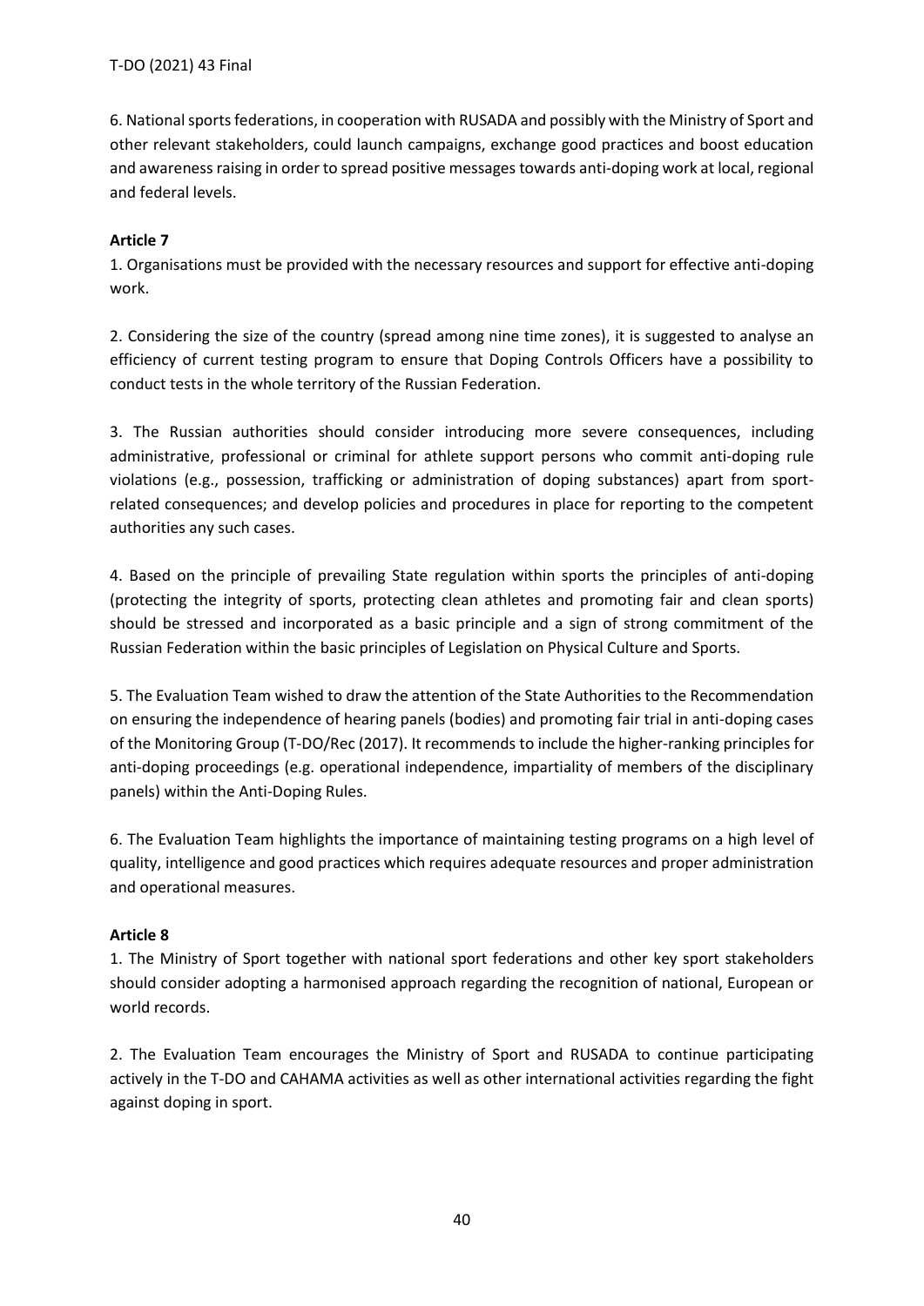6. National sports federations, in cooperation with RUSADA and possibly with the Ministry of Sport and other relevant stakeholders, could launch campaigns, exchange good practices and boost education and awareness raising in order to spread positive messages towards anti-doping work at local, regional and federal levels.

**Article 7**

1. Organisations must be provided with the necessary resources and support for effective anti-doping work.

2. Considering the size of the country (spread among nine time zones), it is suggested to analyse an efficiency of current testing program to ensure that Doping Controls Officers have a possibility to conduct tests in the whole territory of the Russian Federation.

3. The Russian authorities should consider introducing more severe consequences, including administrative, professional or criminal for athlete support persons who commit anti-doping rule violations (e.g., possession, trafficking or administration of doping substances) apart from sport-related consequences; and develop policies and procedures in place for reporting to the competent authorities any such cases.

4. Based on the principle of prevailing State regulation within sports the principles of anti-doping (protecting the integrity of sports, protecting clean athletes and promoting fair and clean sports) should be stressed and incorporated as a basic principle and a sign of strong commitment of the Russian Federation within the basic principles of Legislation on Physical Culture and Sports.

5. The Evaluation Team wished to draw the attention of the State Authorities to the Recommendation on ensuring the independence of hearing panels (bodies) and promoting fair trial in anti-doping cases of the Monitoring Group (T-DO/Rec (2017). It recommends to include the higher-ranking principles for anti-doping proceedings (e.g. operational independence, impartiality of members of the disciplinary panels) within the Anti-Doping Rules.

6. The Evaluation Team highlights the importance of maintaining testing programs on a high level of quality, intelligence and good practices which requires adequate resources and proper administration and operational measures.

**Article 8**

1. The Ministry of Sport together with national sport federations and other key sport stakeholders should consider adopting a harmonised approach regarding the recognition of national, European or world records.

2. The Evaluation Team encourages the Ministry of Sport and RUSADA to continue participating actively in the T-DO and CAHAMA activities as well as other international activities regarding the fight against doping in sport.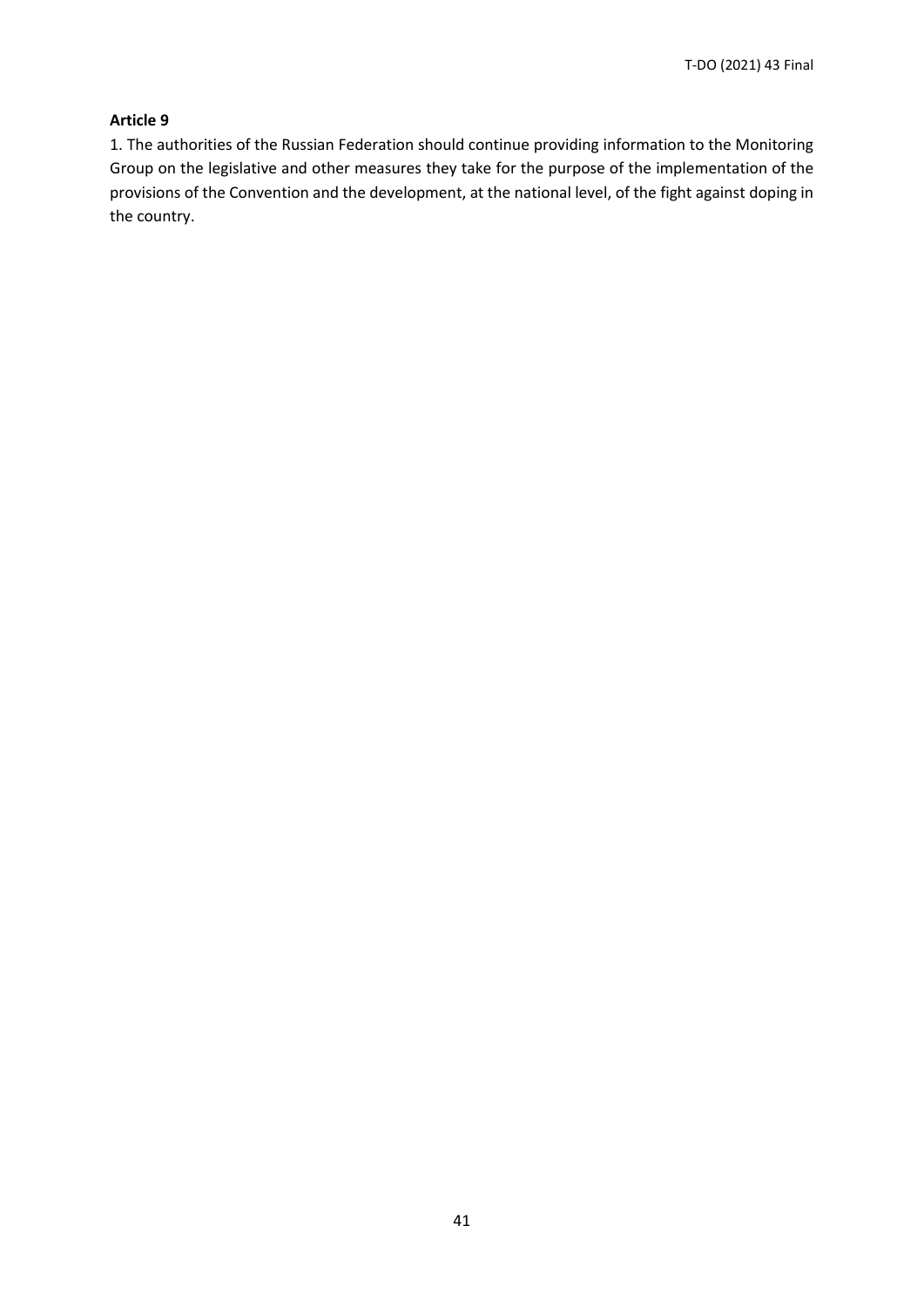**Article 9**

1. The authorities of the Russian Federation should continue providing information to the Monitoring Group on the legislative and other measures they take for the purpose of the implementation of the provisions of the Convention and the development, at the national level, of the fight against doping in the country.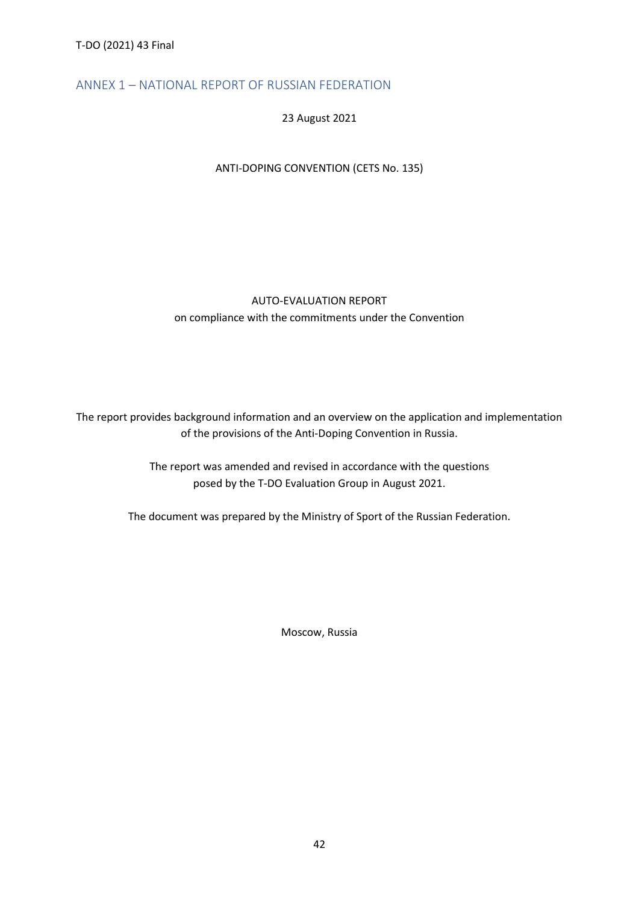## ANNEX 1 – NATIONAL REPORT OF RUSSIAN FEDERATION

23 August 2021

ANTI-DOPING CONVENTION (CETS No. 135)

AUTO-EVALUATION REPORT
on compliance with the commitments under the Convention

The report provides background information and an overview on the application and implementation of the provisions of the Anti-Doping Convention in Russia.

The report was amended and revised in accordance with the questions posed by the T-DO Evaluation Group in August 2021.

The document was prepared by the Ministry of Sport of the Russian Federation.

Moscow, Russia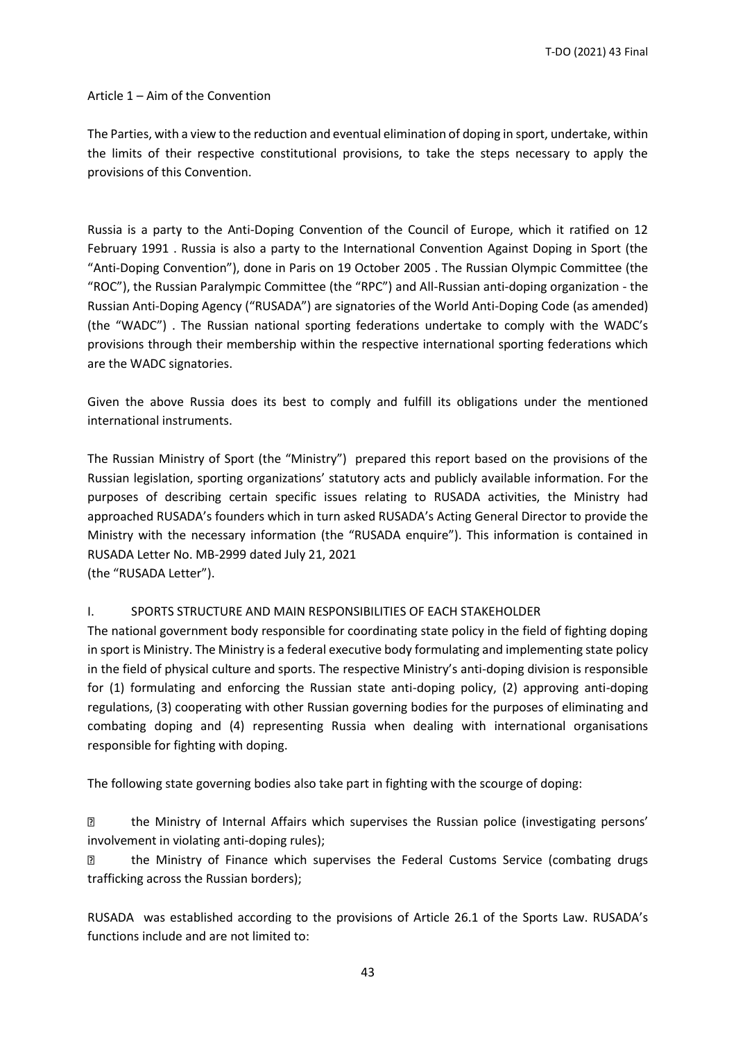Article 1 – Aim of the Convention

The Parties, with a view to the reduction and eventual elimination of doping in sport, undertake, within the limits of their respective constitutional provisions, to take the steps necessary to apply the provisions of this Convention.

Russia is a party to the Anti-Doping Convention of the Council of Europe, which it ratified on 12 February 1991 . Russia is also a party to the International Convention Against Doping in Sport (the "Anti-Doping Convention"), done in Paris on 19 October 2005 . The Russian Olympic Committee (the "ROC"), the Russian Paralympic Committee (the "RPC") and All-Russian anti-doping organization - the Russian Anti-Doping Agency ("RUSADA") are signatories of the World Anti-Doping Code (as amended) (the "WADC") . The Russian national sporting federations undertake to comply with the WADC's provisions through their membership within the respective international sporting federations which are the WADC signatories.

Given the above Russia does its best to comply and fulfill its obligations under the mentioned international instruments.

The Russian Ministry of Sport (the "Ministry") prepared this report based on the provisions of the Russian legislation, sporting organizations' statutory acts and publicly available information. For the purposes of describing certain specific issues relating to RUSADA activities, the Ministry had approached RUSADA's founders which in turn asked RUSADA's Acting General Director to provide the Ministry with the necessary information (the "RUSADA enquire"). This information is contained in RUSADA Letter No. MB-2999 dated July 21, 2021 (the "RUSADA Letter").

## I. SPORTS STRUCTURE AND MAIN RESPONSIBILITIES OF EACH STAKEHOLDER

The national government body responsible for coordinating state policy in the field of fighting doping in sport is Ministry. The Ministry is a federal executive body formulating and implementing state policy in the field of physical culture and sports. The respective Ministry's anti-doping division is responsible for (1) formulating and enforcing the Russian state anti-doping policy, (2) approving anti-doping regulations, (3) cooperating with other Russian governing bodies for the purposes of eliminating and combating doping and (4) representing Russia when dealing with international organisations responsible for fighting with doping.

The following state governing bodies also take part in fighting with the scourge of doping:

- the Ministry of Internal Affairs which supervises the Russian police (investigating persons' involvement in violating anti-doping rules);
- the Ministry of Finance which supervises the Federal Customs Service (combating drugs trafficking across the Russian borders);

RUSADA was established according to the provisions of Article 26.1 of the Sports Law. RUSADA's functions include and are not limited to: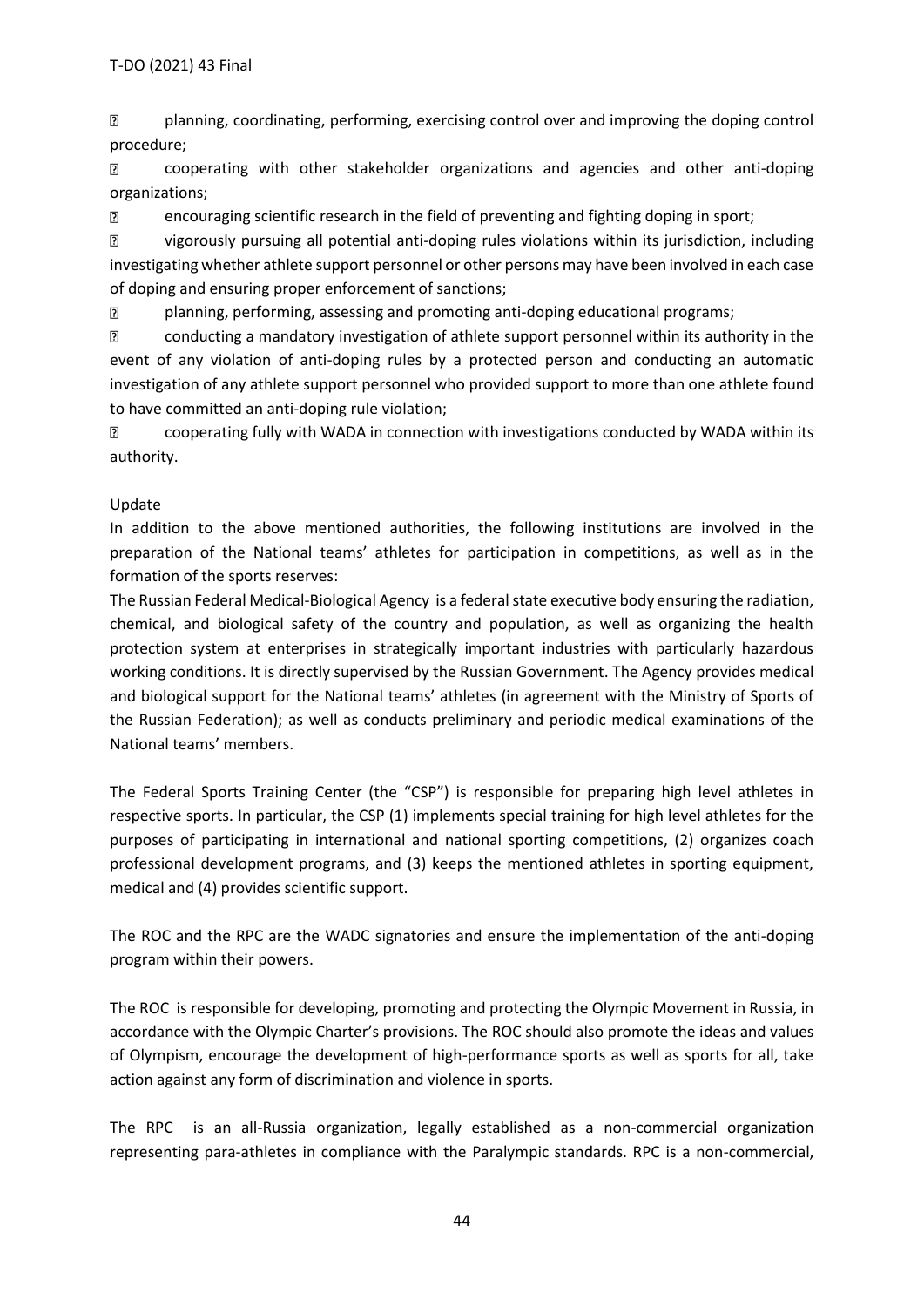- planning, coordinating, performing, exercising control over and improving the doping control procedure;
- cooperating with other stakeholder organizations and agencies and other anti-doping organizations;
- encouraging scientific research in the field of preventing and fighting doping in sport;
- vigorously pursuing all potential anti-doping rules violations within its jurisdiction, including investigating whether athlete support personnel or other persons may have been involved in each case of doping and ensuring proper enforcement of sanctions;
- planning, performing, assessing and promoting anti-doping educational programs;
- conducting a mandatory investigation of athlete support personnel within its authority in the event of any violation of anti-doping rules by a protected person and conducting an automatic investigation of any athlete support personnel who provided support to more than one athlete found to have committed an anti-doping rule violation;
- cooperating fully with WADA in connection with investigations conducted by WADA within its authority.

Update

In addition to the above mentioned authorities, the following institutions are involved in the preparation of the National teams' athletes for participation in competitions, as well as in the formation of the sports reserves:

The Russian Federal Medical-Biological Agency is a federal state executive body ensuring the radiation, chemical, and biological safety of the country and population, as well as organizing the health protection system at enterprises in strategically important industries with particularly hazardous working conditions. It is directly supervised by the Russian Government. The Agency provides medical and biological support for the National teams' athletes (in agreement with the Ministry of Sports of the Russian Federation); as well as conducts preliminary and periodic medical examinations of the National teams' members.

The Federal Sports Training Center (the "CSP") is responsible for preparing high level athletes in respective sports. In particular, the CSP (1) implements special training for high level athletes for the purposes of participating in international and national sporting competitions, (2) organizes coach professional development programs, and (3) keeps the mentioned athletes in sporting equipment, medical and (4) provides scientific support.

The ROC and the RPC are the WADC signatories and ensure the implementation of the anti-doping program within their powers.

The ROC is responsible for developing, promoting and protecting the Olympic Movement in Russia, in accordance with the Olympic Charter's provisions. The ROC should also promote the ideas and values of Olympism, encourage the development of high-performance sports as well as sports for all, take action against any form of discrimination and violence in sports.

The RPC is an all-Russia organization, legally established as a non-commercial organization representing para-athletes in compliance with the Paralympic standards. RPC is a non-commercial,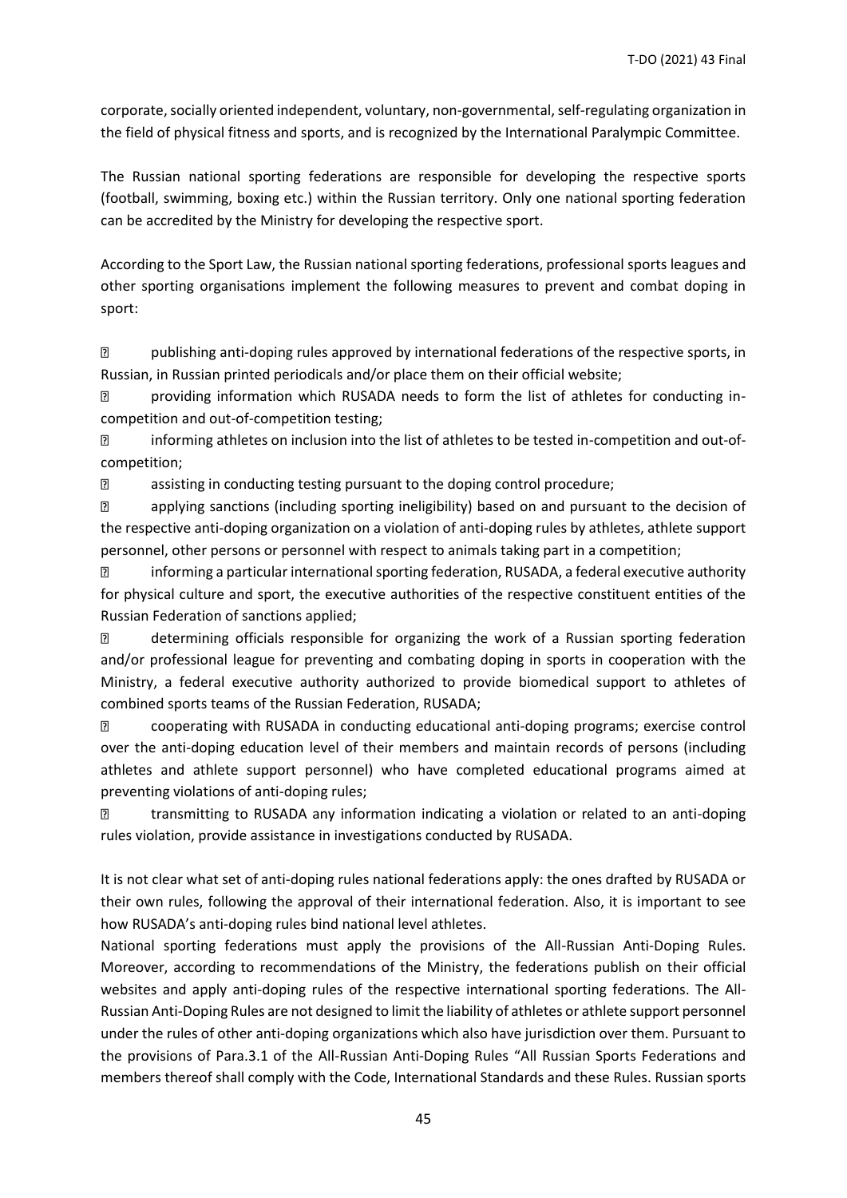corporate, socially oriented independent, voluntary, non-governmental, self-regulating organization in the field of physical fitness and sports, and is recognized by the International Paralympic Committee.

The Russian national sporting federations are responsible for developing the respective sports (football, swimming, boxing etc.) within the Russian territory. Only one national sporting federation can be accredited by the Ministry for developing the respective sport.

According to the Sport Law, the Russian national sporting federations, professional sports leagues and other sporting organisations implement the following measures to prevent and combat doping in sport:

- publishing anti-doping rules approved by international federations of the respective sports, in Russian, in Russian printed periodicals and/or place them on their official website;
- providing information which RUSADA needs to form the list of athletes for conducting in-competition and out-of-competition testing;
- informing athletes on inclusion into the list of athletes to be tested in-competition and out-of-competition;
- assisting in conducting testing pursuant to the doping control procedure;
- applying sanctions (including sporting ineligibility) based on and pursuant to the decision of the respective anti-doping organization on a violation of anti-doping rules by athletes, athlete support personnel, other persons or personnel with respect to animals taking part in a competition;
- informing a particular international sporting federation, RUSADA, a federal executive authority for physical culture and sport, the executive authorities of the respective constituent entities of the Russian Federation of sanctions applied;
- determining officials responsible for organizing the work of a Russian sporting federation and/or professional league for preventing and combating doping in sports in cooperation with the Ministry, a federal executive authority authorized to provide biomedical support to athletes of combined sports teams of the Russian Federation, RUSADA;
- cooperating with RUSADA in conducting educational anti-doping programs; exercise control over the anti-doping education level of their members and maintain records of persons (including athletes and athlete support personnel) who have completed educational programs aimed at preventing violations of anti-doping rules;
- transmitting to RUSADA any information indicating a violation or related to an anti-doping rules violation, provide assistance in investigations conducted by RUSADA.

It is not clear what set of anti-doping rules national federations apply: the ones drafted by RUSADA or their own rules, following the approval of their international federation. Also, it is important to see how RUSADA's anti-doping rules bind national level athletes.

National sporting federations must apply the provisions of the All-Russian Anti-Doping Rules. Moreover, according to recommendations of the Ministry, the federations publish on their official websites and apply anti-doping rules of the respective international sporting federations. The All-Russian Anti-Doping Rules are not designed to limit the liability of athletes or athlete support personnel under the rules of other anti-doping organizations which also have jurisdiction over them. Pursuant to the provisions of Para.3.1 of the All-Russian Anti-Doping Rules "All Russian Sports Federations and members thereof shall comply with the Code, International Standards and these Rules. Russian sports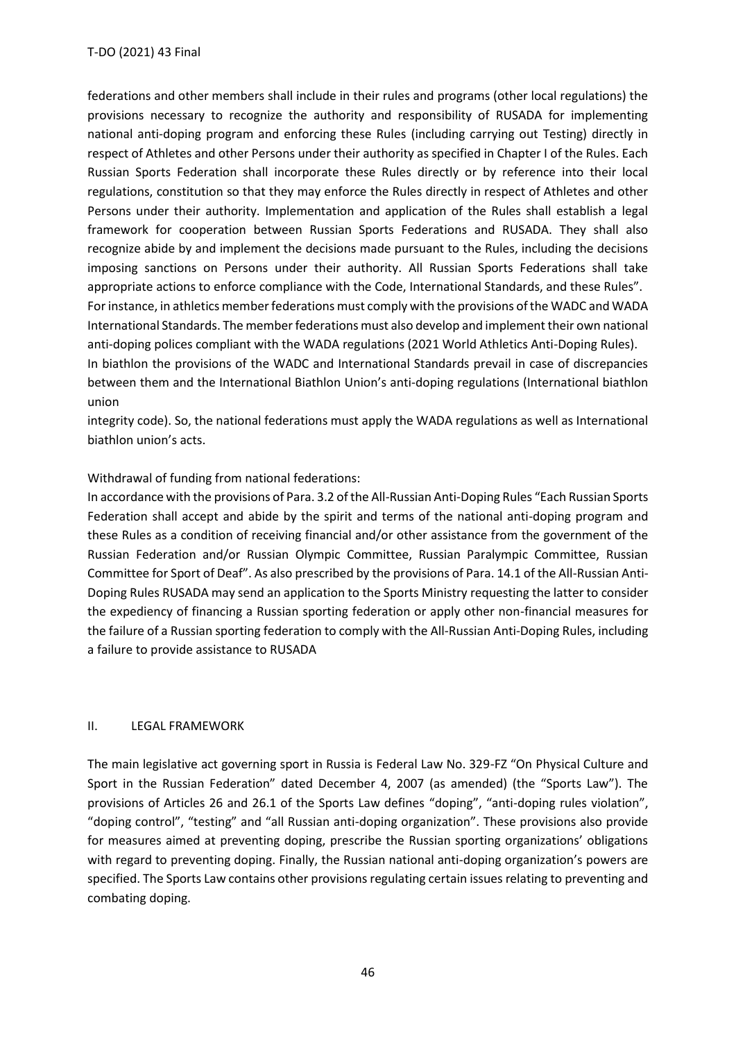federations and other members shall include in their rules and programs (other local regulations) the provisions necessary to recognize the authority and responsibility of RUSADA for implementing national anti-doping program and enforcing these Rules (including carrying out Testing) directly in respect of Athletes and other Persons under their authority as specified in Chapter I of the Rules. Each Russian Sports Federation shall incorporate these Rules directly or by reference into their local regulations, constitution so that they may enforce the Rules directly in respect of Athletes and other Persons under their authority. Implementation and application of the Rules shall establish a legal framework for cooperation between Russian Sports Federations and RUSADA. They shall also recognize abide by and implement the decisions made pursuant to the Rules, including the decisions imposing sanctions on Persons under their authority. All Russian Sports Federations shall take appropriate actions to enforce compliance with the Code, International Standards, and these Rules".

For instance, in athletics member federations must comply with the provisions of the WADC and WADA International Standards. The member federations must also develop and implement their own national anti-doping polices compliant with the WADA regulations (2021 World Athletics Anti-Doping Rules).

In biathlon the provisions of the WADC and International Standards prevail in case of discrepancies between them and the International Biathlon Union's anti-doping regulations (International biathlon union integrity code). So, the national federations must apply the WADA regulations as well as International biathlon union's acts.

Withdrawal of funding from national federations:

In accordance with the provisions of Para. 3.2 of the All-Russian Anti-Doping Rules "Each Russian Sports Federation shall accept and abide by the spirit and terms of the national anti-doping program and these Rules as a condition of receiving financial and/or other assistance from the government of the Russian Federation and/or Russian Olympic Committee, Russian Paralympic Committee, Russian Committee for Sport of Deaf". As also prescribed by the provisions of Para. 14.1 of the All-Russian Anti-Doping Rules RUSADA may send an application to the Sports Ministry requesting the latter to consider the expediency of financing a Russian sporting federation or apply other non-financial measures for the failure of a Russian sporting federation to comply with the All-Russian Anti-Doping Rules, including a failure to provide assistance to RUSADA

## II. LEGAL FRAMEWORK

The main legislative act governing sport in Russia is Federal Law No. 329-FZ "On Physical Culture and Sport in the Russian Federation" dated December 4, 2007 (as amended) (the "Sports Law"). The provisions of Articles 26 and 26.1 of the Sports Law defines "doping", "anti-doping rules violation", "doping control", "testing" and "all Russian anti-doping organization". These provisions also provide for measures aimed at preventing doping, prescribe the Russian sporting organizations' obligations with regard to preventing doping. Finally, the Russian national anti-doping organization's powers are specified. The Sports Law contains other provisions regulating certain issues relating to preventing and combating doping.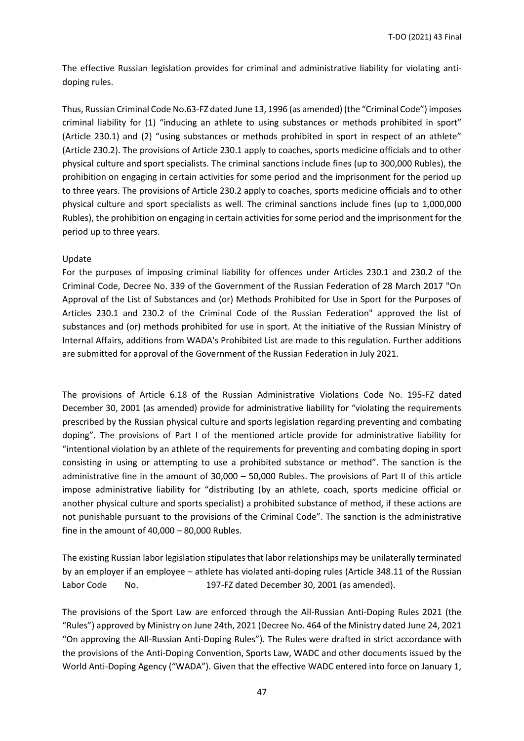The effective Russian legislation provides for criminal and administrative liability for violating anti-doping rules.

Thus, Russian Criminal Code No.63-FZ dated June 13, 1996 (as amended) (the "Criminal Code") imposes criminal liability for (1) "inducing an athlete to using substances or methods prohibited in sport" (Article 230.1) and (2) "using substances or methods prohibited in sport in respect of an athlete" (Article 230.2). The provisions of Article 230.1 apply to coaches, sports medicine officials and to other physical culture and sport specialists. The criminal sanctions include fines (up to 300,000 Rubles), the prohibition on engaging in certain activities for some period and the imprisonment for the period up to three years. The provisions of Article 230.2 apply to coaches, sports medicine officials and to other physical culture and sport specialists as well. The criminal sanctions include fines (up to 1,000,000 Rubles), the prohibition on engaging in certain activities for some period and the imprisonment for the period up to three years.

Update

For the purposes of imposing criminal liability for offences under Articles 230.1 and 230.2 of the Criminal Code, Decree No. 339 of the Government of the Russian Federation of 28 March 2017 "On Approval of the List of Substances and (or) Methods Prohibited for Use in Sport for the Purposes of Articles 230.1 and 230.2 of the Criminal Code of the Russian Federation" approved the list of substances and (or) methods prohibited for use in sport. At the initiative of the Russian Ministry of Internal Affairs, additions from WADA's Prohibited List are made to this regulation. Further additions are submitted for approval of the Government of the Russian Federation in July 2021.

The provisions of Article 6.18 of the Russian Administrative Violations Code No. 195-FZ dated December 30, 2001 (as amended) provide for administrative liability for "violating the requirements prescribed by the Russian physical culture and sports legislation regarding preventing and combating doping". The provisions of Part I of the mentioned article provide for administrative liability for "intentional violation by an athlete of the requirements for preventing and combating doping in sport consisting in using or attempting to use a prohibited substance or method". The sanction is the administrative fine in the amount of 30,000 – 50,000 Rubles. The provisions of Part II of this article impose administrative liability for "distributing (by an athlete, coach, sports medicine official or another physical culture and sports specialist) a prohibited substance of method, if these actions are not punishable pursuant to the provisions of the Criminal Code". The sanction is the administrative fine in the amount of 40,000 – 80,000 Rubles.

The existing Russian labor legislation stipulates that labor relationships may be unilaterally terminated by an employer if an employee – athlete has violated anti-doping rules (Article 348.11 of the Russian Labor Code No. 197-FZ dated December 30, 2001 (as amended).

The provisions of the Sport Law are enforced through the All-Russian Anti-Doping Rules 2021 (the "Rules") approved by Ministry on June 24th, 2021 (Decree No. 464 of the Ministry dated June 24, 2021 "On approving the All-Russian Anti-Doping Rules"). The Rules were drafted in strict accordance with the provisions of the Anti-Doping Convention, Sports Law, WADC and other documents issued by the World Anti-Doping Agency ("WADA"). Given that the effective WADC entered into force on January 1,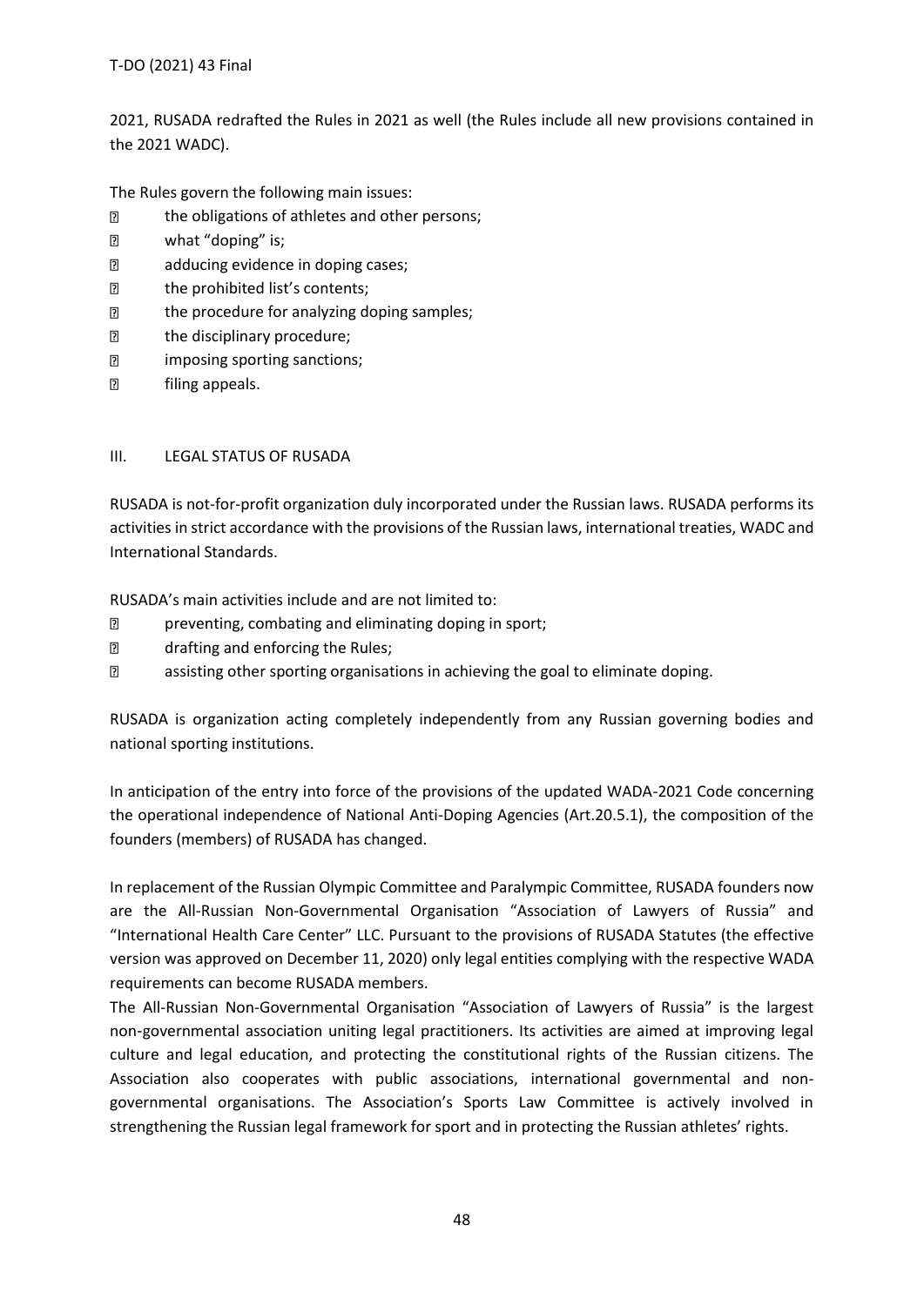2021, RUSADA redrafted the Rules in 2021 as well (the Rules include all new provisions contained in the 2021 WADC).

The Rules govern the following main issues:

- the obligations of athletes and other persons;
- what "doping" is;
- adducing evidence in doping cases;
- the prohibited list's contents;
- the procedure for analyzing doping samples;
- the disciplinary procedure;
- imposing sporting sanctions;
- filing appeals.

## III. LEGAL STATUS OF RUSADA

RUSADA is not-for-profit organization duly incorporated under the Russian laws. RUSADA performs its activities in strict accordance with the provisions of the Russian laws, international treaties, WADC and International Standards.

RUSADA's main activities include and are not limited to:

- preventing, combating and eliminating doping in sport;
- drafting and enforcing the Rules;
- assisting other sporting organisations in achieving the goal to eliminate doping.

RUSADA is organization acting completely independently from any Russian governing bodies and national sporting institutions.

In anticipation of the entry into force of the provisions of the updated WADA-2021 Code concerning the operational independence of National Anti-Doping Agencies (Art.20.5.1), the composition of the founders (members) of RUSADA has changed.

In replacement of the Russian Olympic Committee and Paralympic Committee, RUSADA founders now are the All-Russian Non-Governmental Organisation "Association of Lawyers of Russia" and "International Health Care Center" LLC. Pursuant to the provisions of RUSADA Statutes (the effective version was approved on December 11, 2020) only legal entities complying with the respective WADA requirements can become RUSADA members.

The All-Russian Non-Governmental Organisation "Association of Lawyers of Russia" is the largest non-governmental association uniting legal practitioners. Its activities are aimed at improving legal culture and legal education, and protecting the constitutional rights of the Russian citizens. The Association also cooperates with public associations, international governmental and non-governmental organisations. The Association's Sports Law Committee is actively involved in strengthening the Russian legal framework for sport and in protecting the Russian athletes' rights.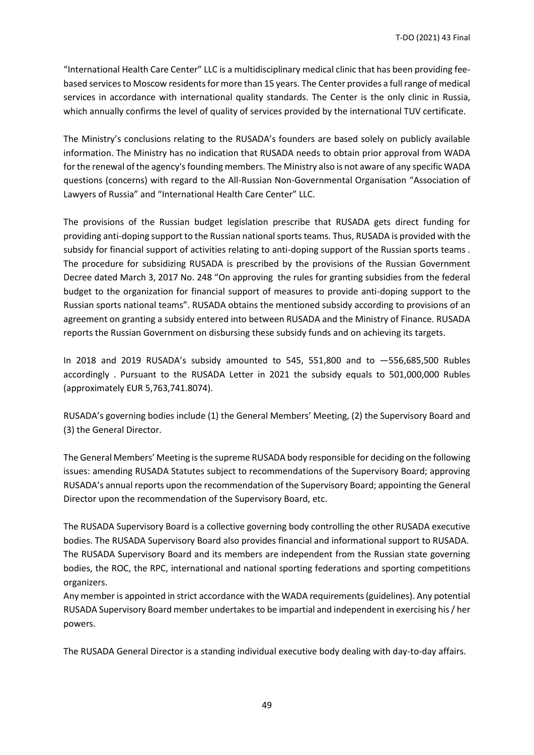"International Health Care Center" LLC is a multidisciplinary medical clinic that has been providing fee-based services to Moscow residents for more than 15 years. The Center provides a full range of medical services in accordance with international quality standards. The Center is the only clinic in Russia, which annually confirms the level of quality of services provided by the international TUV certificate.

The Ministry's conclusions relating to the RUSADA's founders are based solely on publicly available information. The Ministry has no indication that RUSADA needs to obtain prior approval from WADA for the renewal of the agency's founding members. The Ministry also is not aware of any specific WADA questions (concerns) with regard to the All-Russian Non-Governmental Organisation "Association of Lawyers of Russia" and "International Health Care Center" LLC.

The provisions of the Russian budget legislation prescribe that RUSADA gets direct funding for providing anti-doping support to the Russian national sports teams. Thus, RUSADA is provided with the subsidy for financial support of activities relating to anti-doping support of the Russian sports teams . The procedure for subsidizing RUSADA is prescribed by the provisions of the Russian Government Decree dated March 3, 2017 No. 248 "On approving the rules for granting subsidies from the federal budget to the organization for financial support of measures to provide anti-doping support to the Russian sports national teams". RUSADA obtains the mentioned subsidy according to provisions of an agreement on granting a subsidy entered into between RUSADA and the Ministry of Finance. RUSADA reports the Russian Government on disbursing these subsidy funds and on achieving its targets.

In 2018 and 2019 RUSADA's subsidy amounted to 545, 551,800 and to —556,685,500 Rubles accordingly . Pursuant to the RUSADA Letter in 2021 the subsidy equals to 501,000,000 Rubles (approximately EUR 5,763,741.8074).

RUSADA's governing bodies include (1) the General Members' Meeting, (2) the Supervisory Board and (3) the General Director.

The General Members' Meeting is the supreme RUSADA body responsible for deciding on the following issues: amending RUSADA Statutes subject to recommendations of the Supervisory Board; approving RUSADA's annual reports upon the recommendation of the Supervisory Board; appointing the General Director upon the recommendation of the Supervisory Board, etc.

The RUSADA Supervisory Board is a collective governing body controlling the other RUSADA executive bodies. The RUSADA Supervisory Board also provides financial and informational support to RUSADA. The RUSADA Supervisory Board and its members are independent from the Russian state governing bodies, the ROC, the RPC, international and national sporting federations and sporting competitions organizers.

Any member is appointed in strict accordance with the WADA requirements (guidelines). Any potential RUSADA Supervisory Board member undertakes to be impartial and independent in exercising his / her powers.

The RUSADA General Director is a standing individual executive body dealing with day-to-day affairs.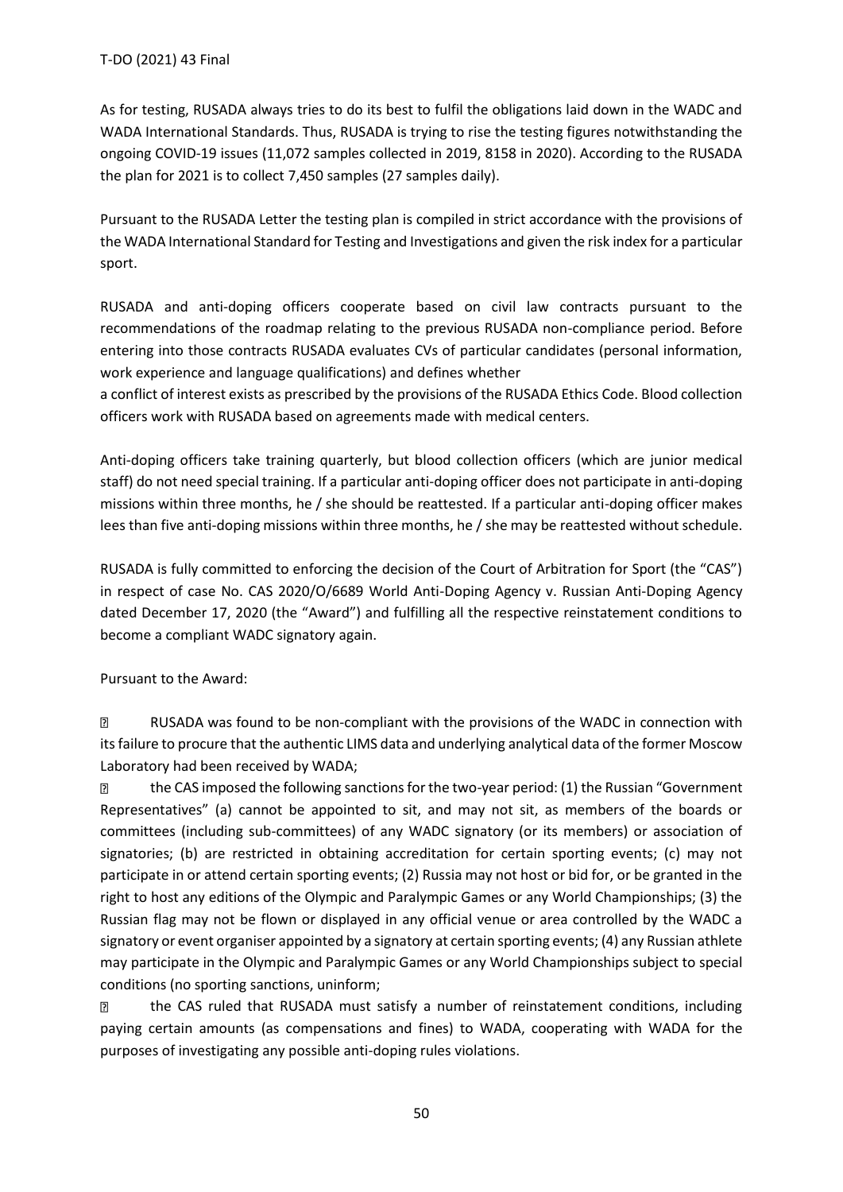As for testing, RUSADA always tries to do its best to fulfil the obligations laid down in the WADC and WADA International Standards. Thus, RUSADA is trying to rise the testing figures notwithstanding the ongoing COVID-19 issues (11,072 samples collected in 2019, 8158 in 2020). According to the RUSADA the plan for 2021 is to collect 7,450 samples (27 samples daily).

Pursuant to the RUSADA Letter the testing plan is compiled in strict accordance with the provisions of the WADA International Standard for Testing and Investigations and given the risk index for a particular sport.

RUSADA and anti-doping officers cooperate based on civil law contracts pursuant to the recommendations of the roadmap relating to the previous RUSADA non-compliance period. Before entering into those contracts RUSADA evaluates CVs of particular candidates (personal information, work experience and language qualifications) and defines whether
a conflict of interest exists as prescribed by the provisions of the RUSADA Ethics Code. Blood collection officers work with RUSADA based on agreements made with medical centers.

Anti-doping officers take training quarterly, but blood collection officers (which are junior medical staff) do not need special training. If a particular anti-doping officer does not participate in anti-doping missions within three months, he / she should be reattested. If a particular anti-doping officer makes lees than five anti-doping missions within three months, he / she may be reattested without schedule.

RUSADA is fully committed to enforcing the decision of the Court of Arbitration for Sport (the "CAS") in respect of case No. CAS 2020/O/6689 World Anti-Doping Agency v. Russian Anti-Doping Agency dated December 17, 2020 (the "Award") and fulfilling all the respective reinstatement conditions to become a compliant WADC signatory again.

Pursuant to the Award:

- RUSADA was found to be non-compliant with the provisions of the WADC in connection with its failure to procure that the authentic LIMS data and underlying analytical data of the former Moscow Laboratory had been received by WADA;
- the CAS imposed the following sanctions for the two-year period: (1) the Russian "Government Representatives" (a) cannot be appointed to sit, and may not sit, as members of the boards or committees (including sub-committees) of any WADC signatory (or its members) or association of signatories; (b) are restricted in obtaining accreditation for certain sporting events; (c) may not participate in or attend certain sporting events; (2) Russia may not host or bid for, or be granted in the right to host any editions of the Olympic and Paralympic Games or any World Championships; (3) the Russian flag may not be flown or displayed in any official venue or area controlled by the WADC a signatory or event organiser appointed by a signatory at certain sporting events; (4) any Russian athlete may participate in the Olympic and Paralympic Games or any World Championships subject to special conditions (no sporting sanctions, uninform;
- the CAS ruled that RUSADA must satisfy a number of reinstatement conditions, including paying certain amounts (as compensations and fines) to WADA, cooperating with WADA for the purposes of investigating any possible anti-doping rules violations.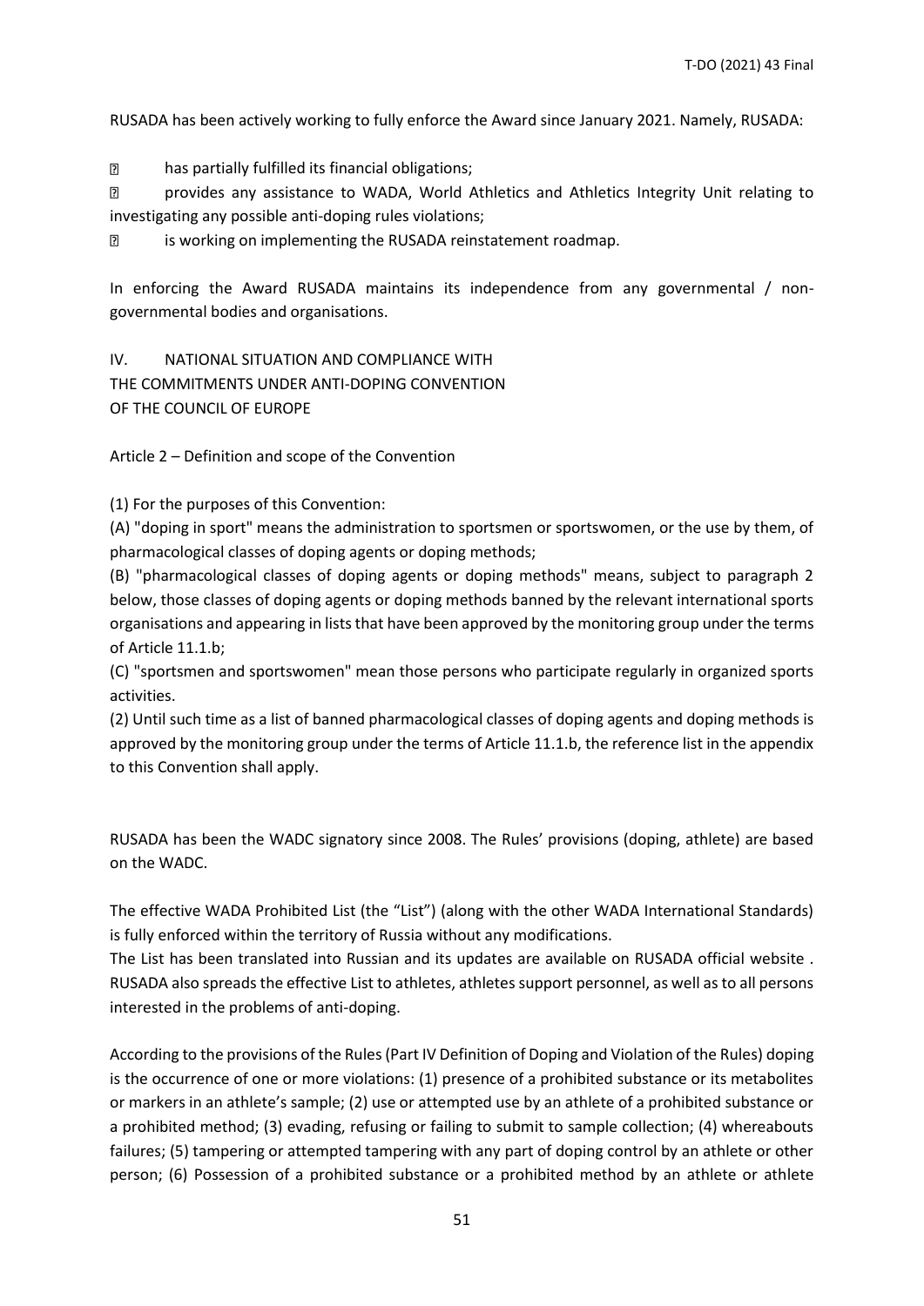RUSADA has been actively working to fully enforce the Award since January 2021. Namely, RUSADA:

- has partially fulfilled its financial obligations;
- provides any assistance to WADA, World Athletics and Athletics Integrity Unit relating to investigating any possible anti-doping rules violations;
- is working on implementing the RUSADA reinstatement roadmap.

In enforcing the Award RUSADA maintains its independence from any governmental / non-governmental bodies and organisations.

## IV. NATIONAL SITUATION AND COMPLIANCE WITH THE COMMITMENTS UNDER ANTI-DOPING CONVENTION OF THE COUNCIL OF EUROPE

Article 2 – Definition and scope of the Convention

(1) For the purposes of this Convention:

(A) "doping in sport" means the administration to sportsmen or sportswomen, or the use by them, of pharmacological classes of doping agents or doping methods;

(B) "pharmacological classes of doping agents or doping methods" means, subject to paragraph 2 below, those classes of doping agents or doping methods banned by the relevant international sports organisations and appearing in lists that have been approved by the monitoring group under the terms of Article 11.1.b;

(C) "sportsmen and sportswomen" mean those persons who participate regularly in organized sports activities.

(2) Until such time as a list of banned pharmacological classes of doping agents and doping methods is approved by the monitoring group under the terms of Article 11.1.b, the reference list in the appendix to this Convention shall apply.

RUSADA has been the WADC signatory since 2008. The Rules' provisions (doping, athlete) are based on the WADC.

The effective WADA Prohibited List (the "List") (along with the other WADA International Standards) is fully enforced within the territory of Russia without any modifications.

The List has been translated into Russian and its updates are available on RUSADA official website . RUSADA also spreads the effective List to athletes, athletes support personnel, as well as to all persons interested in the problems of anti-doping.

According to the provisions of the Rules (Part IV Definition of Doping and Violation of the Rules) doping is the occurrence of one or more violations: (1) presence of a prohibited substance or its metabolites or markers in an athlete's sample; (2) use or attempted use by an athlete of a prohibited substance or a prohibited method; (3) evading, refusing or failing to submit to sample collection; (4) whereabouts failures; (5) tampering or attempted tampering with any part of doping control by an athlete or other person; (6) Possession of a prohibited substance or a prohibited method by an athlete or athlete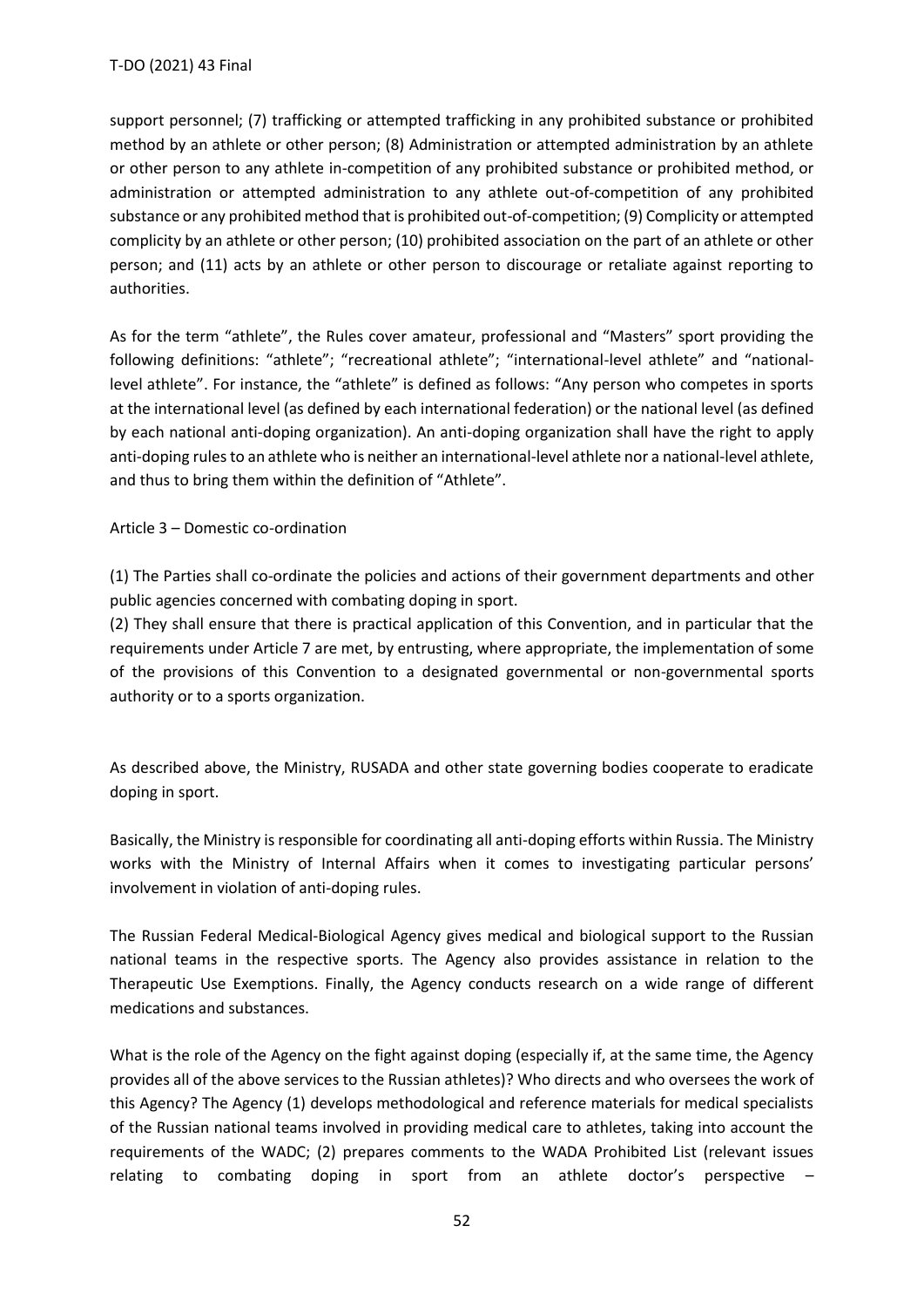support personnel; (7) trafficking or attempted trafficking in any prohibited substance or prohibited method by an athlete or other person; (8) Administration or attempted administration by an athlete or other person to any athlete in-competition of any prohibited substance or prohibited method, or administration or attempted administration to any athlete out-of-competition of any prohibited substance or any prohibited method that is prohibited out-of-competition; (9) Complicity or attempted complicity by an athlete or other person; (10) prohibited association on the part of an athlete or other person; and (11) acts by an athlete or other person to discourage or retaliate against reporting to authorities.

As for the term "athlete", the Rules cover amateur, professional and "Masters" sport providing the following definitions: "athlete"; "recreational athlete"; "international-level athlete" and "national-level athlete". For instance, the "athlete" is defined as follows: "Any person who competes in sports at the international level (as defined by each international federation) or the national level (as defined by each national anti-doping organization). An anti-doping organization shall have the right to apply anti-doping rules to an athlete who is neither an international-level athlete nor a national-level athlete, and thus to bring them within the definition of "Athlete".

Article 3 – Domestic co-ordination

(1) The Parties shall co-ordinate the policies and actions of their government departments and other public agencies concerned with combating doping in sport.
(2) They shall ensure that there is practical application of this Convention, and in particular that the requirements under Article 7 are met, by entrusting, where appropriate, the implementation of some of the provisions of this Convention to a designated governmental or non-governmental sports authority or to a sports organization.

As described above, the Ministry, RUSADA and other state governing bodies cooperate to eradicate doping in sport.

Basically, the Ministry is responsible for coordinating all anti-doping efforts within Russia. The Ministry works with the Ministry of Internal Affairs when it comes to investigating particular persons' involvement in violation of anti-doping rules.

The Russian Federal Medical-Biological Agency gives medical and biological support to the Russian national teams in the respective sports. The Agency also provides assistance in relation to the Therapeutic Use Exemptions. Finally, the Agency conducts research on a wide range of different medications and substances.

What is the role of the Agency on the fight against doping (especially if, at the same time, the Agency provides all of the above services to the Russian athletes)? Who directs and who oversees the work of this Agency? The Agency (1) develops methodological and reference materials for medical specialists of the Russian national teams involved in providing medical care to athletes, taking into account the requirements of the WADC; (2) prepares comments to the WADA Prohibited List (relevant issues relating to combating doping in sport from an athlete doctor's perspective –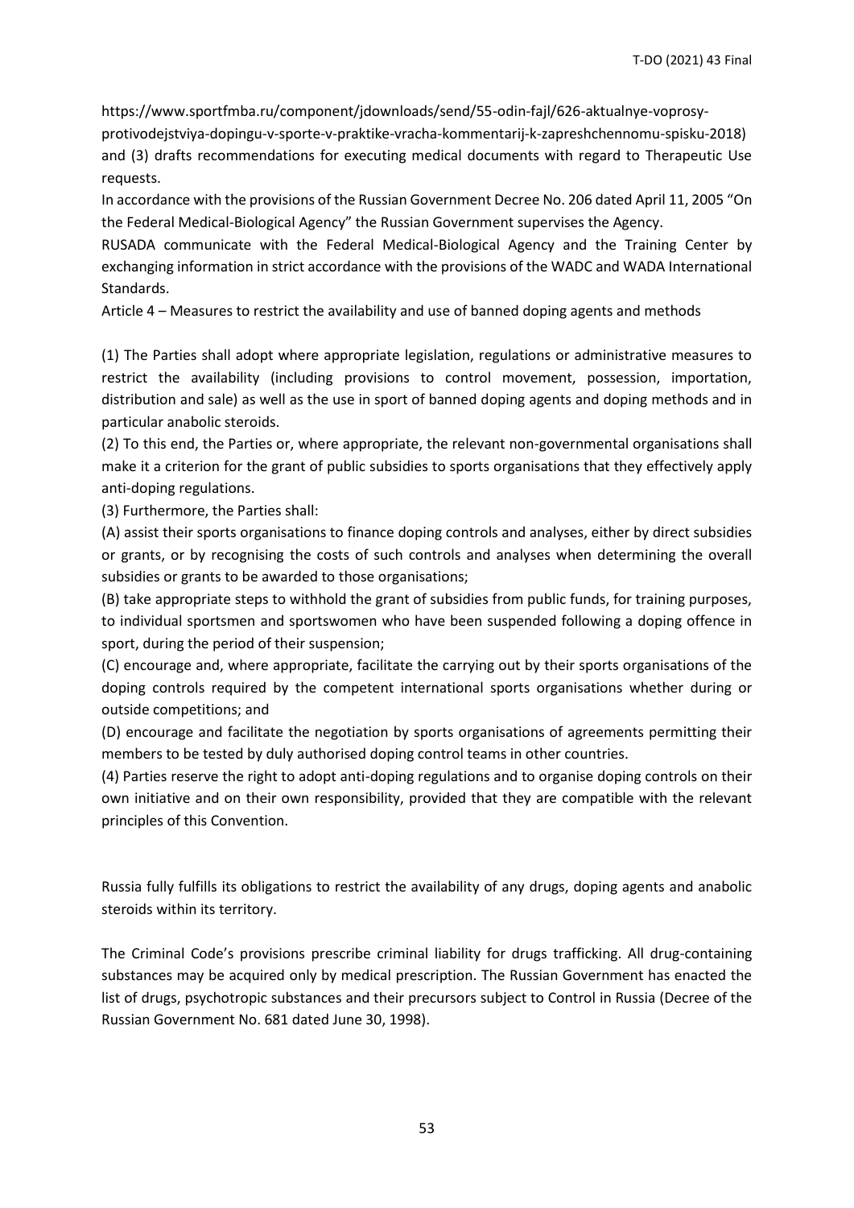https://www.sportfmba.ru/component/jdownloads/send/55-odin-fajl/626-aktualnye-voprosy-protivodejstviya-dopingu-v-sporte-v-praktike-vracha-kommentarij-k-zapreshchennomu-spisku-2018) and (3) drafts recommendations for executing medical documents with regard to Therapeutic Use requests.

In accordance with the provisions of the Russian Government Decree No. 206 dated April 11, 2005 "On the Federal Medical-Biological Agency" the Russian Government supervises the Agency.

RUSADA communicate with the Federal Medical-Biological Agency and the Training Center by exchanging information in strict accordance with the provisions of the WADC and WADA International Standards.

Article 4 – Measures to restrict the availability and use of banned doping agents and methods

(1) The Parties shall adopt where appropriate legislation, regulations or administrative measures to restrict the availability (including provisions to control movement, possession, importation, distribution and sale) as well as the use in sport of banned doping agents and doping methods and in particular anabolic steroids.

(2) To this end, the Parties or, where appropriate, the relevant non-governmental organisations shall make it a criterion for the grant of public subsidies to sports organisations that they effectively apply anti-doping regulations.

(3) Furthermore, the Parties shall:

(A) assist their sports organisations to finance doping controls and analyses, either by direct subsidies or grants, or by recognising the costs of such controls and analyses when determining the overall subsidies or grants to be awarded to those organisations;

(B) take appropriate steps to withhold the grant of subsidies from public funds, for training purposes, to individual sportsmen and sportswomen who have been suspended following a doping offence in sport, during the period of their suspension;

(C) encourage and, where appropriate, facilitate the carrying out by their sports organisations of the doping controls required by the competent international sports organisations whether during or outside competitions; and

(D) encourage and facilitate the negotiation by sports organisations of agreements permitting their members to be tested by duly authorised doping control teams in other countries.

(4) Parties reserve the right to adopt anti-doping regulations and to organise doping controls on their own initiative and on their own responsibility, provided that they are compatible with the relevant principles of this Convention.

Russia fully fulfills its obligations to restrict the availability of any drugs, doping agents and anabolic steroids within its territory.

The Criminal Code's provisions prescribe criminal liability for drugs trafficking. All drug-containing substances may be acquired only by medical prescription. The Russian Government has enacted the list of drugs, psychotropic substances and their precursors subject to Control in Russia (Decree of the Russian Government No. 681 dated June 30, 1998).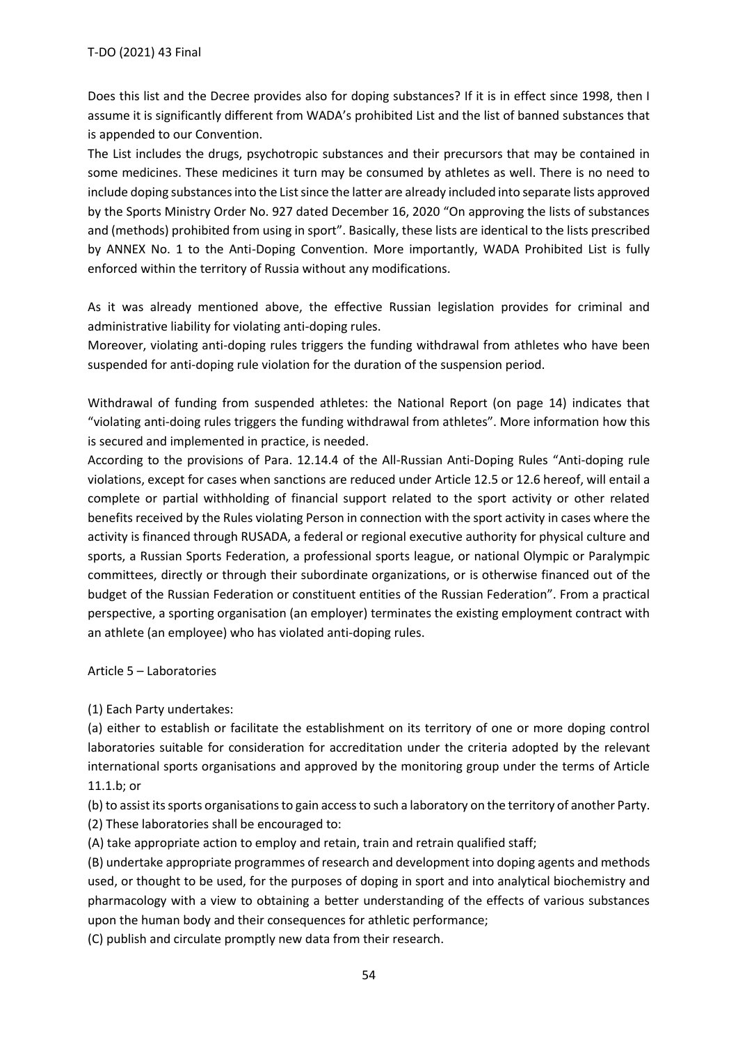Does this list and the Decree provides also for doping substances? If it is in effect since 1998, then I assume it is significantly different from WADA's prohibited List and the list of banned substances that is appended to our Convention.

The List includes the drugs, psychotropic substances and their precursors that may be contained in some medicines. These medicines it turn may be consumed by athletes as well. There is no need to include doping substances into the List since the latter are already included into separate lists approved by the Sports Ministry Order No. 927 dated December 16, 2020 "On approving the lists of substances and (methods) prohibited from using in sport". Basically, these lists are identical to the lists prescribed by ANNEX No. 1 to the Anti-Doping Convention. More importantly, WADA Prohibited List is fully enforced within the territory of Russia without any modifications.

As it was already mentioned above, the effective Russian legislation provides for criminal and administrative liability for violating anti-doping rules.

Moreover, violating anti-doping rules triggers the funding withdrawal from athletes who have been suspended for anti-doping rule violation for the duration of the suspension period.

Withdrawal of funding from suspended athletes: the National Report (on page 14) indicates that "violating anti-doing rules triggers the funding withdrawal from athletes". More information how this is secured and implemented in practice, is needed.

According to the provisions of Para. 12.14.4 of the All-Russian Anti-Doping Rules "Anti-doping rule violations, except for cases when sanctions are reduced under Article 12.5 or 12.6 hereof, will entail a complete or partial withholding of financial support related to the sport activity or other related benefits received by the Rules violating Person in connection with the sport activity in cases where the activity is financed through RUSADA, a federal or regional executive authority for physical culture and sports, a Russian Sports Federation, a professional sports league, or national Olympic or Paralympic committees, directly or through their subordinate organizations, or is otherwise financed out of the budget of the Russian Federation or constituent entities of the Russian Federation". From a practical perspective, a sporting organisation (an employer) terminates the existing employment contract with an athlete (an employee) who has violated anti-doping rules.

Article 5 – Laboratories

(1) Each Party undertakes:

(a) either to establish or facilitate the establishment on its territory of one or more doping control laboratories suitable for consideration for accreditation under the criteria adopted by the relevant international sports organisations and approved by the monitoring group under the terms of Article 11.1.b; or

(b) to assist its sports organisations to gain access to such a laboratory on the territory of another Party.

(2) These laboratories shall be encouraged to:

(A) take appropriate action to employ and retain, train and retrain qualified staff;

(B) undertake appropriate programmes of research and development into doping agents and methods used, or thought to be used, for the purposes of doping in sport and into analytical biochemistry and pharmacology with a view to obtaining a better understanding of the effects of various substances upon the human body and their consequences for athletic performance;

(C) publish and circulate promptly new data from their research.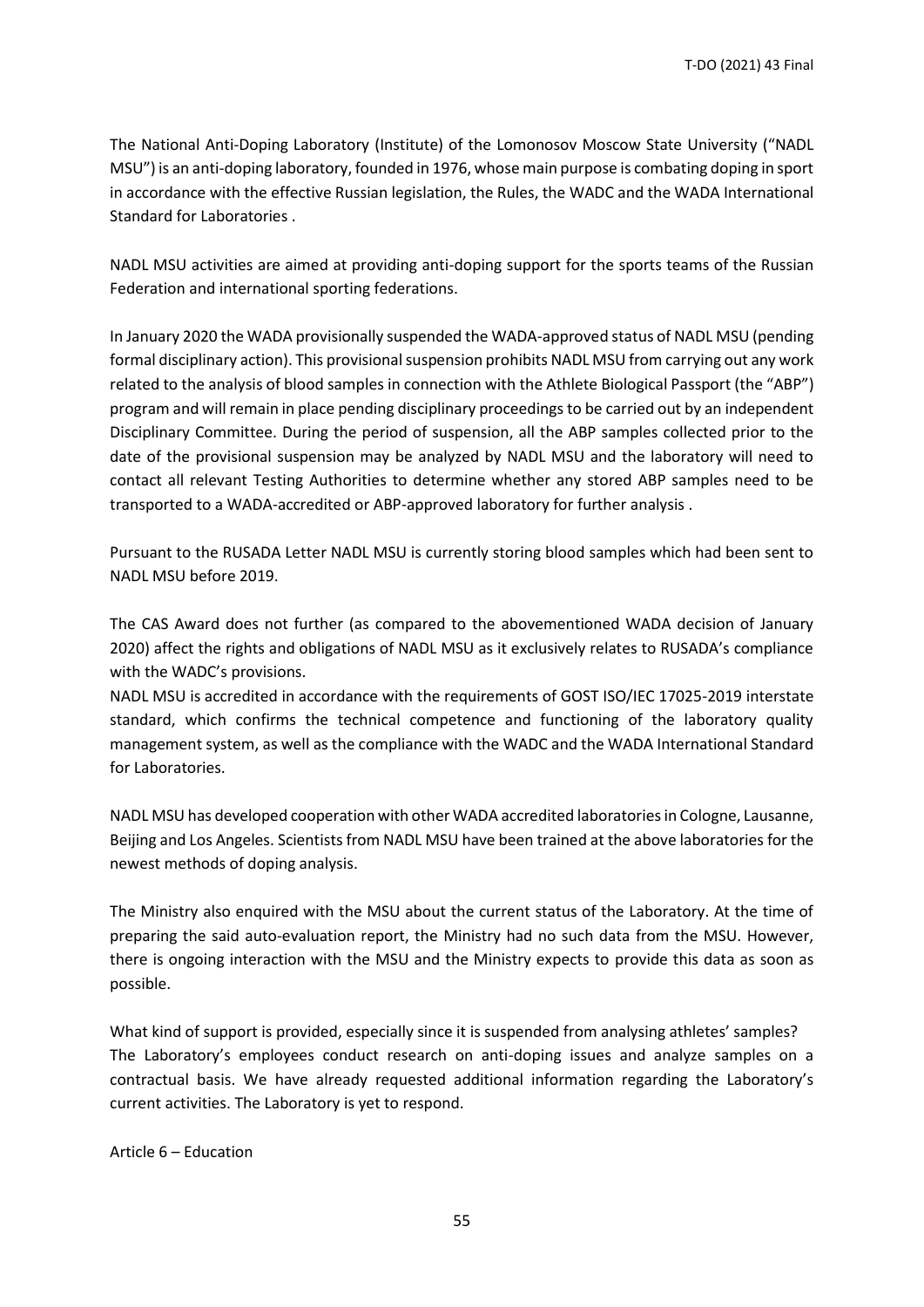The National Anti-Doping Laboratory (Institute) of the Lomonosov Moscow State University ("NADL MSU") is an anti-doping laboratory, founded in 1976, whose main purpose is combating doping in sport in accordance with the effective Russian legislation, the Rules, the WADC and the WADA International Standard for Laboratories .

NADL MSU activities are aimed at providing anti-doping support for the sports teams of the Russian Federation and international sporting federations.

In January 2020 the WADA provisionally suspended the WADA-approved status of NADL MSU (pending formal disciplinary action). This provisional suspension prohibits NADL MSU from carrying out any work related to the analysis of blood samples in connection with the Athlete Biological Passport (the "ABP") program and will remain in place pending disciplinary proceedings to be carried out by an independent Disciplinary Committee. During the period of suspension, all the ABP samples collected prior to the date of the provisional suspension may be analyzed by NADL MSU and the laboratory will need to contact all relevant Testing Authorities to determine whether any stored ABP samples need to be transported to a WADA-accredited or ABP-approved laboratory for further analysis .

Pursuant to the RUSADA Letter NADL MSU is currently storing blood samples which had been sent to NADL MSU before 2019.

The CAS Award does not further (as compared to the abovementioned WADA decision of January 2020) affect the rights and obligations of NADL MSU as it exclusively relates to RUSADA's compliance with the WADC's provisions.

NADL MSU is accredited in accordance with the requirements of GOST ISO/IEC 17025-2019 interstate standard, which confirms the technical competence and functioning of the laboratory quality management system, as well as the compliance with the WADC and the WADA International Standard for Laboratories.

NADL MSU has developed cooperation with other WADA accredited laboratories in Cologne, Lausanne, Beijing and Los Angeles. Scientists from NADL MSU have been trained at the above laboratories for the newest methods of doping analysis.

The Ministry also enquired with the MSU about the current status of the Laboratory. At the time of preparing the said auto-evaluation report, the Ministry had no such data from the MSU. However, there is ongoing interaction with the MSU and the Ministry expects to provide this data as soon as possible.

What kind of support is provided, especially since it is suspended from analysing athletes' samples?
The Laboratory's employees conduct research on anti-doping issues and analyze samples on a contractual basis. We have already requested additional information regarding the Laboratory's current activities. The Laboratory is yet to respond.

Article 6 – Education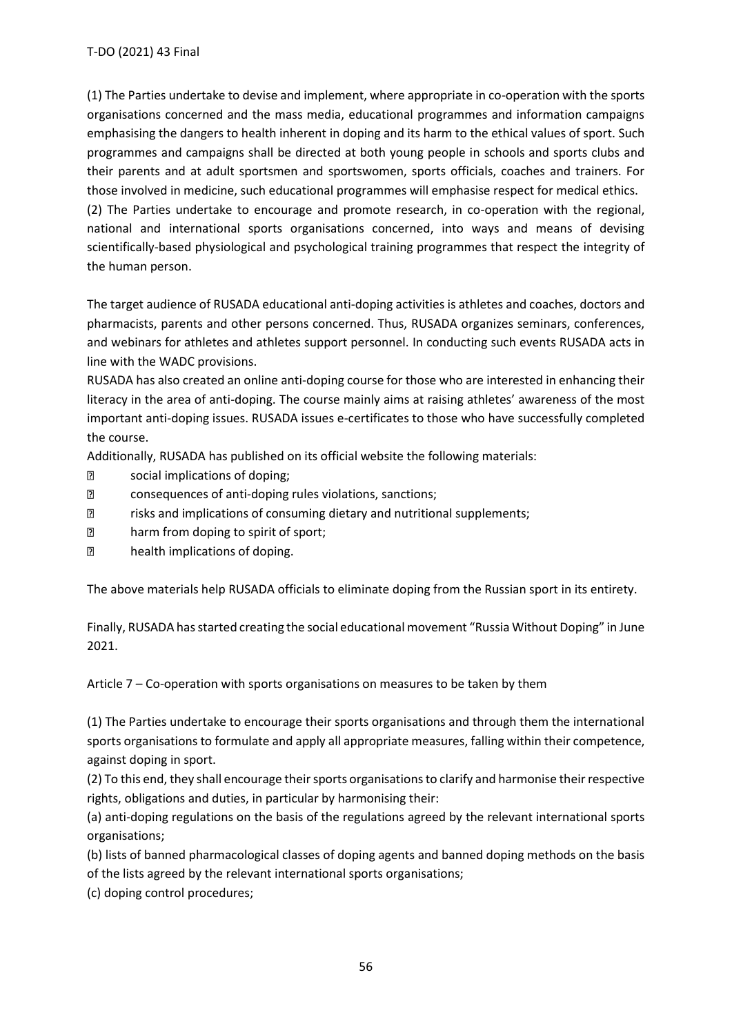(1) The Parties undertake to devise and implement, where appropriate in co-operation with the sports organisations concerned and the mass media, educational programmes and information campaigns emphasising the dangers to health inherent in doping and its harm to the ethical values of sport. Such programmes and campaigns shall be directed at both young people in schools and sports clubs and their parents and at adult sportsmen and sportswomen, sports officials, coaches and trainers. For those involved in medicine, such educational programmes will emphasise respect for medical ethics.

(2) The Parties undertake to encourage and promote research, in co-operation with the regional, national and international sports organisations concerned, into ways and means of devising scientifically-based physiological and psychological training programmes that respect the integrity of the human person.

The target audience of RUSADA educational anti-doping activities is athletes and coaches, doctors and pharmacists, parents and other persons concerned. Thus, RUSADA organizes seminars, conferences, and webinars for athletes and athletes support personnel. In conducting such events RUSADA acts in line with the WADC provisions.

RUSADA has also created an online anti-doping course for those who are interested in enhancing their literacy in the area of anti-doping. The course mainly aims at raising athletes' awareness of the most important anti-doping issues. RUSADA issues e-certificates to those who have successfully completed the course.

Additionally, RUSADA has published on its official website the following materials:

- social implications of doping;
- consequences of anti-doping rules violations, sanctions;
- risks and implications of consuming dietary and nutritional supplements;
- harm from doping to spirit of sport;
- health implications of doping.

The above materials help RUSADA officials to eliminate doping from the Russian sport in its entirety.

Finally, RUSADA has started creating the social educational movement "Russia Without Doping" in June 2021.

Article 7 – Co-operation with sports organisations on measures to be taken by them

(1) The Parties undertake to encourage their sports organisations and through them the international sports organisations to formulate and apply all appropriate measures, falling within their competence, against doping in sport.

(2) To this end, they shall encourage their sports organisations to clarify and harmonise their respective rights, obligations and duties, in particular by harmonising their:

(a) anti-doping regulations on the basis of the regulations agreed by the relevant international sports organisations;

(b) lists of banned pharmacological classes of doping agents and banned doping methods on the basis of the lists agreed by the relevant international sports organisations;

(c) doping control procedures;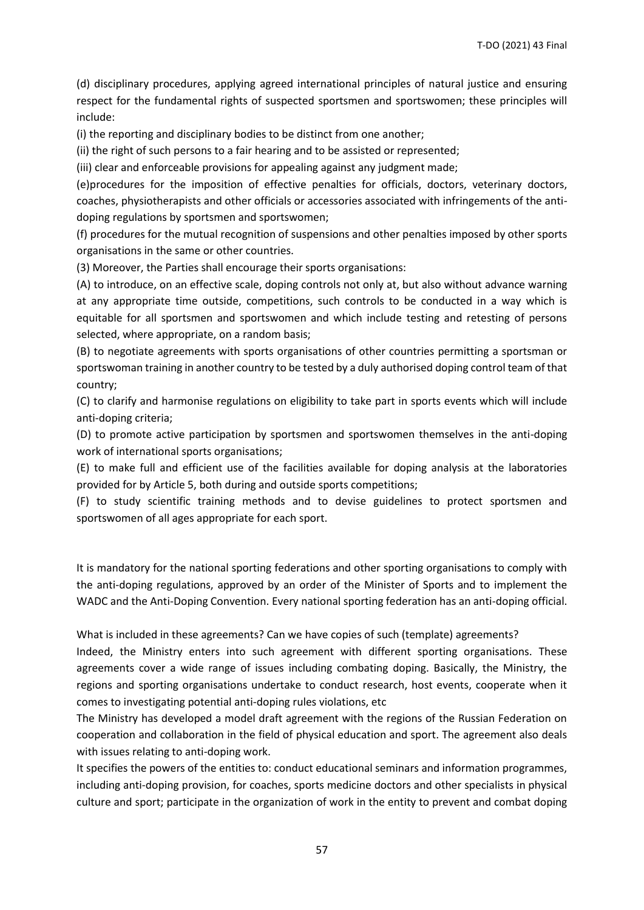(d) disciplinary procedures, applying agreed international principles of natural justice and ensuring respect for the fundamental rights of suspected sportsmen and sportswomen; these principles will include:

(i) the reporting and disciplinary bodies to be distinct from one another;

(ii) the right of such persons to a fair hearing and to be assisted or represented;

(iii) clear and enforceable provisions for appealing against any judgment made;

(e)procedures for the imposition of effective penalties for officials, doctors, veterinary doctors, coaches, physiotherapists and other officials or accessories associated with infringements of the anti-doping regulations by sportsmen and sportswomen;

(f) procedures for the mutual recognition of suspensions and other penalties imposed by other sports organisations in the same or other countries.

(3) Moreover, the Parties shall encourage their sports organisations:

(A) to introduce, on an effective scale, doping controls not only at, but also without advance warning at any appropriate time outside, competitions, such controls to be conducted in a way which is equitable for all sportsmen and sportswomen and which include testing and retesting of persons selected, where appropriate, on a random basis;

(B) to negotiate agreements with sports organisations of other countries permitting a sportsman or sportswoman training in another country to be tested by a duly authorised doping control team of that country;

(C) to clarify and harmonise regulations on eligibility to take part in sports events which will include anti-doping criteria;

(D) to promote active participation by sportsmen and sportswomen themselves in the anti-doping work of international sports organisations;

(E) to make full and efficient use of the facilities available for doping analysis at the laboratories provided for by Article 5, both during and outside sports competitions;

(F) to study scientific training methods and to devise guidelines to protect sportsmen and sportswomen of all ages appropriate for each sport.

It is mandatory for the national sporting federations and other sporting organisations to comply with the anti-doping regulations, approved by an order of the Minister of Sports and to implement the WADC and the Anti-Doping Convention. Every national sporting federation has an anti-doping official.

What is included in these agreements? Can we have copies of such (template) agreements?

Indeed, the Ministry enters into such agreement with different sporting organisations. These agreements cover a wide range of issues including combating doping. Basically, the Ministry, the regions and sporting organisations undertake to conduct research, host events, cooperate when it comes to investigating potential anti-doping rules violations, etc

The Ministry has developed a model draft agreement with the regions of the Russian Federation on cooperation and collaboration in the field of physical education and sport. The agreement also deals with issues relating to anti-doping work.

It specifies the powers of the entities to: conduct educational seminars and information programmes, including anti-doping provision, for coaches, sports medicine doctors and other specialists in physical culture and sport; participate in the organization of work in the entity to prevent and combat doping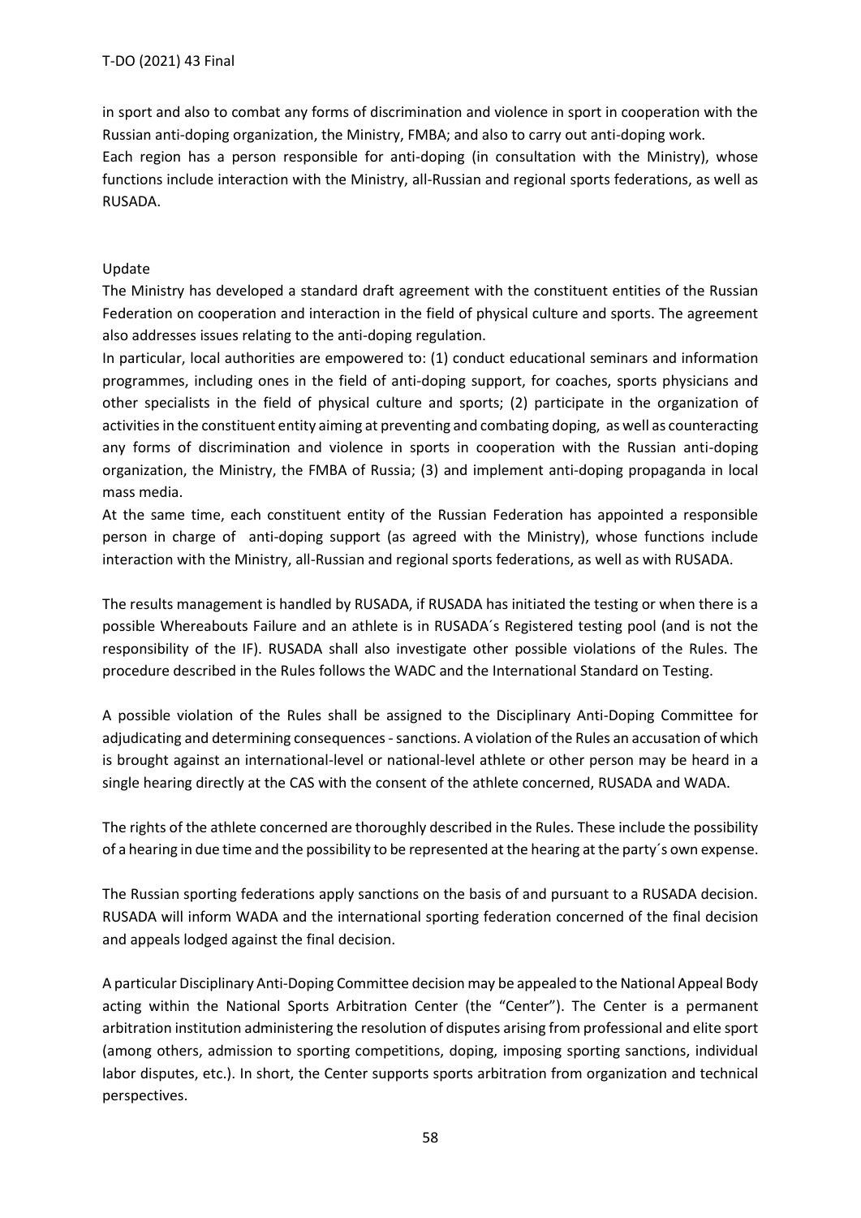in sport and also to combat any forms of discrimination and violence in sport in cooperation with the Russian anti-doping organization, the Ministry, FMBA; and also to carry out anti-doping work.
Each region has a person responsible for anti-doping (in consultation with the Ministry), whose functions include interaction with the Ministry, all-Russian and regional sports federations, as well as RUSADA.

Update

The Ministry has developed a standard draft agreement with the constituent entities of the Russian Federation on cooperation and interaction in the field of physical culture and sports. The agreement also addresses issues relating to the anti-doping regulation.

In particular, local authorities are empowered to: (1) conduct educational seminars and information programmes, including ones in the field of anti-doping support, for coaches, sports physicians and other specialists in the field of physical culture and sports; (2) participate in the organization of activities in the constituent entity aiming at preventing and combating doping, as well as counteracting any forms of discrimination and violence in sports in cooperation with the Russian anti-doping organization, the Ministry, the FMBA of Russia; (3) and implement anti-doping propaganda in local mass media.

At the same time, each constituent entity of the Russian Federation has appointed a responsible person in charge of anti-doping support (as agreed with the Ministry), whose functions include interaction with the Ministry, all-Russian and regional sports federations, as well as with RUSADA.

The results management is handled by RUSADA, if RUSADA has initiated the testing or when there is a possible Whereabouts Failure and an athlete is in RUSADA´s Registered testing pool (and is not the responsibility of the IF). RUSADA shall also investigate other possible violations of the Rules. The procedure described in the Rules follows the WADC and the International Standard on Testing.

A possible violation of the Rules shall be assigned to the Disciplinary Anti-Doping Committee for adjudicating and determining consequences - sanctions. A violation of the Rules an accusation of which is brought against an international-level or national-level athlete or other person may be heard in a single hearing directly at the CAS with the consent of the athlete concerned, RUSADA and WADA.

The rights of the athlete concerned are thoroughly described in the Rules. These include the possibility of a hearing in due time and the possibility to be represented at the hearing at the party´s own expense.

The Russian sporting federations apply sanctions on the basis of and pursuant to a RUSADA decision. RUSADA will inform WADA and the international sporting federation concerned of the final decision and appeals lodged against the final decision.

A particular Disciplinary Anti-Doping Committee decision may be appealed to the National Appeal Body acting within the National Sports Arbitration Center (the "Center"). The Center is a permanent arbitration institution administering the resolution of disputes arising from professional and elite sport (among others, admission to sporting competitions, doping, imposing sporting sanctions, individual labor disputes, etc.). In short, the Center supports sports arbitration from organization and technical perspectives.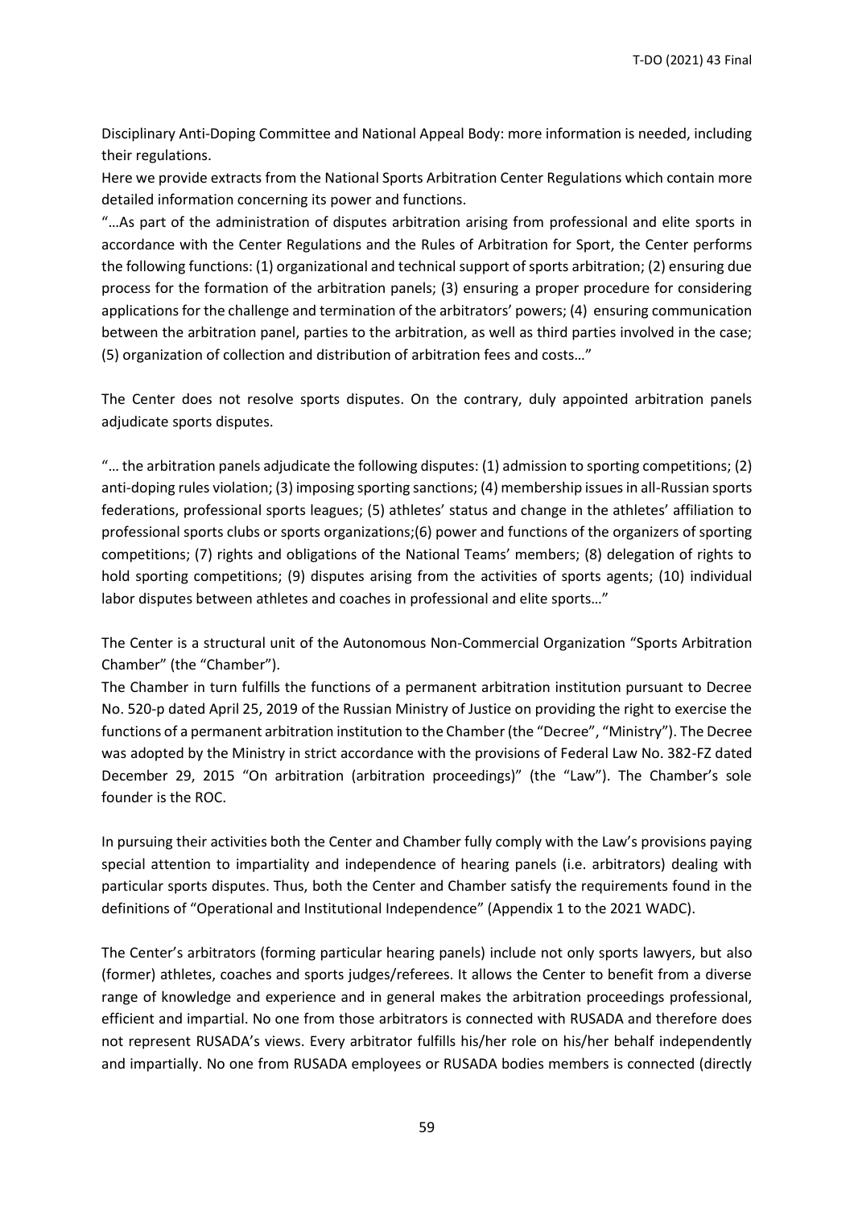Disciplinary Anti-Doping Committee and National Appeal Body: more information is needed, including their regulations.

Here we provide extracts from the National Sports Arbitration Center Regulations which contain more detailed information concerning its power and functions.

"…As part of the administration of disputes arbitration arising from professional and elite sports in accordance with the Center Regulations and the Rules of Arbitration for Sport, the Center performs the following functions: (1) organizational and technical support of sports arbitration; (2) ensuring due process for the formation of the arbitration panels; (3) ensuring a proper procedure for considering applications for the challenge and termination of the arbitrators' powers; (4) ensuring communication between the arbitration panel, parties to the arbitration, as well as third parties involved in the case; (5) organization of collection and distribution of arbitration fees and costs…"

The Center does not resolve sports disputes. On the contrary, duly appointed arbitration panels adjudicate sports disputes.

"… the arbitration panels adjudicate the following disputes: (1) admission to sporting competitions; (2) anti-doping rules violation; (3) imposing sporting sanctions; (4) membership issues in all-Russian sports federations, professional sports leagues; (5) athletes' status and change in the athletes' affiliation to professional sports clubs or sports organizations;(6) power and functions of the organizers of sporting competitions; (7) rights and obligations of the National Teams' members; (8) delegation of rights to hold sporting competitions; (9) disputes arising from the activities of sports agents; (10) individual labor disputes between athletes and coaches in professional and elite sports…"

The Center is a structural unit of the Autonomous Non-Commercial Organization "Sports Arbitration Chamber" (the "Chamber").

The Chamber in turn fulfills the functions of a permanent arbitration institution pursuant to Decree No. 520-p dated April 25, 2019 of the Russian Ministry of Justice on providing the right to exercise the functions of a permanent arbitration institution to the Chamber (the "Decree", "Ministry"). The Decree was adopted by the Ministry in strict accordance with the provisions of Federal Law No. 382-FZ dated December 29, 2015 "On arbitration (arbitration proceedings)" (the "Law"). The Chamber's sole founder is the ROC.

In pursuing their activities both the Center and Chamber fully comply with the Law's provisions paying special attention to impartiality and independence of hearing panels (i.e. arbitrators) dealing with particular sports disputes. Thus, both the Center and Chamber satisfy the requirements found in the definitions of "Operational and Institutional Independence" (Appendix 1 to the 2021 WADC).

The Center's arbitrators (forming particular hearing panels) include not only sports lawyers, but also (former) athletes, coaches and sports judges/referees. It allows the Center to benefit from a diverse range of knowledge and experience and in general makes the arbitration proceedings professional, efficient and impartial. No one from those arbitrators is connected with RUSADA and therefore does not represent RUSADA's views. Every arbitrator fulfills his/her role on his/her behalf independently and impartially. No one from RUSADA employees or RUSADA bodies members is connected (directly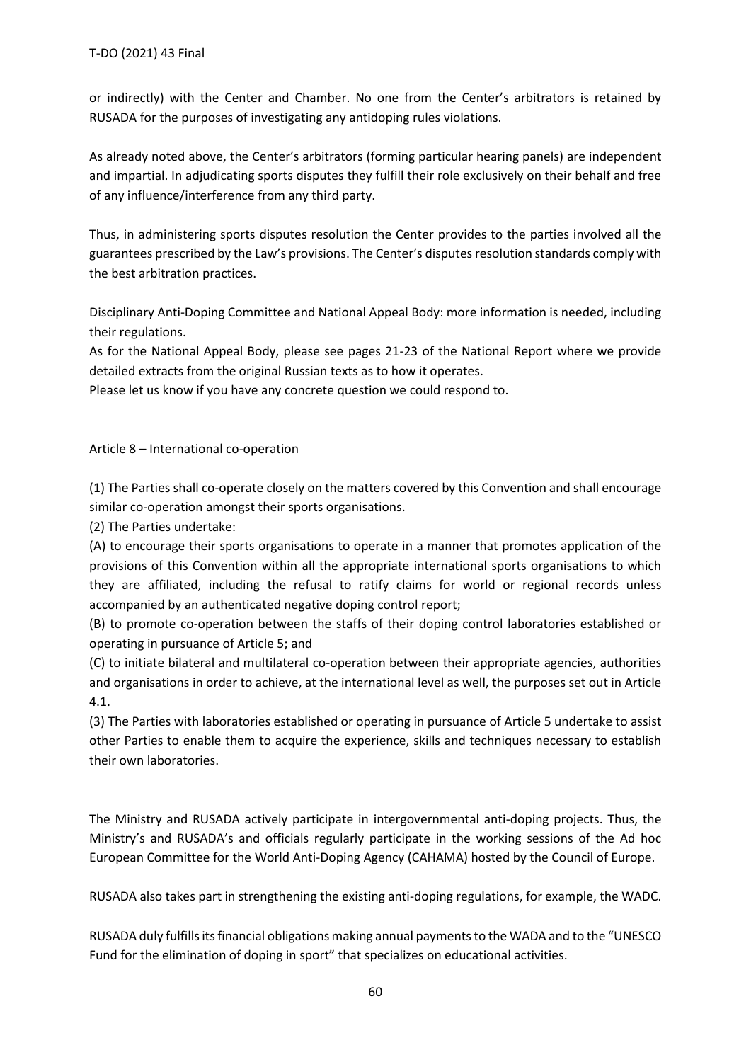or indirectly) with the Center and Chamber. No one from the Center's arbitrators is retained by RUSADA for the purposes of investigating any antidoping rules violations.

As already noted above, the Center's arbitrators (forming particular hearing panels) are independent and impartial. In adjudicating sports disputes they fulfill their role exclusively on their behalf and free of any influence/interference from any third party.

Thus, in administering sports disputes resolution the Center provides to the parties involved all the guarantees prescribed by the Law's provisions. The Center's disputes resolution standards comply with the best arbitration practices.

Disciplinary Anti-Doping Committee and National Appeal Body: more information is needed, including their regulations.
As for the National Appeal Body, please see pages 21-23 of the National Report where we provide detailed extracts from the original Russian texts as to how it operates.
Please let us know if you have any concrete question we could respond to.

Article 8 – International co-operation

(1) The Parties shall co-operate closely on the matters covered by this Convention and shall encourage similar co-operation amongst their sports organisations.

(2) The Parties undertake:

(A) to encourage their sports organisations to operate in a manner that promotes application of the provisions of this Convention within all the appropriate international sports organisations to which they are affiliated, including the refusal to ratify claims for world or regional records unless accompanied by an authenticated negative doping control report;

(B) to promote co-operation between the staffs of their doping control laboratories established or operating in pursuance of Article 5; and

(C) to initiate bilateral and multilateral co-operation between their appropriate agencies, authorities and organisations in order to achieve, at the international level as well, the purposes set out in Article 4.1.

(3) The Parties with laboratories established or operating in pursuance of Article 5 undertake to assist other Parties to enable them to acquire the experience, skills and techniques necessary to establish their own laboratories.

The Ministry and RUSADA actively participate in intergovernmental anti-doping projects. Thus, the Ministry's and RUSADA's and officials regularly participate in the working sessions of the Ad hoc European Committee for the World Anti-Doping Agency (CAHAMA) hosted by the Council of Europe.

RUSADA also takes part in strengthening the existing anti-doping regulations, for example, the WADC.

RUSADA duly fulfills its financial obligations making annual payments to the WADA and to the "UNESCO Fund for the elimination of doping in sport" that specializes on educational activities.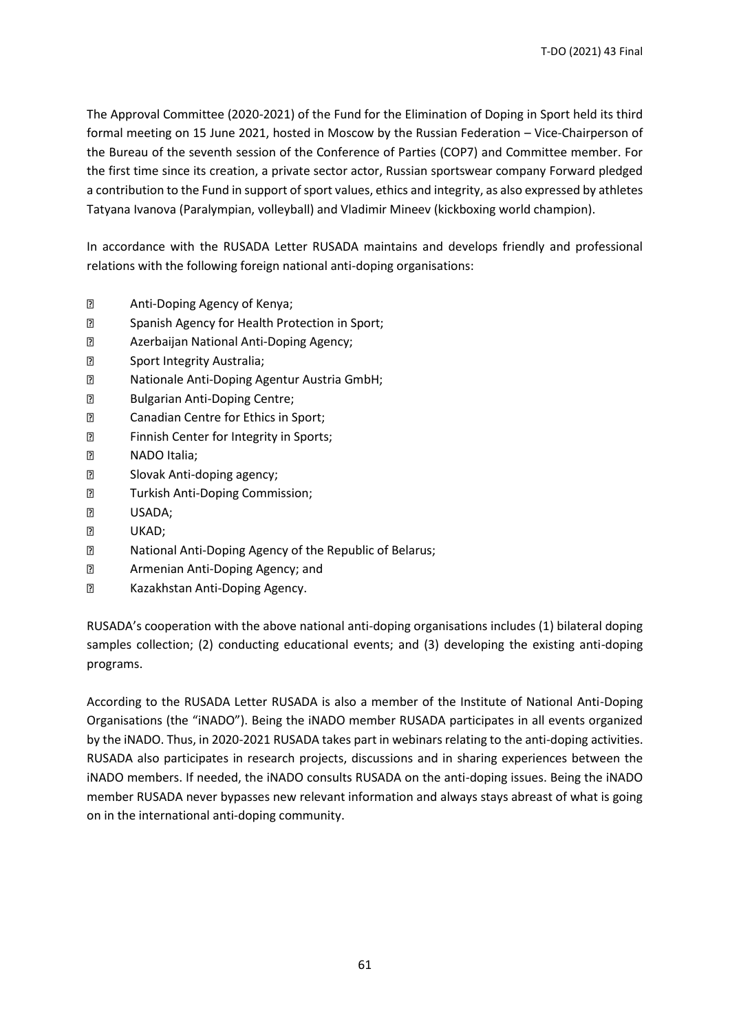The Approval Committee (2020-2021) of the Fund for the Elimination of Doping in Sport held its third formal meeting on 15 June 2021, hosted in Moscow by the Russian Federation – Vice-Chairperson of the Bureau of the seventh session of the Conference of Parties (COP7) and Committee member. For the first time since its creation, a private sector actor, Russian sportswear company Forward pledged a contribution to the Fund in support of sport values, ethics and integrity, as also expressed by athletes Tatyana Ivanova (Paralympian, volleyball) and Vladimir Mineev (kickboxing world champion).

In accordance with the RUSADA Letter RUSADA maintains and develops friendly and professional relations with the following foreign national anti-doping organisations:

- Anti-Doping Agency of Kenya;
- Spanish Agency for Health Protection in Sport;
- Azerbaijan National Anti-Doping Agency;
- Sport Integrity Australia;
- Nationale Anti-Doping Agentur Austria GmbH;
- Bulgarian Anti-Doping Centre;
- Canadian Centre for Ethics in Sport;
- Finnish Center for Integrity in Sports;
- NADO Italia;
- Slovak Anti-doping agency;
- Turkish Anti-Doping Commission;
- USADA;
- UKAD;
- National Anti-Doping Agency of the Republic of Belarus;
- Armenian Anti-Doping Agency; and
- Kazakhstan Anti-Doping Agency.

RUSADA's cooperation with the above national anti-doping organisations includes (1) bilateral doping samples collection; (2) conducting educational events; and (3) developing the existing anti-doping programs.

According to the RUSADA Letter RUSADA is also a member of the Institute of National Anti-Doping Organisations (the "iNADO"). Being the iNADO member RUSADA participates in all events organized by the iNADO. Thus, in 2020-2021 RUSADA takes part in webinars relating to the anti-doping activities. RUSADA also participates in research projects, discussions and in sharing experiences between the iNADO members. If needed, the iNADO consults RUSADA on the anti-doping issues. Being the iNADO member RUSADA never bypasses new relevant information and always stays abreast of what is going on in the international anti-doping community.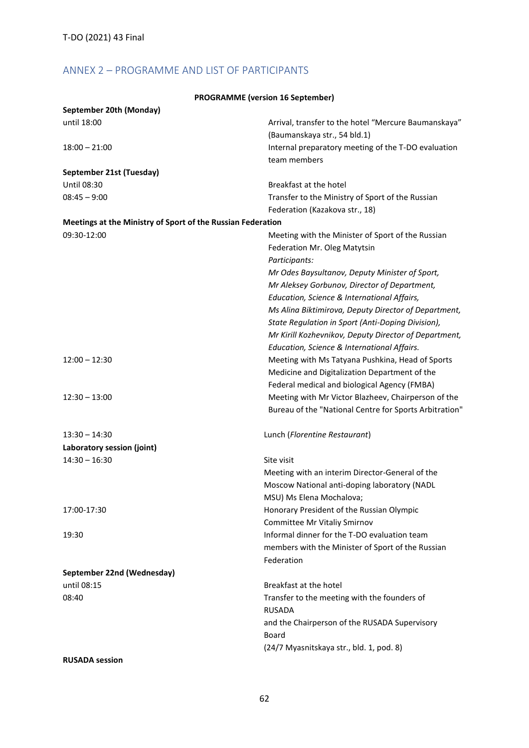## ANNEX 2 – PROGRAMME AND LIST OF PARTICIPANTS

**PROGRAMME (version 16 September)**

| | |
|---|---|
| **September 20th (Monday)** | |
| until 18:00 | Arrival, transfer to the hotel “Mercure Baumanskaya” (Baumanskaya str., 54 bld.1) |
| 18:00 – 21:00 | Internal preparatory meeting of the T-DO evaluation team members |
| **September 21st (Tuesday)** | |
| Until 08:30 | Breakfast at the hotel |
| 08:45 – 9:00 | Transfer to the Ministry of Sport of the Russian Federation (Kazakova str., 18) |
| **Meetings at the Ministry of Sport of the Russian Federation** | |
| 09:30-12:00 | Meeting with the Minister of Sport of the Russian Federation Mr. Oleg Matytsin<br>*Participants:*<br>*Mr Odes Baysultanov, Deputy Minister of Sport,*<br>*Mr Aleksey Gorbunov, Director of Department, Education, Science & International Affairs,*<br>*Ms Alina Biktimirova, Deputy Director of Department, State Regulation in Sport (Anti-Doping Division),*<br>*Mr Kirill Kozhevnikov, Deputy Director of Department, Education, Science & International Affairs.* |
| 12:00 – 12:30 | Meeting with Ms Tatyana Pushkina, Head of Sports Medicine and Digitalization Department of the Federal medical and biological Agency (FMBA) |
| 12:30 – 13:00 | Meeting with Mr Victor Blazheev, Chairperson of the Bureau of the "National Centre for Sports Arbitration" |
| 13:30 – 14:30 | Lunch (*Florentine Restaurant*) |
| **Laboratory session (joint)** | |
| 14:30 – 16:30 | Site visit<br>Meeting with an interim Director-General of the Moscow National anti-doping laboratory (NADL MSU) Ms Elena Mochalova; |
| 17:00-17:30 | Honorary President of the Russian Olympic Committee Mr Vitaliy Smirnov |
| 19:30 | Informal dinner for the T-DO evaluation team members with the Minister of Sport of the Russian Federation |
| **September 22nd (Wednesday)** | |
| until 08:15 | Breakfast at the hotel |
| 08:40 | Transfer to the meeting with the founders of RUSADA and the Chairperson of the RUSADA Supervisory Board<br>(24/7 Myasnitskaya str., bld. 1, pod. 8) |
| **RUSADA session** | |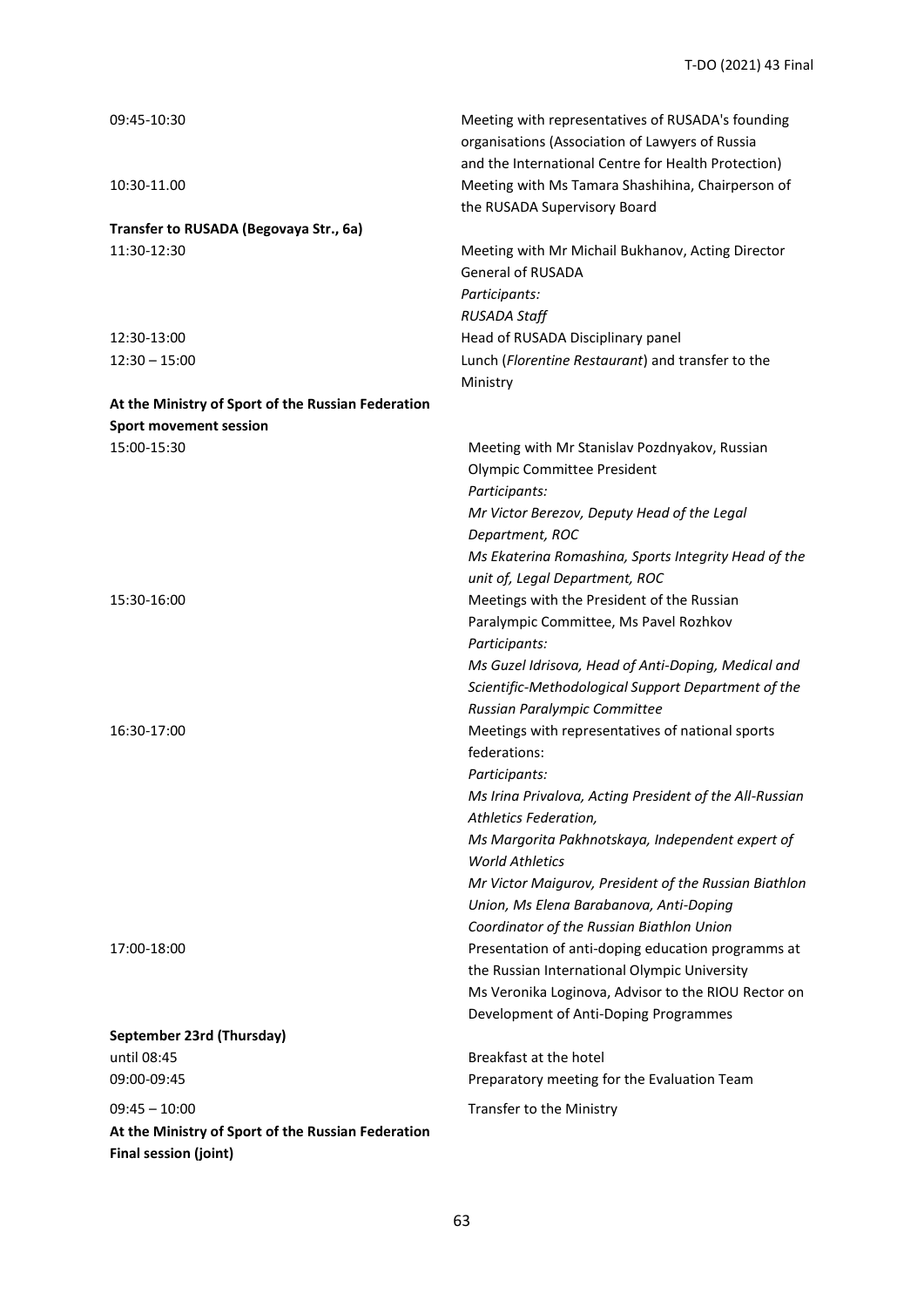09:45-10:30 | Meeting with representatives of RUSADA's founding organisations (Association of Lawyers of Russia and the International Centre for Health Protection)
10:30-11.00 | Meeting with Ms Tamara Shashihina, Chairperson of the RUSADA Supervisory Board

**Transfer to RUSADA (Begovaya Str., 6a)**

11:30-12:30 | Meeting with Mr Michail Bukhanov, Acting Director General of RUSADA
*Participants:*
*RUSADA Staff*

12:30-13:00 | Head of RUSADA Disciplinary panel
12:30 – 15:00 | Lunch (*Florentine Restaurant*) and transfer to the Ministry

**At the Ministry of Sport of the Russian Federation**
**Sport movement session**

15:00-15:30 | Meeting with Mr Stanislav Pozdnyakov, Russian Olympic Committee President
*Participants:*
*Mr Victor Berezov, Deputy Head of the Legal Department, ROC*
*Ms Ekaterina Romashina, Sports Integrity Head of the unit of, Legal Department, ROC*

15:30-16:00 | Meetings with the President of the Russian Paralympic Committee, Ms Pavel Rozhkov
*Participants:*
*Ms Guzel Idrisova, Head of Anti-Doping, Medical and Scientific-Methodological Support Department of the Russian Paralympic Committee*

16:30-17:00 | Meetings with representatives of national sports federations:
*Participants:*
*Ms Irina Privalova, Acting President of the All-Russian Athletics Federation,*
*Ms Margorita Pakhnotskaya, Independent expert of World Athletics*
*Mr Victor Maigurov, President of the Russian Biathlon Union, Ms Elena Barabanova, Anti-Doping Coordinator of the Russian Biathlon Union*

17:00-18:00 | Presentation of anti-doping education programms at the Russian International Olympic University
Ms Veronika Loginova, Advisor to the RIOU Rector on Development of Anti-Doping Programmes

**September 23rd (Thursday)**

until 08:45 | Breakfast at the hotel
09:00-09:45 | Preparatory meeting for the Evaluation Team
09:45 – 10:00 | Transfer to the Ministry

**At the Ministry of Sport of the Russian Federation**
**Final session (joint)**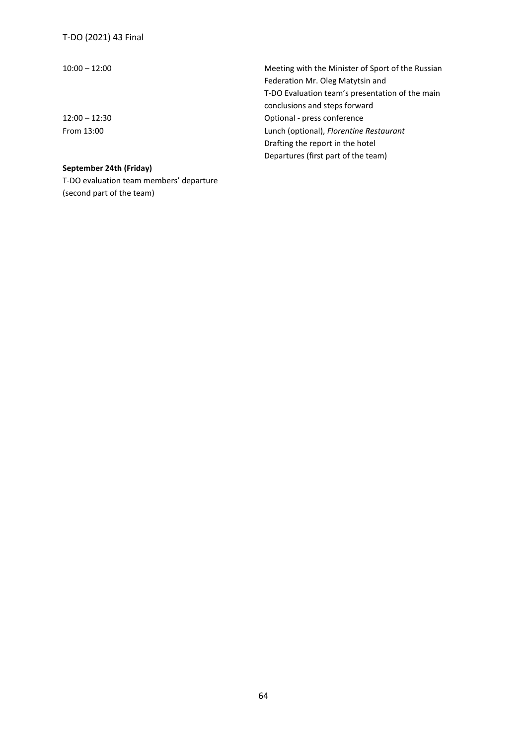| | |
|---|---|
| 10:00 – 12:00 | Meeting with the Minister of Sport of the Russian Federation Mr. Oleg Matytsin and T-DO Evaluation team's presentation of the main conclusions and steps forward |
| 12:00 – 12:30 | Optional - press conference |
| From 13:00 | Lunch (optional), *Florentine Restaurant*<br>Drafting the report in the hotel<br>Departures (first part of the team) |

**September 24th (Friday)**

T-DO evaluation team members' departure (second part of the team)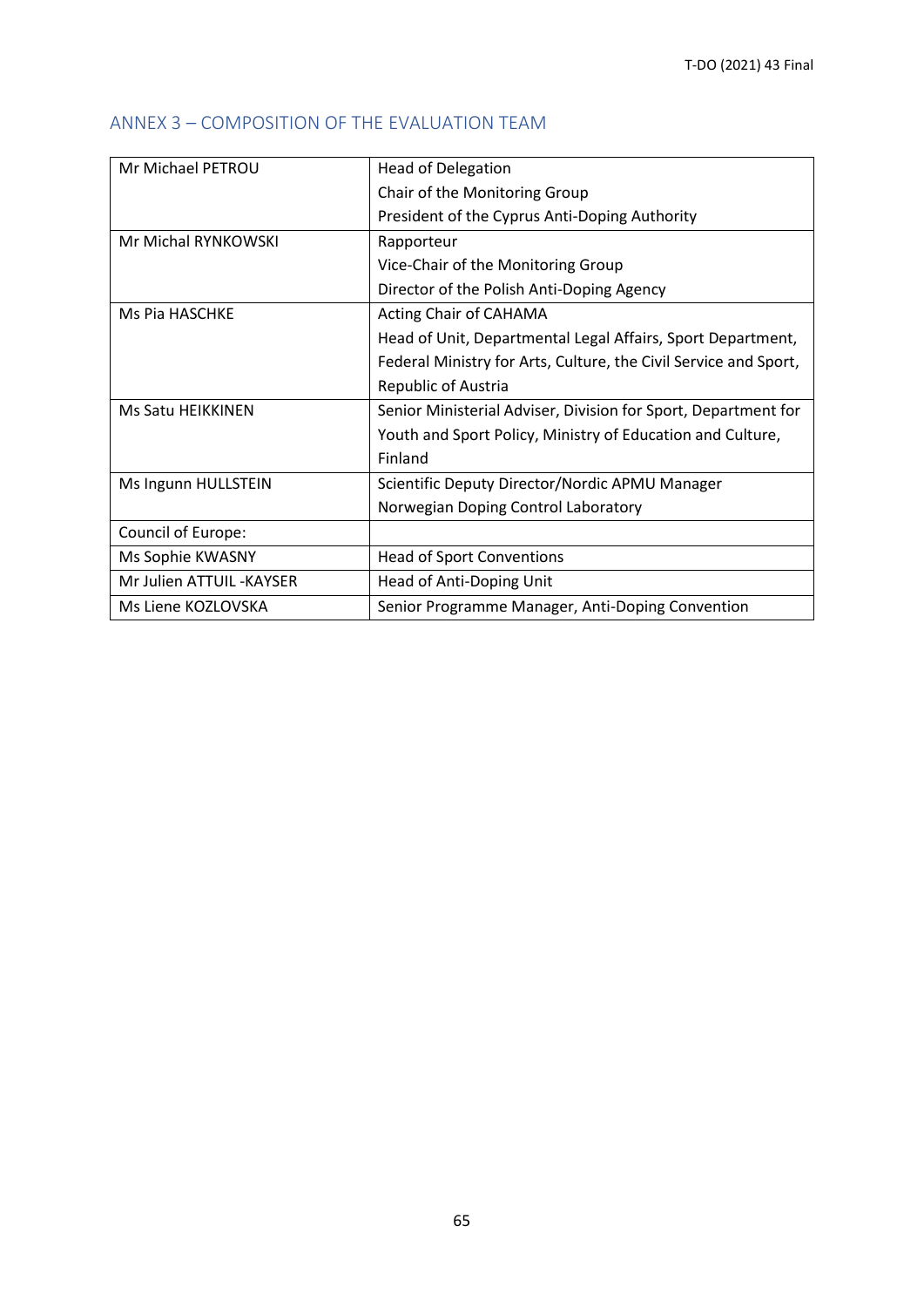## ANNEX 3 – COMPOSITION OF THE EVALUATION TEAM

| | |
|---|---|
| Mr Michael PETROU | Head of Delegation<br>Chair of the Monitoring Group<br>President of the Cyprus Anti-Doping Authority |
| Mr Michal RYNKOWSKI | Rapporteur<br>Vice-Chair of the Monitoring Group<br>Director of the Polish Anti-Doping Agency |
| Ms Pia HASCHKE | Acting Chair of CAHAMA<br>Head of Unit, Departmental Legal Affairs, Sport Department, Federal Ministry for Arts, Culture, the Civil Service and Sport, Republic of Austria |
| Ms Satu HEIKKINEN | Senior Ministerial Adviser, Division for Sport, Department for Youth and Sport Policy, Ministry of Education and Culture, Finland |
| Ms Ingunn HULLSTEIN | Scientific Deputy Director/Nordic APMU Manager<br>Norwegian Doping Control Laboratory |
| Council of Europe: | |
| Ms Sophie KWASNY | Head of Sport Conventions |
| Mr Julien ATTUIL -KAYSER | Head of Anti-Doping Unit |
| Ms Liene KOZLOVSKA | Senior Programme Manager, Anti-Doping Convention |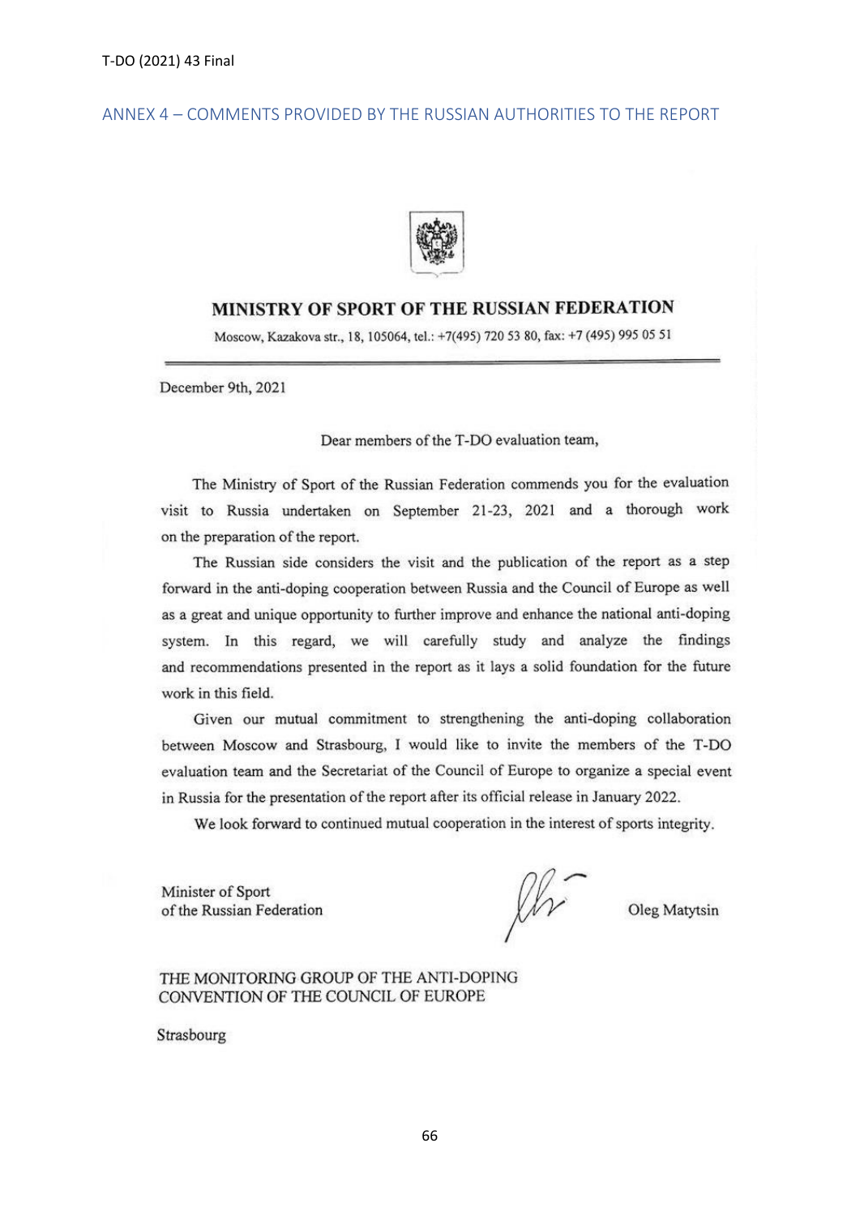## ANNEX 4 – COMMENTS PROVIDED BY THE RUSSIAN AUTHORITIES TO THE REPORT

**MINISTRY OF SPORT OF THE RUSSIAN FEDERATION**

Moscow, Kazakova str., 18, 105064, tel.: +7(495) 720 53 80, fax: +7 (495) 995 05 51

December 9th, 2021

Dear members of the T-DO evaluation team,

The Ministry of Sport of the Russian Federation commends you for the evaluation visit to Russia undertaken on September 21-23, 2021 and a thorough work on the preparation of the report.

The Russian side considers the visit and the publication of the report as a step forward in the anti-doping cooperation between Russia and the Council of Europe as well as a great and unique opportunity to further improve and enhance the national anti-doping system. In this regard, we will carefully study and analyze the findings and recommendations presented in the report as it lays a solid foundation for the future work in this field.

Given our mutual commitment to strengthening the anti-doping collaboration between Moscow and Strasbourg, I would like to invite the members of the T-DO evaluation team and the Secretariat of the Council of Europe to organize a special event in Russia for the presentation of the report after its official release in January 2022.

We look forward to continued mutual cooperation in the interest of sports integrity.

Minister of Sport
of the Russian Federation

Oleg Matytsin

THE MONITORING GROUP OF THE ANTI-DOPING CONVENTION OF THE COUNCIL OF EUROPE

Strasbourg